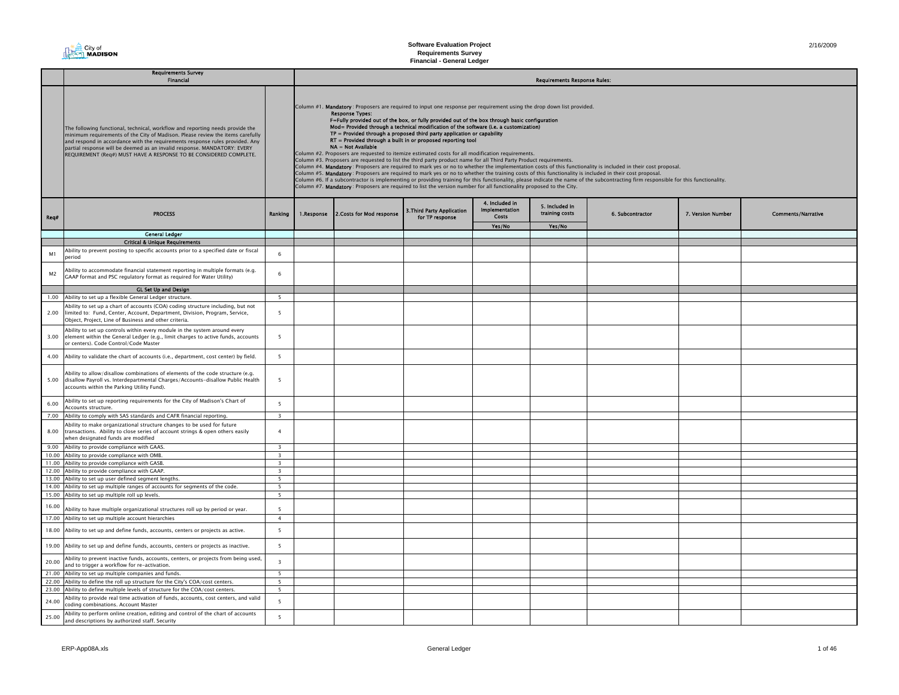# Software Evaluation Project
## Requirements Survey
## Financial - General Ledger

| | Requirements Survey Financial | | Requirements Response Rules: | | | | | | | |
|---|---|---|---|---|---|---|---|---|---|---|
| | The following functional, technical, workflow and reporting needs provide the minimum requirements of the City of Madison. Please review the items carefully and respond in accordance with the requirements response rules provided. Any partial response will be deemed as an invalid response. MANDATORY: EVERY REQUIREMENT (Req#) MUST HAVE A RESPONSE TO BE CONSIDERED COMPLETE. | | Column #1. **Mandatory**: Proposers are required to input one response per requirement using the drop down list provided. Response Types: F=Fully provided out of the box, or fully provided out of the box through basic configuration; Mod= Provided through a technical modification of the software (i.e. a customization); TP = Provided through a proposed third party application or capability; RT = Provided through a built in or proposed reporting tool; NA = Not Available. Column #2. Proposers are requested to itemize estimated costs for all modification requirements. Column #3. Proposers are requested to list the third party product name for all Third Party Product requirements. Column #4. **Mandatory**: Proposers are required to mark yes or no to whether the implementation costs of this functionality is included in their cost proposal. Column #5. **Mandatory**: Proposers are required to mark yes or no to whether the training costs of this functionality is included in their cost proposal. Column #6. If a subcontractor is implementing or providing training for this functionality, please indicate the name of the subcontracting firm responsible for this functionality. Column #7. **Mandatory**: Proposers are required to list the version number for all functionality proposed to the City. | | | | | | | |
| Req# | PROCESS | Ranking | 1.Response | 2.Costs for Mod response | 3.Third Party Application for TP response | 4. Included in Implementation Costs Yes/No | 5. Included in training costs Yes/No | 6. Subcontractor | 7. Version Number | Comments/Narrative |
| | **General Ledger** | | | | | | | | | |
| | **Critical & Unique Requirements** | | | | | | | | | |
| M1 | Ability to prevent posting to specific accounts prior to a specified date or fiscal period | 6 | | | | | | | | |
| M2 | Ability to accommodate financial statement reporting in multiple formats (e.g. GAAP format and PSC regulatory format as required for Water Utility) | 6 | | | | | | | | |
| | **GL Set Up and Design** | | | | | | | | | |
| 1.00 | Ability to set up a flexible General Ledger structure. | 5 | | | | | | | | |
| 2.00 | Ability to set up a chart of accounts (COA) coding structure including, but not limited to: Fund, Center, Account, Department, Division, Program, Service, Object, Project, Line of Business and other criteria. | 5 | | | | | | | | |
| 3.00 | Ability to set up controls within every module in the system around every element within the General Ledger (e.g., limit charges to active funds, accounts or centers). Code Control/Code Master | 5 | | | | | | | | |
| 4.00 | Ability to validate the chart of accounts (i.e., department, cost center) by field. | 5 | | | | | | | | |
| 5.00 | Ability to allow/disallow combinations of elements of the code structure (e.g. disallow Payroll vs. Interdepartmental Charges/Accounts-disallow Public Health accounts within the Parking Utility Fund). | 5 | | | | | | | | |
| 6.00 | Ability to set up reporting requirements for the City of Madison's Chart of Accounts structure. | 5 | | | | | | | | |
| 7.00 | Ability to comply with SAS standards and CAFR financial reporting. | 3 | | | | | | | | |
| 8.00 | Ability to make organizational structure changes to be used for future transactions. Ability to close series of account strings & open others easily when designated funds are modified | 4 | | | | | | | | |
| 9.00 | Ability to provide compliance with GAAS. | 3 | | | | | | | | |
| 10.00 | Ability to provide compliance with OMB. | 3 | | | | | | | | |
| 11.00 | Ability to provide compliance with GASB. | 3 | | | | | | | | |
| 12.00 | Ability to provide compliance with GAAP. | 3 | | | | | | | | |
| 13.00 | Ability to set up user defined segment lengths. | 5 | | | | | | | | |
| 14.00 | Ability to set up multiple ranges of accounts for segments of the code. | 5 | | | | | | | | |
| 15.00 | Ability to set up multiple roll up levels. | 5 | | | | | | | | |
| 16.00 | Ability to have multiple organizational structures roll up by period or year. | 5 | | | | | | | | |
| 17.00 | Ability to set up multiple account hierarchies | 4 | | | | | | | | |
| 18.00 | Ability to set up and define funds, accounts, centers or projects as active. | 5 | | | | | | | | |
| 19.00 | Ability to set up and define funds, accounts, centers or projects as inactive. | 5 | | | | | | | | |
| 20.00 | Ability to prevent inactive funds, accounts, centers, or projects from being used, and to trigger a workflow for re-activation. | 3 | | | | | | | | |
| 21.00 | Ability to set up multiple companies and funds. | 5 | | | | | | | | |
| 22.00 | Ability to define the roll up structure for the City's COA/cost centers. | 5 | | | | | | | | |
| 23.00 | Ability to define multiple levels of structure for the COA/cost centers. | 5 | | | | | | | | |
| 24.00 | Ability to provide real time activation of funds, accounts, cost centers, and valid coding combinations. Account Master | 5 | | | | | | | | |
| 25.00 | Ability to perform online creation, editing and control of the chart of accounts and descriptions by authorized staff. Security | 5 | | | | | | | | |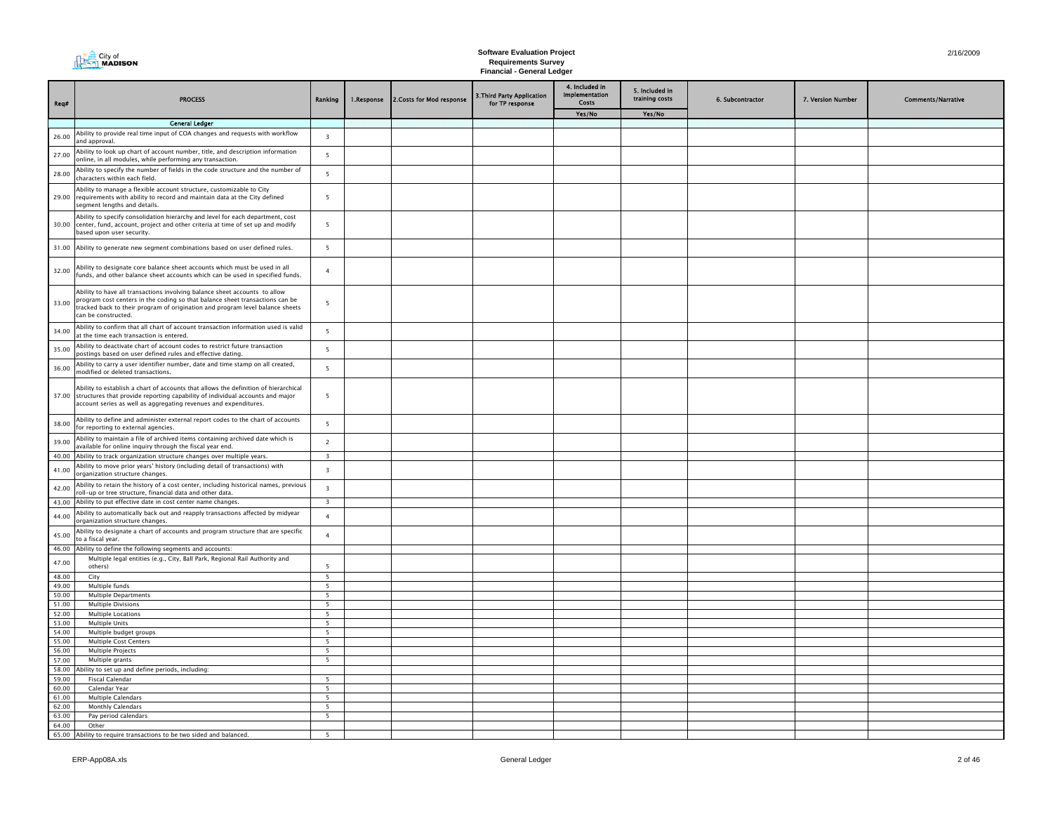City of MADISON

**Software Evaluation Project**
**Requirements Survey**
**Financial - General Ledger**

2/16/2009

| Req# | PROCESS | Ranking | 1.Response | 2.Costs for Mod response | 3.Third Party Application for TP response | 4. Included in Implementation Costs | 5. Included in training costs | 6. Subcontractor | 7. Version Number | Comments/Narrative |
|---|---|---|---|---|---|---|---|---|---|---|
| | | | | | | Yes/No | Yes/No | | | |
| | **General Ledger** | | | | | | | | | |
| 26.00 | Ability to provide real time input of COA changes and requests with workflow and approval. | 3 | | | | | | | | |
| 27.00 | Ability to look up chart of account number, title, and description information online, in all modules, while performing any transaction. | 5 | | | | | | | | |
| 28.00 | Ability to specify the number of fields in the code structure and the number of characters within each field. | 5 | | | | | | | | |
| 29.00 | Ability to manage a flexible account structure, customizable to City requirements with ability to record and maintain data at the City defined segment lengths and details. | 5 | | | | | | | | |
| 30.00 | Ability to specify consolidation hierarchy and level for each department, cost center, fund, account, project and other criteria at time of set up and modify based upon user security. | 5 | | | | | | | | |
| 31.00 | Ability to generate new segment combinations based on user defined rules. | 5 | | | | | | | | |
| 32.00 | Ability to designate core balance sheet accounts which must be used in all funds, and other balance sheet accounts which can be used in specified funds. | 4 | | | | | | | | |
| 33.00 | Ability to have all transactions involving balance sheet accounts to allow program cost centers in the coding so that balance sheet transactions can be tracked back to their program of origination and program level balance sheets can be constructed. | 5 | | | | | | | | |
| 34.00 | Ability to confirm that all chart of account transaction information used is valid at the time each transaction is entered. | 5 | | | | | | | | |
| 35.00 | Ability to deactivate chart of account codes to restrict future transaction postings based on user defined rules and effective dating. | 5 | | | | | | | | |
| 36.00 | Ability to carry a user identifier number, date and time stamp on all created, modified or deleted transactions. | 5 | | | | | | | | |
| 37.00 | Ability to establish a chart of accounts that allows the definition of hierarchical structures that provide reporting capability of individual accounts and major account series as well as aggregating revenues and expenditures. | 5 | | | | | | | | |
| 38.00 | Ability to define and administer external report codes to the chart of accounts for reporting to external agencies. | 5 | | | | | | | | |
| 39.00 | Ability to maintain a file of archived items containing archived date which is available for online inquiry through the fiscal year end. | 2 | | | | | | | | |
| 40.00 | Ability to track organization structure changes over multiple years. | 3 | | | | | | | | |
| 41.00 | Ability to move prior years' history (including detail of transactions) with organization structure changes. | 3 | | | | | | | | |
| 42.00 | Ability to retain the history of a cost center, including historical names, previous roll-up or tree structure, financial data and other data. | 3 | | | | | | | | |
| 43.00 | Ability to put effective date in cost center name changes. | 3 | | | | | | | | |
| 44.00 | Ability to automatically back out and reapply transactions affected by midyear organization structure changes. | 4 | | | | | | | | |
| 45.00 | Ability to designate a chart of accounts and program structure that are specific to a fiscal year. | 4 | | | | | | | | |
| 46.00 | Ability to define the following segments and accounts: | | | | | | | | | |
| 47.00 | Multiple legal entities (e.g., City, Ball Park, Regional Rail Authority and others) | 5 | | | | | | | | |
| 48.00 | City | 5 | | | | | | | | |
| 49.00 | Multiple funds | 5 | | | | | | | | |
| 50.00 | Multiple Departments | 5 | | | | | | | | |
| 51.00 | Multiple Divisions | 5 | | | | | | | | |
| 52.00 | Multiple Locations | 5 | | | | | | | | |
| 53.00 | Multiple Units | 5 | | | | | | | | |
| 54.00 | Multiple budget groups | 5 | | | | | | | | |
| 55.00 | Multiple Cost Centers | 5 | | | | | | | | |
| 56.00 | Multiple Projects | 5 | | | | | | | | |
| 57.00 | Multiple grants | 5 | | | | | | | | |
| 58.00 | Ability to set up and define periods, including: | | | | | | | | | |
| 59.00 | Fiscal Calendar | 5 | | | | | | | | |
| 60.00 | Calendar Year | 5 | | | | | | | | |
| 61.00 | Multiple Calendars | 5 | | | | | | | | |
| 62.00 | Monthly Calendars | 5 | | | | | | | | |
| 63.00 | Pay period calendars | 5 | | | | | | | | |
| 64.00 | Other | | | | | | | | | |
| 65.00 | Ability to require transactions to be two sided and balanced. | 5 | | | | | | | | |

ERP-App08A.xls — General Ledger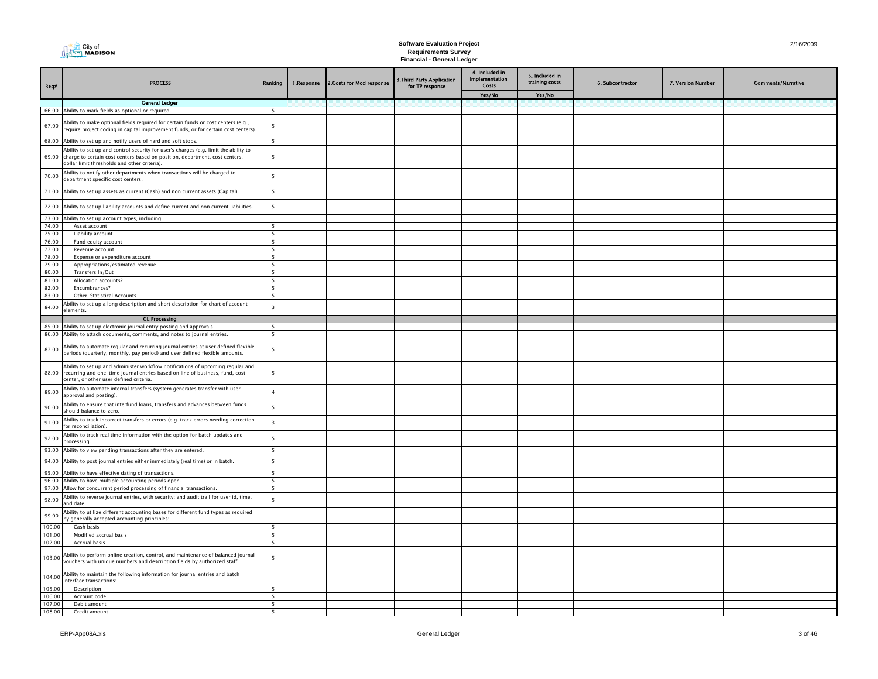**Software Evaluation Project**
**Requirements Survey**
**Financial - General Ledger**

| Req# | PROCESS | Ranking | 1.Response | 2.Costs for Mod response | 3.Third Party Application for TP response | 4. Included in Implementation Costs | 5. Included in training costs | 6. Subcontractor | 7. Version Number | Comments/Narrative |
|---|---|---|---|---|---|---|---|---|---|---|
| | | | | | | Yes/No | Yes/No | | | |
| | **General Ledger** | | | | | | | | | |
| 66.00 | Ability to mark fields as optional or required. | 5 | | | | | | | | |
| 67.00 | Ability to make optional fields required for certain funds or cost centers (e.g., require project coding in capital improvement funds, or for certain cost centers). | 5 | | | | | | | | |
| 68.00 | Ability to set up and notify users of hard and soft stops. | 5 | | | | | | | | |
| 69.00 | Ability to set up and control security for user's charges (e.g. limit the ability to charge to certain cost centers based on position, department, cost centers, dollar limit thresholds and other criteria). | 5 | | | | | | | | |
| 70.00 | Ability to notify other departments when transactions will be charged to department specific cost centers. | 5 | | | | | | | | |
| 71.00 | Ability to set up assets as current (Cash) and non current assets (Capital). | 5 | | | | | | | | |
| 72.00 | Ability to set up liability accounts and define current and non current liabilities. | 5 | | | | | | | | |
| 73.00 | Ability to set up account types, including: | | | | | | | | | |
| 74.00 | Asset account | 5 | | | | | | | | |
| 75.00 | Liability account | 5 | | | | | | | | |
| 76.00 | Fund equity account | 5 | | | | | | | | |
| 77.00 | Revenue account | 5 | | | | | | | | |
| 78.00 | Expense or expenditure account | 5 | | | | | | | | |
| 79.00 | Appropriations/estimated revenue | 5 | | | | | | | | |
| 80.00 | Transfers In/Out | 5 | | | | | | | | |
| 81.00 | Allocation accounts? | 5 | | | | | | | | |
| 82.00 | Encumbrances? | 5 | | | | | | | | |
| 83.00 | Other-Statistical Accounts | 5 | | | | | | | | |
| 84.00 | Ability to set up a long description and short description for chart of account elements. | 3 | | | | | | | | |
| | **GL Processing** | | | | | | | | | |
| 85.00 | Ability to set up electronic journal entry posting and approvals. | 5 | | | | | | | | |
| 86.00 | Ability to attach documents, comments, and notes to journal entries. | 5 | | | | | | | | |
| 87.00 | Ability to automate regular and recurring journal entries at user defined flexible periods (quarterly, monthly, pay period) and user defined flexible amounts. | 5 | | | | | | | | |
| 88.00 | Ability to set up and administer workflow notifications of upcoming regular and recurring and one-time journal entries based on line of business, fund, cost center, or other user defined criteria. | 5 | | | | | | | | |
| 89.00 | Ability to automate internal transfers (system generates transfer with user approval and posting). | 4 | | | | | | | | |
| 90.00 | Ability to ensure that interfund loans, transfers and advances between funds should balance to zero. | 5 | | | | | | | | |
| 91.00 | Ability to track incorrect transfers or errors (e.g. track errors needing correction for reconciliation). | 3 | | | | | | | | |
| 92.00 | Ability to track real time information with the option for batch updates and processing. | 5 | | | | | | | | |
| 93.00 | Ability to view pending transactions after they are entered. | 5 | | | | | | | | |
| 94.00 | Ability to post journal entries either immediately (real time) or in batch. | 5 | | | | | | | | |
| 95.00 | Ability to have effective dating of transactions. | 5 | | | | | | | | |
| 96.00 | Ability to have multiple accounting periods open. | 5 | | | | | | | | |
| 97.00 | Allow for concurrent period processing of financial transactions. | 5 | | | | | | | | |
| 98.00 | Ability to reverse journal entries, with security; and audit trail for user id, time, and date. | 5 | | | | | | | | |
| 99.00 | Ability to utilize different accounting bases for different fund types as required by generally accepted accounting principles: | | | | | | | | | |
| 100.00 | Cash basis | 5 | | | | | | | | |
| 101.00 | Modified accrual basis | 5 | | | | | | | | |
| 102.00 | Accrual basis | 5 | | | | | | | | |
| 103.00 | Ability to perform online creation, control, and maintenance of balanced journal vouchers with unique numbers and description fields by authorized staff. | 5 | | | | | | | | |
| 104.00 | Ability to maintain the following information for journal entries and batch interface transactions: | | | | | | | | | |
| 105.00 | Description | 5 | | | | | | | | |
| 106.00 | Account code | 5 | | | | | | | | |
| 107.00 | Debit amount | 5 | | | | | | | | |
| 108.00 | Credit amount | 5 | | | | | | | | |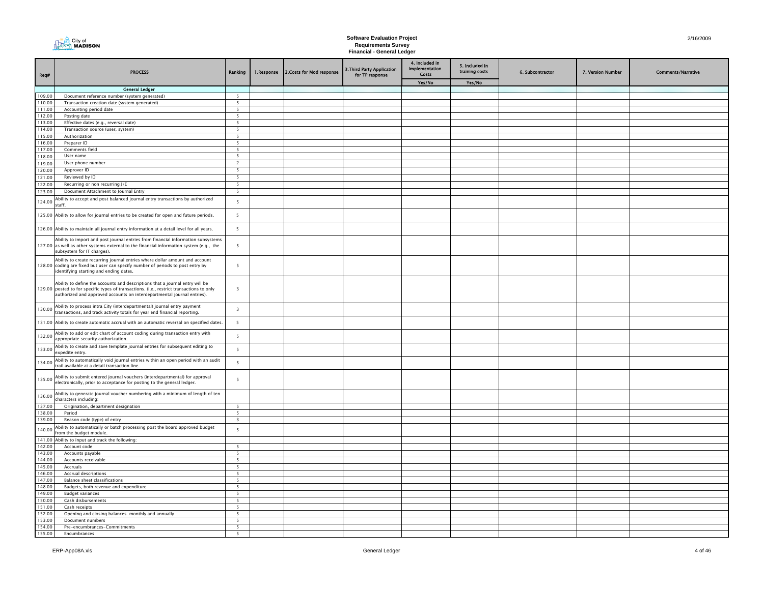# Software Evaluation Project
## Requirements Survey
### Financial - General Ledger

| Req# | PROCESS | Ranking | 1.Response | 2.Costs for Mod response | 3.Third Party Application for TP response | 4. Included in Implementation Costs | 5. Included in training costs | 6. Subcontractor | 7. Version Number | Comments/Narrative |
|---|---|---|---|---|---|---|---|---|---|---|
| | | | | | | Yes/No | Yes/No | | | |
| | **General Ledger** | | | | | | | | | |
| 109.00 | Document reference number (system generated) | 5 | | | | | | | | |
| 110.00 | Transaction creation date (system generated) | 5 | | | | | | | | |
| 111.00 | Accounting period date | 5 | | | | | | | | |
| 112.00 | Posting date | 5 | | | | | | | | |
| 113.00 | Effective dates (e.g., reversal date) | 5 | | | | | | | | |
| 114.00 | Transaction source (user, system) | 5 | | | | | | | | |
| 115.00 | Authorization | 5 | | | | | | | | |
| 116.00 | Preparer ID | 5 | | | | | | | | |
| 117.00 | Comments field | 5 | | | | | | | | |
| 118.00 | User name | 5 | | | | | | | | |
| 119.00 | User phone number | 2 | | | | | | | | |
| 120.00 | Approver ID | 5 | | | | | | | | |
| 121.00 | Reviewed by ID | 5 | | | | | | | | |
| 122.00 | Recurring or non recurring J/E | 5 | | | | | | | | |
| 123.00 | Document Attachment to Journal Entry | 5 | | | | | | | | |
| 124.00 | Ability to accept and post balanced journal entry transactions by authorized staff. | 5 | | | | | | | | |
| 125.00 | Ability to allow for journal entries to be created for open and future periods. | 5 | | | | | | | | |
| 126.00 | Ability to maintain all journal entry information at a detail level for all years. | 5 | | | | | | | | |
| 127.00 | Ability to import and post journal entries from financial information subsystems as well as other systems external to the financial information system (e.g., the subsystem for IT charges). | 5 | | | | | | | | |
| 128.00 | Ability to create recurring journal entries where dollar amount and account coding are fixed but user can specify number of periods to post entry by identifying starting and ending dates. | 5 | | | | | | | | |
| 129.00 | Ability to define the accounts and descriptions that a journal entry will be posted to for specific types of transactions. (i.e., restrict transactions to only authorized and approved accounts on interdepartmental journal entries). | 3 | | | | | | | | |
| 130.00 | Ability to process intra City (interdepartmental) journal entry payment transactions, and track activity totals for year end financial reporting. | 3 | | | | | | | | |
| 131.00 | Ability to create automatic accrual with an automatic reversal on specified dates. | 5 | | | | | | | | |
| 132.00 | Ability to add or edit chart of account coding during transaction entry with appropriate security authorization. | 5 | | | | | | | | |
| 133.00 | Ability to create and save template journal entries for subsequent editing to expedite entry. | 5 | | | | | | | | |
| 134.00 | Ability to automatically void journal entries within an open period with an audit trail available at a detail transaction line. | 5 | | | | | | | | |
| 135.00 | Ability to submit entered journal vouchers (interdepartmental) for approval electronically, prior to acceptance for posting to the general ledger. | 5 | | | | | | | | |
| 136.00 | Ability to generate journal voucher numbering with a minimum of length of ten characters including: | | | | | | | | | |
| 137.00 | Origination, department designation | 5 | | | | | | | | |
| 138.00 | Period | 5 | | | | | | | | |
| 139.00 | Reason code (type) of entry | 3 | | | | | | | | |
| 140.00 | Ability to automatically or batch processing post the board approved budget from the budget module. | 5 | | | | | | | | |
| 141.00 | Ability to input and track the following: | | | | | | | | | |
| 142.00 | Account code | 5 | | | | | | | | |
| 143.00 | Accounts payable | 5 | | | | | | | | |
| 144.00 | Accounts receivable | 5 | | | | | | | | |
| 145.00 | Accruals | 5 | | | | | | | | |
| 146.00 | Accrual descriptions | 5 | | | | | | | | |
| 147.00 | Balance sheet classifications | 5 | | | | | | | | |
| 148.00 | Budgets, both revenue and expenditure | 5 | | | | | | | | |
| 149.00 | Budget variances | 5 | | | | | | | | |
| 150.00 | Cash disbursements | 5 | | | | | | | | |
| 151.00 | Cash receipts | 5 | | | | | | | | |
| 152.00 | Opening and closing balances monthly and annually | 5 | | | | | | | | |
| 153.00 | Document numbers | 5 | | | | | | | | |
| 154.00 | Pre-encumbrances-Commitments | 5 | | | | | | | | |
| 155.00 | Encumbrances | 5 | | | | | | | | |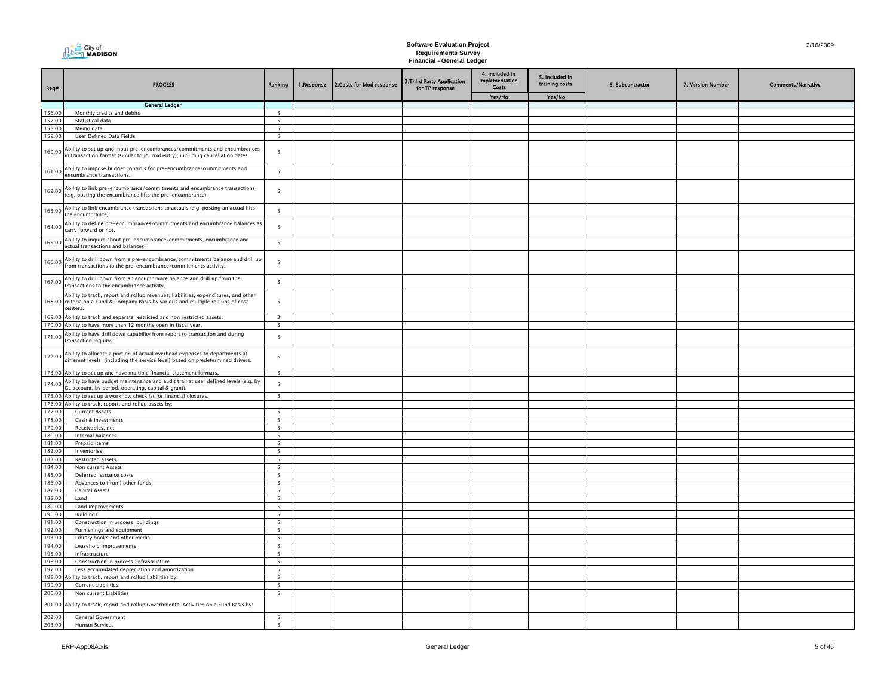# Software Evaluation Project
## Requirements Survey
### Financial - General Ledger

| Req# | PROCESS | Ranking | 1.Response | 2.Costs for Mod response | 3.Third Party Application for TP response | 4. Included in Implementation Costs | 5. Included in training costs | 6. Subcontractor | 7. Version Number | Comments/Narrative |
|---|---|---|---|---|---|---|---|---|---|---|
| | | | | | | Yes/No | Yes/No | | | |
| | **General Ledger** | | | | | | | | | |
| 156.00 | Monthly credits and debits | 5 | | | | | | | | |
| 157.00 | Statistical data | 5 | | | | | | | | |
| 158.00 | Memo data | 5 | | | | | | | | |
| 159.00 | User Defined Data Fields | 5 | | | | | | | | |
| 160.00 | Ability to set up and input pre-encumbrances/commitments and encumbrances in transaction format (similar to journal entry); including cancellation dates. | 5 | | | | | | | | |
| 161.00 | Ability to impose budget controls for pre-encumbrance/commitments and encumbrance transactions. | 5 | | | | | | | | |
| 162.00 | Ability to link pre-encumbrance/commitments and encumbrance transactions (e.g. posting the encumbrance lifts the pre-encumbrance). | 5 | | | | | | | | |
| 163.00 | Ability to link encumbrance transactions to actuals (e.g. posting an actual lifts the encumbrance). | 5 | | | | | | | | |
| 164.00 | Ability to define pre-encumbrances/commitments and encumbrance balances as carry forward or not. | 5 | | | | | | | | |
| 165.00 | Ability to inquire about pre-encumbrance/commitments, encumbrance and actual transactions and balances. | 5 | | | | | | | | |
| 166.00 | Ability to drill down from a pre-encumbrance/commitments balance and drill up from transactions to the pre-encumbrance/commitments activity. | 5 | | | | | | | | |
| 167.00 | Ability to drill down from an encumbrance balance and drill up from the transactions to the encumbrance activity. | 5 | | | | | | | | |
| 168.00 | Ability to track, report and rollup revenues, liabilities, expenditures, and other criteria on a Fund & Company Basis by various and multiple roll ups of cost centers. | 5 | | | | | | | | |
| 169.00 | Ability to track and separate restricted and non restricted assets. | 3 | | | | | | | | |
| 170.00 | Ability to have more than 12 months open in fiscal year. | 5 | | | | | | | | |
| 171.00 | Ability to have drill down capability from report to transaction and during transaction inquiry. | 5 | | | | | | | | |
| 172.00 | Ability to allocate a portion of actual overhead expenses to departments at different levels (including the service level) based on predetermined drivers. | 5 | | | | | | | | |
| 173.00 | Ability to set up and have multiple financial statement formats. | 5 | | | | | | | | |
| 174.00 | Ability to have budget maintenance and audit trail at user defined levels (e.g. by GL account, by period, operating, capital & grant). | 5 | | | | | | | | |
| 175.00 | Ability to set up a workflow checklist for financial closures. | 3 | | | | | | | | |
| 176.00 | Ability to track, report, and rollup assets by: | | | | | | | | | |
| 177.00 | Current Assets | 5 | | | | | | | | |
| 178.00 | Cash & Investments | 5 | | | | | | | | |
| 179.00 | Receivables, net | 5 | | | | | | | | |
| 180.00 | Internal balances | 5 | | | | | | | | |
| 181.00 | Prepaid items | 5 | | | | | | | | |
| 182.00 | Inventories | 5 | | | | | | | | |
| 183.00 | Restricted assets | 5 | | | | | | | | |
| 184.00 | Non current Assets | 5 | | | | | | | | |
| 185.00 | Deferred issuance costs | 5 | | | | | | | | |
| 186.00 | Advances to (from) other funds | 5 | | | | | | | | |
| 187.00 | Capital Assets | 5 | | | | | | | | |
| 188.00 | Land | 5 | | | | | | | | |
| 189.00 | Land improvements | 5 | | | | | | | | |
| 190.00 | Buildings | 5 | | | | | | | | |
| 191.00 | Construction in process buildings | 5 | | | | | | | | |
| 192.00 | Furnishings and equipment | 5 | | | | | | | | |
| 193.00 | Library books and other media | 5 | | | | | | | | |
| 194.00 | Leasehold improvements | 5 | | | | | | | | |
| 195.00 | Infrastructure | 5 | | | | | | | | |
| 196.00 | Construction in process infrastructure | 5 | | | | | | | | |
| 197.00 | Less accumulated depreciation and amortization | 5 | | | | | | | | |
| 198.00 | Ability to track, report and rollup liabilities by: | 5 | | | | | | | | |
| 199.00 | Current Liabilities | 5 | | | | | | | | |
| 200.00 | Non current Liabilities | 5 | | | | | | | | |
| 201.00 | Ability to track, report and rollup Governmental Activities on a Fund Basis by: | | | | | | | | | |
| 202.00 | General Government | 5 | | | | | | | | |
| 203.00 | Human Services | 5 | | | | | | | | |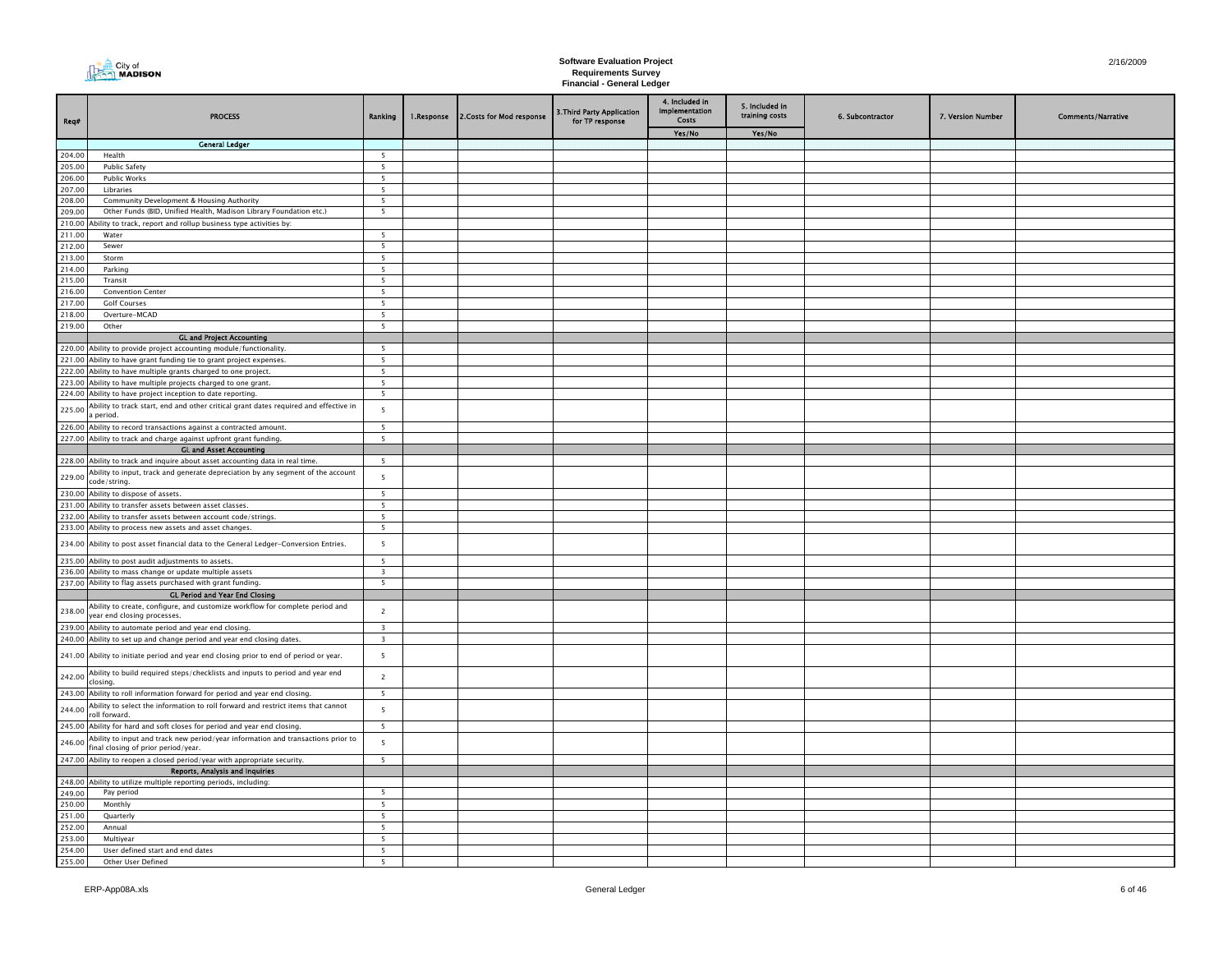**Software Evaluation Project**
**Requirements Survey**
**Financial - General Ledger**

| Req# | PROCESS | Ranking | 1.Response | 2.Costs for Mod response | 3.Third Party Application for TP response | 4. Included in Implementation Costs | 5. Included in training costs | 6. Subcontractor | 7. Version Number | Comments/Narrative |
|---|---|---|---|---|---|---|---|---|---|---|
| | | | | | | Yes/No | Yes/No | | | |
| | **General Ledger** | | | | | | | | | |
| 204.00 | Health | 5 | | | | | | | | |
| 205.00 | Public Safety | 5 | | | | | | | | |
| 206.00 | Public Works | 5 | | | | | | | | |
| 207.00 | Libraries | 5 | | | | | | | | |
| 208.00 | Community Development & Housing Authority | 5 | | | | | | | | |
| 209.00 | Other Funds (BID, Unified Health, Madison Library Foundation etc.) | 5 | | | | | | | | |
| 210.00 | Ability to track, report and rollup business type activities by: | | | | | | | | | |
| 211.00 | Water | 5 | | | | | | | | |
| 212.00 | Sewer | 5 | | | | | | | | |
| 213.00 | Storm | 5 | | | | | | | | |
| 214.00 | Parking | 5 | | | | | | | | |
| 215.00 | Transit | 5 | | | | | | | | |
| 216.00 | Convention Center | 5 | | | | | | | | |
| 217.00 | Golf Courses | 5 | | | | | | | | |
| 218.00 | Overture-MCAD | 5 | | | | | | | | |
| 219.00 | Other | 5 | | | | | | | | |
| | **GL and Project Accounting** | | | | | | | | | |
| 220.00 | Ability to provide project accounting module/functionality. | 5 | | | | | | | | |
| 221.00 | Ability to have grant funding tie to grant project expenses. | 5 | | | | | | | | |
| 222.00 | Ability to have multiple grants charged to one project. | 5 | | | | | | | | |
| 223.00 | Ability to have multiple projects charged to one grant. | 5 | | | | | | | | |
| 224.00 | Ability to have project inception to date reporting. | 5 | | | | | | | | |
| 225.00 | Ability to track start, end and other critical grant dates required and effective in a period. | 5 | | | | | | | | |
| 226.00 | Ability to record transactions against a contracted amount. | 5 | | | | | | | | |
| 227.00 | Ability to track and charge against upfront grant funding. | 5 | | | | | | | | |
| | **GL and Asset Accounting** | | | | | | | | | |
| 228.00 | Ability to track and inquire about asset accounting data in real time. | 5 | | | | | | | | |
| 229.00 | Ability to input, track and generate depreciation by any segment of the account code/string. | 5 | | | | | | | | |
| 230.00 | Ability to dispose of assets. | 5 | | | | | | | | |
| 231.00 | Ability to transfer assets between asset classes. | 5 | | | | | | | | |
| 232.00 | Ability to transfer assets between account code/strings. | 5 | | | | | | | | |
| 233.00 | Ability to process new assets and asset changes. | 5 | | | | | | | | |
| 234.00 | Ability to post asset financial data to the General Ledger-Conversion Entries. | 5 | | | | | | | | |
| 235.00 | Ability to post audit adjustments to assets. | 5 | | | | | | | | |
| 236.00 | Ability to mass change or update multiple assets | 3 | | | | | | | | |
| 237.00 | Ability to flag assets purchased with grant funding. | 5 | | | | | | | | |
| | **GL Period and Year End Closing** | | | | | | | | | |
| 238.00 | Ability to create, configure, and customize workflow for complete period and year end closing processes. | 2 | | | | | | | | |
| 239.00 | Ability to automate period and year end closing. | 3 | | | | | | | | |
| 240.00 | Ability to set up and change period and year end closing dates. | 3 | | | | | | | | |
| 241.00 | Ability to initiate period and year end closing prior to end of period or year. | 5 | | | | | | | | |
| 242.00 | Ability to build required steps/checklists and inputs to period and year end closing. | 2 | | | | | | | | |
| 243.00 | Ability to roll information forward for period and year end closing. | 5 | | | | | | | | |
| 244.00 | Ability to select the information to roll forward and restrict items that cannot roll forward. | 5 | | | | | | | | |
| 245.00 | Ability for hard and soft closes for period and year end closing. | 5 | | | | | | | | |
| 246.00 | Ability to input and track new period/year information and transactions prior to final closing of prior period/year. | 5 | | | | | | | | |
| 247.00 | Ability to reopen a closed period/year with appropriate security. | 5 | | | | | | | | |
| | **Reports, Analysis and Inquiries** | | | | | | | | | |
| 248.00 | Ability to utilize multiple reporting periods, including: | | | | | | | | | |
| 249.00 | Pay period | 5 | | | | | | | | |
| 250.00 | Monthly | 5 | | | | | | | | |
| 251.00 | Quarterly | 5 | | | | | | | | |
| 252.00 | Annual | 5 | | | | | | | | |
| 253.00 | Multiyear | 5 | | | | | | | | |
| 254.00 | User defined start and end dates | 5 | | | | | | | | |
| 255.00 | Other User Defined | 5 | | | | | | | | |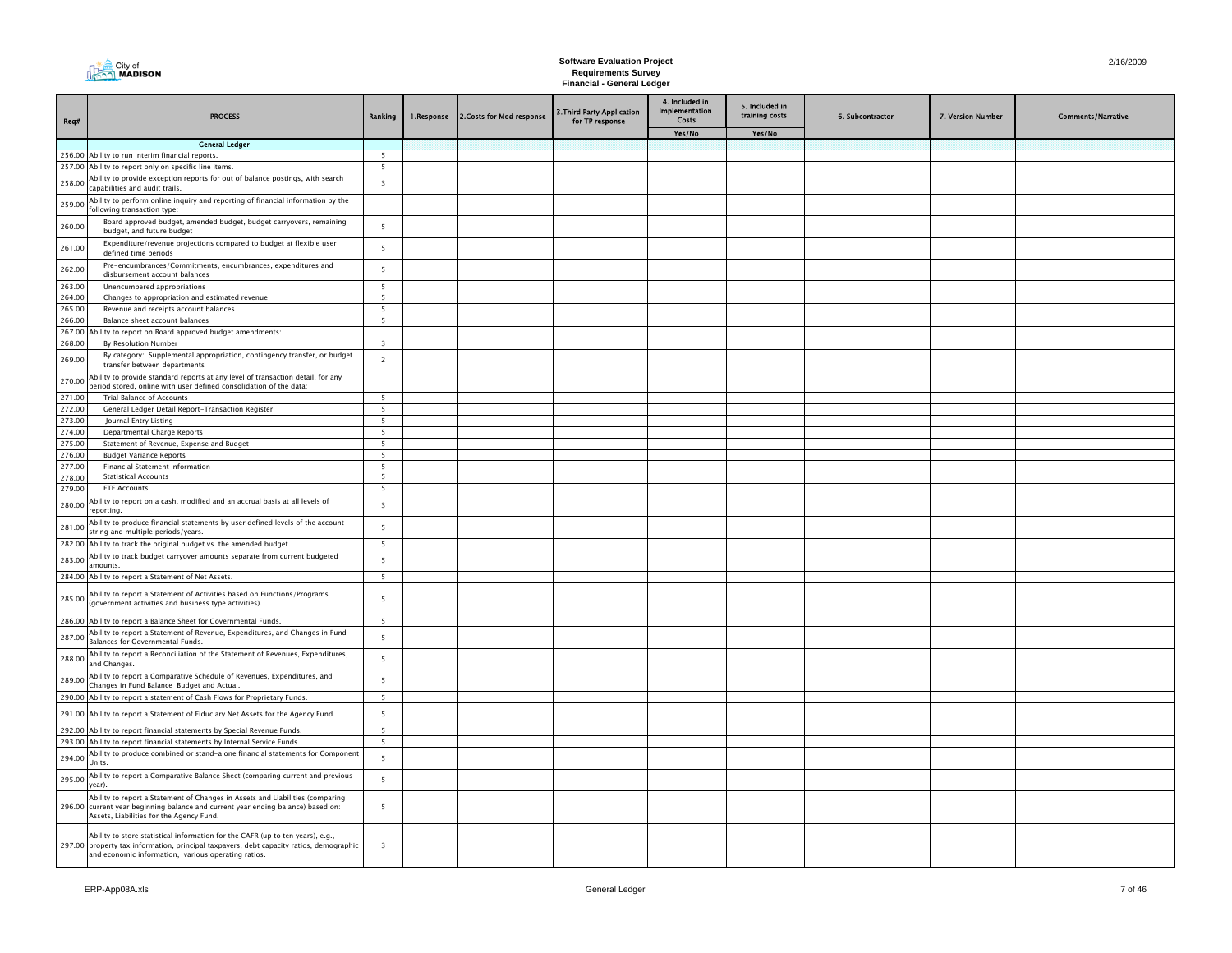# Software Evaluation Project
## Requirements Survey
### Financial - General Ledger

| Req# | PROCESS | Ranking | 1.Response | 2.Costs for Mod response | 3.Third Party Application for TP response | 4. Included in Implementation Costs | 5. Included in training costs | 6. Subcontractor | 7. Version Number | Comments/Narrative |
|---|---|---|---|---|---|---|---|---|---|---|
| | | | | | | Yes/No | Yes/No | | | |
| | **General Ledger** | | | | | | | | | |
| 256.00 | Ability to run interim financial reports. | 5 | | | | | | | | |
| 257.00 | Ability to report only on specific line items. | 5 | | | | | | | | |
| 258.00 | Ability to provide exception reports for out of balance postings, with search capabilities and audit trails. | 3 | | | | | | | | |
| 259.00 | Ability to perform online inquiry and reporting of financial information by the following transaction type: | | | | | | | | | |
| 260.00 | Board approved budget, amended budget, budget carryovers, remaining budget, and future budget | 5 | | | | | | | | |
| 261.00 | Expenditure/revenue projections compared to budget at flexible user defined time periods | 5 | | | | | | | | |
| 262.00 | Pre-encumbrances/Commitments, encumbrances, expenditures and disbursement account balances | 5 | | | | | | | | |
| 263.00 | Unencumbered appropriations | 5 | | | | | | | | |
| 264.00 | Changes to appropriation and estimated revenue | 5 | | | | | | | | |
| 265.00 | Revenue and receipts account balances | 5 | | | | | | | | |
| 266.00 | Balance sheet account balances | 5 | | | | | | | | |
| 267.00 | Ability to report on Board approved budget amendments: | | | | | | | | | |
| 268.00 | By Resolution Number | 3 | | | | | | | | |
| 269.00 | By category: Supplemental appropriation, contingency transfer, or budget transfer between departments | 2 | | | | | | | | |
| 270.00 | Ability to provide standard reports at any level of transaction detail, for any period stored, online with user defined consolidation of the data: | | | | | | | | | |
| 271.00 | Trial Balance of Accounts | 5 | | | | | | | | |
| 272.00 | General Ledger Detail Report-Transaction Register | 5 | | | | | | | | |
| 273.00 | Journal Entry Listing | 5 | | | | | | | | |
| 274.00 | Departmental Charge Reports | 5 | | | | | | | | |
| 275.00 | Statement of Revenue, Expense and Budget | 5 | | | | | | | | |
| 276.00 | Budget Variance Reports | 5 | | | | | | | | |
| 277.00 | Financial Statement Information | 5 | | | | | | | | |
| 278.00 | Statistical Accounts | 5 | | | | | | | | |
| 279.00 | FTE Accounts | 5 | | | | | | | | |
| 280.00 | Ability to report on a cash, modified and an accrual basis at all levels of reporting. | 3 | | | | | | | | |
| 281.00 | Ability to produce financial statements by user defined levels of the account string and multiple periods/years. | 5 | | | | | | | | |
| 282.00 | Ability to track the original budget vs. the amended budget. | 5 | | | | | | | | |
| 283.00 | Ability to track budget carryover amounts separate from current budgeted amounts. | 5 | | | | | | | | |
| 284.00 | Ability to report a Statement of Net Assets. | 5 | | | | | | | | |
| 285.00 | Ability to report a Statement of Activities based on Functions/Programs (government activities and business type activities). | 5 | | | | | | | | |
| 286.00 | Ability to report a Balance Sheet for Governmental Funds. | 5 | | | | | | | | |
| 287.00 | Ability to report a Statement of Revenue, Expenditures, and Changes in Fund Balances for Governmental Funds. | 5 | | | | | | | | |
| 288.00 | Ability to report a Reconciliation of the Statement of Revenues, Expenditures, and Changes. | 5 | | | | | | | | |
| 289.00 | Ability to report a Comparative Schedule of Revenues, Expenditures, and Changes in Fund Balance Budget and Actual. | 5 | | | | | | | | |
| 290.00 | Ability to report a statement of Cash Flows for Proprietary Funds. | 5 | | | | | | | | |
| 291.00 | Ability to report a Statement of Fiduciary Net Assets for the Agency Fund. | 5 | | | | | | | | |
| 292.00 | Ability to report financial statements by Special Revenue Funds. | 5 | | | | | | | | |
| 293.00 | Ability to report financial statements by Internal Service Funds. | 5 | | | | | | | | |
| 294.00 | Ability to produce combined or stand-alone financial statements for Component Units. | 5 | | | | | | | | |
| 295.00 | Ability to report a Comparative Balance Sheet (comparing current and previous year). | 5 | | | | | | | | |
| 296.00 | Ability to report a Statement of Changes in Assets and Liabilities (comparing current year beginning balance and current year ending balance) based on: Assets, Liabilities for the Agency Fund. | 5 | | | | | | | | |
| 297.00 | Ability to store statistical information for the CAFR (up to ten years), e.g., property tax information, principal taxpayers, debt capacity ratios, demographic and economic information, various operating ratios. | 3 | | | | | | | | |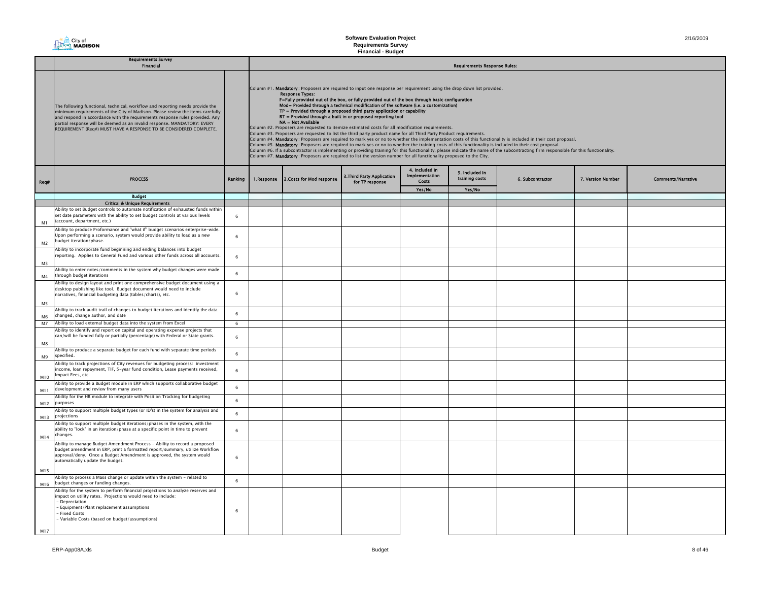City of MADISON

# Software Evaluation Project
## Requirements Survey
### Financial - Budget

2/16/2009

| | Requirements Survey<br>Financial | | Requirements Response Rules: | | | | | | | |
|---|---|---|---|---|---|---|---|---|---|---|
| | The following functional, technical, workflow and reporting needs provide the minimum requirements of the City of Madison. Please review the items carefully and respond in accordance with the requirements response rules provided. Any partial response will be deemed as an invalid response. MANDATORY: EVERY REQUIREMENT (Req#) MUST HAVE A RESPONSE TO BE CONSIDERED COMPLETE. | | Column #1. **Mandatory**: Proposers are required to input one response per requirement using the drop down list provided.<br>**Response Types:**<br>**F=Fully provided out of the box, or fully provided out of the box through basic configuration**<br>**Mod= Provided through a technical modification of the software (i.e. a customization)**<br>**TP = Provided through a proposed third party application or capability**<br>**RT = Provided through a built in or proposed reporting tool**<br>**NA = Not Available**<br>Column #2. Proposers are requested to itemize estimated costs for all modification requirements.<br>Column #3. Proposers are requested to list the third party product name for all Third Party Product requirements.<br>Column #4. **Mandatory**: Proposers are required to mark yes or no to whether the implementation costs of this functionality is included in their cost proposal.<br>Column #5. **Mandatory**: Proposers are required to mark yes or no to whether the training costs of this functionality is included in their cost proposal.<br>Column #6. If a subcontractor is implementing or providing training for this functionality, please indicate the name of the subcontracting firm responsible for this functionality.<br>Column #7. **Mandatory**: Proposers are required to list the version number for all functionality proposed to the City. | | | | | | | |
| Req# | PROCESS | Ranking | 1.Response | 2.Costs for Mod response | 3.Third Party Application for TP response | 4. Included in Implementation Costs<br>Yes/No | 5. Included in training costs<br>Yes/No | 6. Subcontractor | 7. Version Number | Comments/Narrative |
| | **Budget** | | | | | | | | | |
| | **Critical & Unique Requirements** | | | | | | | | | |
| M1 | Ability to set Budget controls to automate notification of exhausted funds within set date parameters with the ability to set budget controls at various levels (account, department, etc.) | 6 | | | | | | | | |
| M2 | Ability to produce Proformance and "what if" budget scenarios enterprise-wide. Upon performing a scenario, system would provide ability to load as a new budget iteration/phase. | 6 | | | | | | | | |
| M3 | Ability to incorporate fund beginning and ending balances into budget reporting. Applies to General Fund and various other funds across all accounts. | 6 | | | | | | | | |
| M4 | Ability to enter notes/comments in the system why budget changes were made through budget iterations | 6 | | | | | | | | |
| M5 | Ability to design layout and print one comprehensive budget document using a desktop publishing like tool. Budget document would need to include narratives, financial budgeting data (tables/charts), etc. | 6 | | | | | | | | |
| M6 | Ability to track audit trail of changes to budget iterations and identify the data changed, change author, and date | 6 | | | | | | | | |
| M7 | Ability to load external budget data into the system from Excel | 6 | | | | | | | | |
| M8 | Ability to identify and report on capital and operating expense projects that can/will be funded fully or partially (percentage) with Federal or State grants. | 6 | | | | | | | | |
| M9 | Ability to produce a separate budget for each fund with separate time periods specified. | 6 | | | | | | | | |
| M10 | Ability to track projections of City revenues for budgeting process: investment income, loan repayment, TIF, 5-year fund condition, Lease payments received, Impact Fees, etc. | 6 | | | | | | | | |
| M11 | Ability to provide a Budget module in ERP which supports collaborative budget development and review from many users | 6 | | | | | | | | |
| M12 | Ability for the HR module to integrate with Position Tracking for budgeting purposes | 6 | | | | | | | | |
| M13 | Ability to support multiple budget types (or ID's) in the system for analysis and projections | 6 | | | | | | | | |
| M14 | Ability to support multiple budget iterations/phases in the system, with the ability to "lock" in an iteration/phase at a specific point in time to prevent changes. | 6 | | | | | | | | |
| M15 | Ability to manage Budget Amendment Process - Ability to record a proposed budget amendment in ERP, print a formatted report/summary, utilize Workflow approval/deny. Once a Budget Amendment is approved, the system would automatically update the budget. | 6 | | | | | | | | |
| M16 | Ability to process a Mass change or update within the system - related to budget changes or funding changes. | 6 | | | | | | | | |
| M17 | Ability for the system to perform financial projections to analyze reserves and impact on utility rates. Projections would need to include:<br>- Depreciation<br>- Equipment/Plant replacement assumptions<br>- Fixed Costs<br>- Variable Costs (based on budget/assumptions) | 6 | | | | | | | | |

ERP-App08A.xls

Budget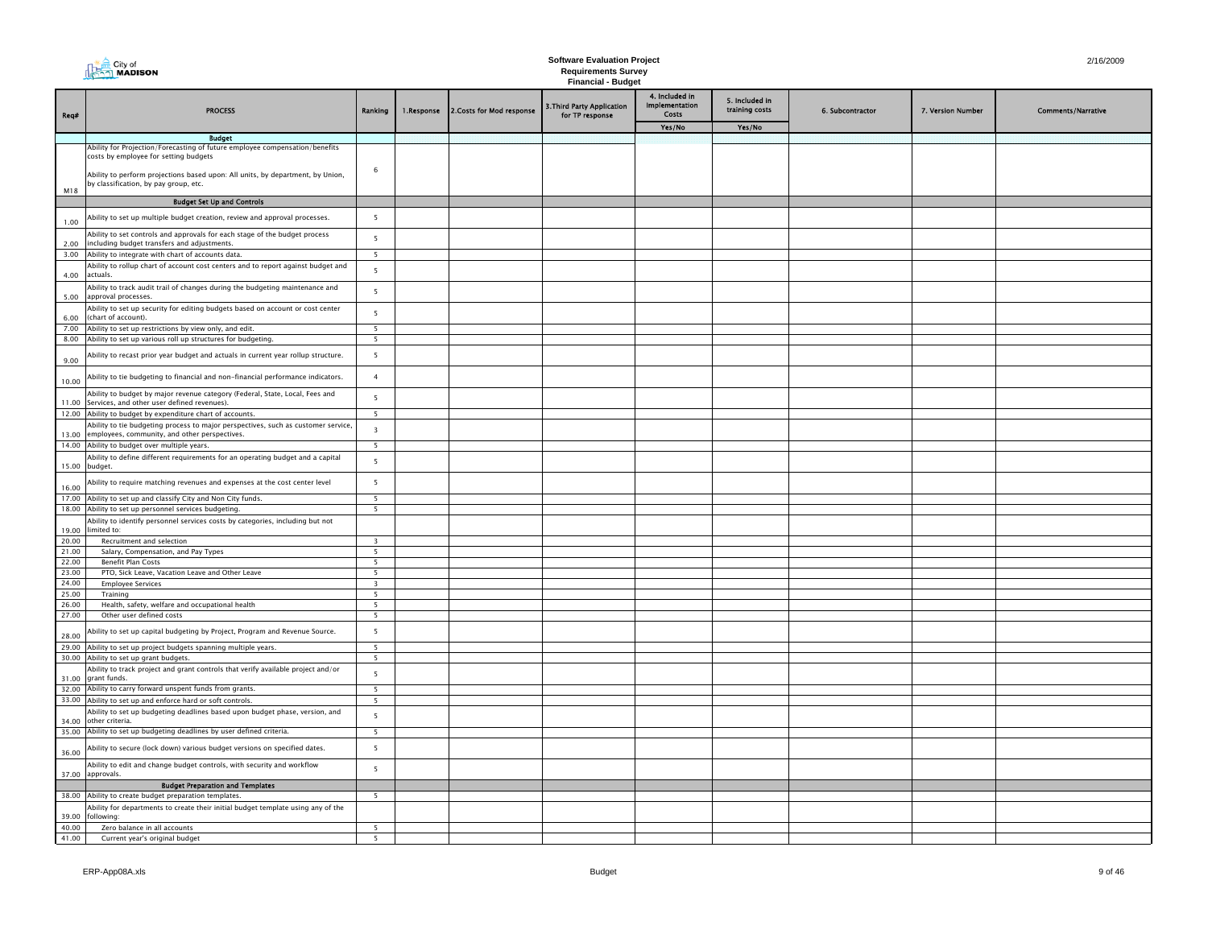# Software Evaluation Project
## Requirements Survey
### Financial - Budget

| Req# | PROCESS | Ranking | 1.Response | 2.Costs for Mod response | 3.Third Party Application for TP response | 4. Included in Implementation Costs | 5. Included in training costs | 6. Subcontractor | 7. Version Number | Comments/Narrative |
|---|---|---|---|---|---|---|---|---|---|---|
| | | | | | | Yes/No | Yes/No | | | |
| | **Budget** | | | | | | | | | |
| M18 | Ability for Projection/Forecasting of future employee compensation/benefits costs by employee for setting budgets<br><br>Ability to perform projections based upon: All units, by department, by Union, by classification, by pay group, etc. | 6 | | | | | | | | |
| | **Budget Set Up and Controls** | | | | | | | | | |
| 1.00 | Ability to set up multiple budget creation, review and approval processes. | 5 | | | | | | | | |
| 2.00 | Ability to set controls and approvals for each stage of the budget process including budget transfers and adjustments. | 5 | | | | | | | | |
| 3.00 | Ability to integrate with chart of accounts data. | 5 | | | | | | | | |
| 4.00 | Ability to rollup chart of account cost centers and to report against budget and actuals. | 5 | | | | | | | | |
| 5.00 | Ability to track audit trail of changes during the budgeting maintenance and approval processes. | 5 | | | | | | | | |
| 6.00 | Ability to set up security for editing budgets based on account or cost center (chart of account). | 5 | | | | | | | | |
| 7.00 | Ability to set up restrictions by view only, and edit. | 5 | | | | | | | | |
| 8.00 | Ability to set up various roll up structures for budgeting. | 5 | | | | | | | | |
| 9.00 | Ability to recast prior year budget and actuals in current year rollup structure. | 5 | | | | | | | | |
| 10.00 | Ability to tie budgeting to financial and non-financial performance indicators. | 4 | | | | | | | | |
| 11.00 | Ability to budget by major revenue category (Federal, State, Local, Fees and Services, and other user defined revenues). | 5 | | | | | | | | |
| 12.00 | Ability to budget by expenditure chart of accounts. | 5 | | | | | | | | |
| 13.00 | Ability to tie budgeting process to major perspectives, such as customer service, employees, community, and other perspectives. | 3 | | | | | | | | |
| 14.00 | Ability to budget over multiple years. | 5 | | | | | | | | |
| 15.00 | Ability to define different requirements for an operating budget and a capital budget. | 5 | | | | | | | | |
| 16.00 | Ability to require matching revenues and expenses at the cost center level | 5 | | | | | | | | |
| 17.00 | Ability to set up and classify City and Non City funds. | 5 | | | | | | | | |
| 18.00 | Ability to set up personnel services budgeting. | 5 | | | | | | | | |
| 19.00 | Ability to identify personnel services costs by categories, including but not limited to: | | | | | | | | | |
| 20.00 | Recruitment and selection | 3 | | | | | | | | |
| 21.00 | Salary, Compensation, and Pay Types | 5 | | | | | | | | |
| 22.00 | Benefit Plan Costs | 5 | | | | | | | | |
| 23.00 | PTO, Sick Leave, Vacation Leave and Other Leave | 5 | | | | | | | | |
| 24.00 | Employee Services | 3 | | | | | | | | |
| 25.00 | Training | 5 | | | | | | | | |
| 26.00 | Health, safety, welfare and occupational health | 5 | | | | | | | | |
| 27.00 | Other user defined costs | 5 | | | | | | | | |
| 28.00 | Ability to set up capital budgeting by Project, Program and Revenue Source. | 5 | | | | | | | | |
| 29.00 | Ability to set up project budgets spanning multiple years. | 5 | | | | | | | | |
| 30.00 | Ability to set up grant budgets. | 5 | | | | | | | | |
| 31.00 | Ability to track project and grant controls that verify available project and/or grant funds. | 5 | | | | | | | | |
| 32.00 | Ability to carry forward unspent funds from grants. | 5 | | | | | | | | |
| 33.00 | Ability to set up and enforce hard or soft controls. | 5 | | | | | | | | |
| 34.00 | Ability to set up budgeting deadlines based upon budget phase, version, and other criteria. | 5 | | | | | | | | |
| 35.00 | Ability to set up budgeting deadlines by user defined criteria. | 5 | | | | | | | | |
| 36.00 | Ability to secure (lock down) various budget versions on specified dates. | 5 | | | | | | | | |
| 37.00 | Ability to edit and change budget controls, with security and workflow approvals. | 5 | | | | | | | | |
| | **Budget Preparation and Templates** | | | | | | | | | |
| 38.00 | Ability to create budget preparation templates. | 5 | | | | | | | | |
| 39.00 | Ability for departments to create their initial budget template using any of the following: | | | | | | | | | |
| 40.00 | Zero balance in all accounts | 5 | | | | | | | | |
| 41.00 | Current year's original budget | 5 | | | | | | | | |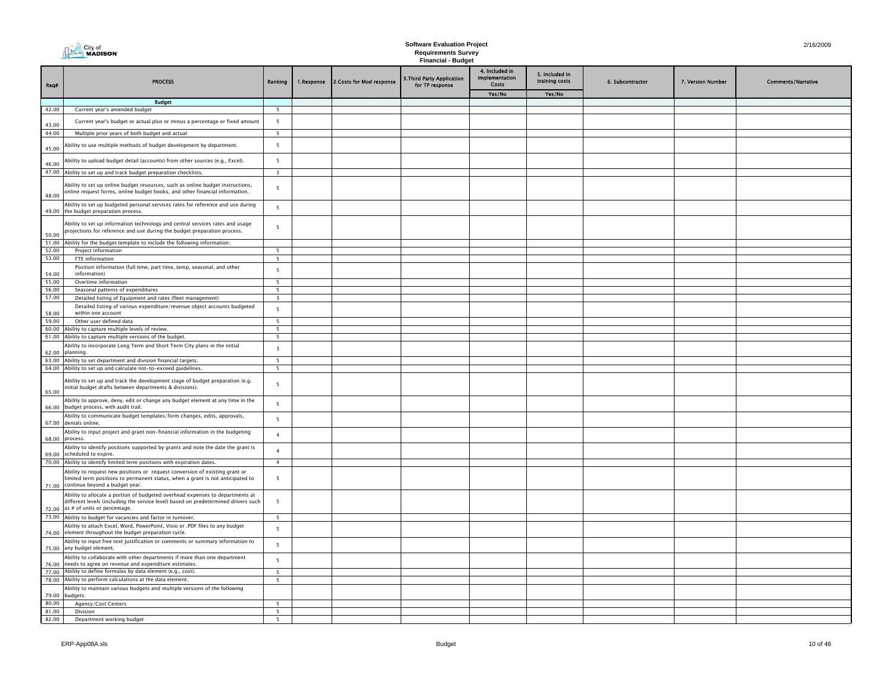City of MADISON

**Software Evaluation Project**
**Requirements Survey**
**Financial - Budget**

2/16/2009

| Req# | PROCESS | Ranking | 1.Response | 2.Costs for Mod response | 3.Third Party Application for TP response | 4. Included in Implementation Costs | 5. Included in training costs | 6. Subcontractor | 7. Version Number | Comments/Narrative |
|---|---|---|---|---|---|---|---|---|---|---|
| | | | | | | Yes/No | Yes/No | | | |
| | **Budget** | | | | | | | | | |
| 42.00 | Current year's amended budget | 5 | | | | | | | | |
| 43.00 | Current year's budget or actual plus or minus a percentage or fixed amount | 5 | | | | | | | | |
| 44.00 | Multiple prior years of both budget and actual | 5 | | | | | | | | |
| 45.00 | Ability to use multiple methods of budget development by department. | 5 | | | | | | | | |
| 46.00 | Ability to upload budget detail (accounts) from other sources (e.g., Excel). | 5 | | | | | | | | |
| 47.00 | Ability to set up and track budget preparation checklists. | 3 | | | | | | | | |
| 48.00 | Ability to set up online budget resources, such as online budget instructions, online request forms, online budget books, and other financial information. | 5 | | | | | | | | |
| 49.00 | Ability to set up budgeted personal services rates for reference and use during the budget preparation process. | 5 | | | | | | | | |
| 50.00 | Ability to set up information technology and central services rates and usage projections for reference and use during the budget preparation process. | 5 | | | | | | | | |
| 51.00 | Ability for the budget template to include the following information: | | | | | | | | | |
| 52.00 | Project information | 5 | | | | | | | | |
| 53.00 | FTE information | 5 | | | | | | | | |
| 54.00 | Position information (full time, part time, temp, seasonal, and other information) | 5 | | | | | | | | |
| 55.00 | Overtime information | 5 | | | | | | | | |
| 56.00 | Seasonal patterns of expenditures | 5 | | | | | | | | |
| 57.00 | Detailed listing of Equipment and rates (fleet management) | 3 | | | | | | | | |
| 58.00 | Detailed listing of various expenditure/revenue object accounts budgeted within one account | 5 | | | | | | | | |
| 59.00 | Other user defined data | 5 | | | | | | | | |
| 60.00 | Ability to capture multiple levels of review. | 5 | | | | | | | | |
| 61.00 | Ability to capture multiple versions of the budget. | 5 | | | | | | | | |
| 62.00 | Ability to incorporate Long Term and Short Term City plans in the initial planning. | 3 | | | | | | | | |
| 63.00 | Ability to set department and division financial targets. | 5 | | | | | | | | |
| 64.00 | Ability to set up and calculate not-to-exceed guidelines. | 5 | | | | | | | | |
| 65.00 | Ability to set up and track the development stage of budget preparation (e.g. initial budget drafts between departments & divisions). | 5 | | | | | | | | |
| 66.00 | Ability to approve, deny, edit or change any budget element at any time in the budget process, with audit trail. | 5 | | | | | | | | |
| 67.00 | Ability to communicate budget templates/form changes, edits, approvals, denials online. | 5 | | | | | | | | |
| 68.00 | Ability to input project and grant non-financial information in the budgeting process. | 4 | | | | | | | | |
| 69.00 | Ability to identify positions supported by grants and note the date the grant is scheduled to expire. | 4 | | | | | | | | |
| 70.00 | Ability to identify limited term positions with expiration dates. | 4 | | | | | | | | |
| 71.00 | Ability to request new positions or request conversion of existing grant or limited term positions to permanent status, when a grant is not anticipated to continue beyond a budget year. | 5 | | | | | | | | |
| 72.00 | Ability to allocate a portion of budgeted overhead expenses to departments at different levels (including the service level) based on predetermined drivers such as # of units or percentage. | 5 | | | | | | | | |
| 73.00 | Ability to budget for vacancies and factor in turnover. | 5 | | | | | | | | |
| 74.00 | Ability to attach Excel, Word, PowerPoint, Visio or .PDF files to any budget element throughout the budget preparation cycle. | 5 | | | | | | | | |
| 75.00 | Ability to input free text justification or comments or summary information to any budget element. | 5 | | | | | | | | |
| 76.00 | Ability to collaborate with other departments if more than one department needs to agree on revenue and expenditure estimates. | 5 | | | | | | | | |
| 77.00 | Ability to define formulas by data element (e.g., cost). | 5 | | | | | | | | |
| 78.00 | Ability to perform calculations at the data element. | 5 | | | | | | | | |
| 79.00 | Ability to maintain various budgets and multiple versions of the following budgets: | | | | | | | | | |
| 80.00 | Agency/Cost Centers | 5 | | | | | | | | |
| 81.00 | Division | 5 | | | | | | | | |
| 82.00 | Department working budget | 5 | | | | | | | | |

ERP-App08A.xls Budget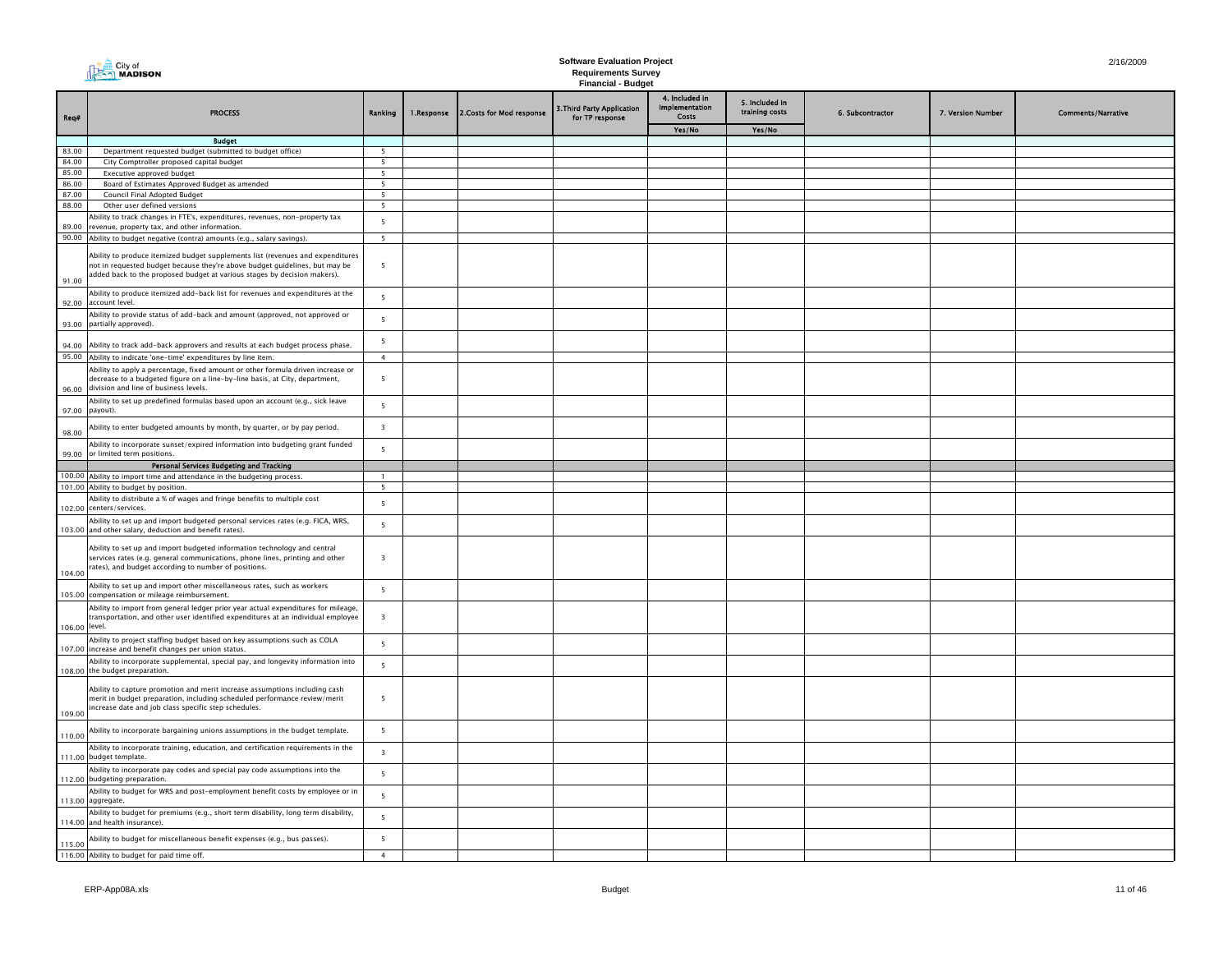City of MADISON

**Software Evaluation Project**
**Requirements Survey**
**Financial - Budget**

2/16/2009

| Req# | PROCESS | Ranking | 1.Response | 2.Costs for Mod response | 3.Third Party Application for TP response | 4. Included in Implementation Costs | 5. Included in training costs | 6. Subcontractor | 7. Version Number | Comments/Narrative |
|---|---|---|---|---|---|---|---|---|---|---|
| | | | | | | Yes/No | Yes/No | | | |
| | **Budget** | | | | | | | | | |
| 83.00 | Department requested budget (submitted to budget office) | 5 | | | | | | | | |
| 84.00 | City Comptroller proposed capital budget | 5 | | | | | | | | |
| 85.00 | Executive approved budget | 5 | | | | | | | | |
| 86.00 | Board of Estimates Approved Budget as amended | 5 | | | | | | | | |
| 87.00 | Council Final Adopted Budget | 5 | | | | | | | | |
| 88.00 | Other user defined versions | 5 | | | | | | | | |
| 89.00 | Ability to track changes in FTE's, expenditures, revenues, non-property tax revenue, property tax, and other information. | 5 | | | | | | | | |
| 90.00 | Ability to budget negative (contra) amounts (e.g., salary savings). | 5 | | | | | | | | |
| 91.00 | Ability to produce itemized budget supplements list (revenues and expenditures not in requested budget because they're above budget guidelines, but may be added back to the proposed budget at various stages by decision makers). | 5 | | | | | | | | |
| 92.00 | Ability to produce itemized add-back list for revenues and expenditures at the account level. | 5 | | | | | | | | |
| 93.00 | Ability to provide status of add-back and amount (approved, not approved or partially approved). | 5 | | | | | | | | |
| 94.00 | Ability to track add-back approvers and results at each budget process phase. | 5 | | | | | | | | |
| 95.00 | Ability to indicate 'one-time' expenditures by line item. | 4 | | | | | | | | |
| 96.00 | Ability to apply a percentage, fixed amount or other formula driven increase or decrease to a budgeted figure on a line-by-line basis, at City, department, division and line of business levels. | 5 | | | | | | | | |
| 97.00 | Ability to set up predefined formulas based upon an account (e.g., sick leave payout). | 5 | | | | | | | | |
| 98.00 | Ability to enter budgeted amounts by month, by quarter, or by pay period. | 3 | | | | | | | | |
| 99.00 | Ability to incorporate sunset/expired information into budgeting grant funded or limited term positions. | 5 | | | | | | | | |
| | **Personal Services Budgeting and Tracking** | | | | | | | | | |
| 100.00 | Ability to import time and attendance in the budgeting process. | 1 | | | | | | | | |
| 101.00 | Ability to budget by position. | 5 | | | | | | | | |
| 102.00 | Ability to distribute a % of wages and fringe benefits to multiple cost centers/services. | 5 | | | | | | | | |
| 103.00 | Ability to set up and import budgeted personal services rates (e.g. FICA, WRS, and other salary, deduction and benefit rates). | 5 | | | | | | | | |
| 104.00 | Ability to set up and import budgeted information technology and central services rates (e.g. general communications, phone lines, printing and other rates), and budget according to number of positions. | 3 | | | | | | | | |
| 105.00 | Ability to set up and import other miscellaneous rates, such as workers compensation or mileage reimbursement. | 5 | | | | | | | | |
| 106.00 | Ability to import from general ledger prior year actual expenditures for mileage, transportation, and other user identified expenditures at an individual employee level. | 3 | | | | | | | | |
| 107.00 | Ability to project staffing budget based on key assumptions such as COLA increase and benefit changes per union status. | 5 | | | | | | | | |
| 108.00 | Ability to incorporate supplemental, special pay, and longevity information into the budget preparation. | 5 | | | | | | | | |
| 109.00 | Ability to capture promotion and merit increase assumptions including cash merit in budget preparation, including scheduled performance review/merit increase date and job class specific step schedules. | 5 | | | | | | | | |
| 110.00 | Ability to incorporate bargaining unions assumptions in the budget template. | 5 | | | | | | | | |
| 111.00 | Ability to incorporate training, education, and certification requirements in the budget template. | 3 | | | | | | | | |
| 112.00 | Ability to incorporate pay codes and special pay code assumptions into the budgeting preparation. | 5 | | | | | | | | |
| 113.00 | Ability to budget for WRS and post-employment benefit costs by employee or in aggregate. | 5 | | | | | | | | |
| 114.00 | Ability to budget for premiums (e.g., short term disability, long term disability, and health insurance). | 5 | | | | | | | | |
| 115.00 | Ability to budget for miscellaneous benefit expenses (e.g., bus passes). | 5 | | | | | | | | |
| 116.00 | Ability to budget for paid time off. | 4 | | | | | | | | |

ERP-App08A.xls Budget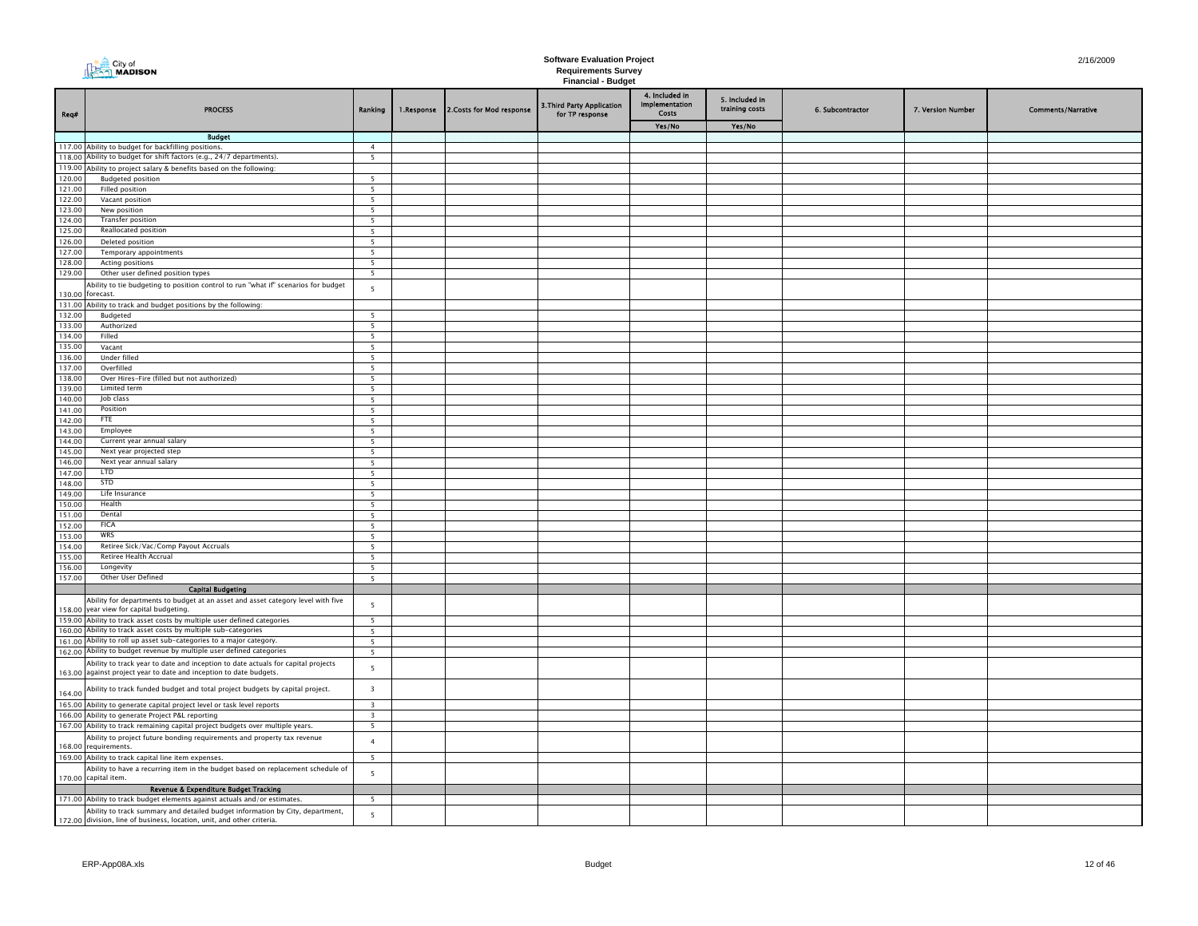City of MADISON

**Software Evaluation Project**
**Requirements Survey**
**Financial - Budget**

2/16/2009

| Req# | PROCESS | Ranking | 1.Response | 2.Costs for Mod response | 3.Third Party Application for TP response | 4. Included in Implementation Costs | 5. Included in training costs | 6. Subcontractor | 7. Version Number | Comments/Narrative |
|---|---|---|---|---|---|---|---|---|---|---|
| | | | | | | Yes/No | Yes/No | | | |
| | **Budget** | | | | | | | | | |
| 117.00 | Ability to budget for backfilling positions. | 4 | | | | | | | | |
| 118.00 | Ability to budget for shift factors (e.g., 24/7 departments). | 5 | | | | | | | | |
| 119.00 | Ability to project salary & benefits based on the following: | | | | | | | | | |
| 120.00 | Budgeted position | 5 | | | | | | | | |
| 121.00 | Filled position | 5 | | | | | | | | |
| 122.00 | Vacant position | 5 | | | | | | | | |
| 123.00 | New position | 5 | | | | | | | | |
| 124.00 | Transfer position | 5 | | | | | | | | |
| 125.00 | Reallocated position | 5 | | | | | | | | |
| 126.00 | Deleted position | 5 | | | | | | | | |
| 127.00 | Temporary appointments | 5 | | | | | | | | |
| 128.00 | Acting positions | 5 | | | | | | | | |
| 129.00 | Other user defined position types | 5 | | | | | | | | |
| 130.00 | Ability to tie budgeting to position control to run "what if" scenarios for budget forecast. | 5 | | | | | | | | |
| 131.00 | Ability to track and budget positions by the following: | | | | | | | | | |
| 132.00 | Budgeted | 5 | | | | | | | | |
| 133.00 | Authorized | 5 | | | | | | | | |
| 134.00 | Filled | 5 | | | | | | | | |
| 135.00 | Vacant | 5 | | | | | | | | |
| 136.00 | Under filled | 5 | | | | | | | | |
| 137.00 | Overfilled | 5 | | | | | | | | |
| 138.00 | Over Hires-Fire (filled but not authorized) | 5 | | | | | | | | |
| 139.00 | Limited term | 5 | | | | | | | | |
| 140.00 | Job class | 5 | | | | | | | | |
| 141.00 | Position | 5 | | | | | | | | |
| 142.00 | FTE | 5 | | | | | | | | |
| 143.00 | Employee | 5 | | | | | | | | |
| 144.00 | Current year annual salary | 5 | | | | | | | | |
| 145.00 | Next year projected step | 5 | | | | | | | | |
| 146.00 | Next year annual salary | 5 | | | | | | | | |
| 147.00 | LTD | 5 | | | | | | | | |
| 148.00 | STD | 5 | | | | | | | | |
| 149.00 | Life Insurance | 5 | | | | | | | | |
| 150.00 | Health | 5 | | | | | | | | |
| 151.00 | Dental | 5 | | | | | | | | |
| 152.00 | FICA | 5 | | | | | | | | |
| 153.00 | WRS | 5 | | | | | | | | |
| 154.00 | Retiree Sick/Vac/Comp Payout Accruals | 5 | | | | | | | | |
| 155.00 | Retiree Health Accrual | 5 | | | | | | | | |
| 156.00 | Longevity | 5 | | | | | | | | |
| 157.00 | Other User Defined | 5 | | | | | | | | |
| | **Capital Budgeting** | | | | | | | | | |
| 158.00 | Ability for departments to budget at an asset and asset category level with five year view for capital budgeting. | 5 | | | | | | | | |
| 159.00 | Ability to track asset costs by multiple user defined categories | 5 | | | | | | | | |
| 160.00 | Ability to track asset costs by multiple sub-categories | 5 | | | | | | | | |
| 161.00 | Ability to roll up asset sub-categories to a major category. | 5 | | | | | | | | |
| 162.00 | Ability to budget revenue by multiple user defined categories | 5 | | | | | | | | |
| 163.00 | Ability to track year to date and inception to date actuals for capital projects against project year to date and inception to date budgets. | 5 | | | | | | | | |
| 164.00 | Ability to track funded budget and total project budgets by capital project. | 3 | | | | | | | | |
| 165.00 | Ability to generate capital project level or task level reports | 3 | | | | | | | | |
| 166.00 | Ability to generate Project P&L reporting | 3 | | | | | | | | |
| 167.00 | Ability to track remaining capital project budgets over multiple years. | 5 | | | | | | | | |
| 168.00 | Ability to project future bonding requirements and property tax revenue requirements. | 4 | | | | | | | | |
| 169.00 | Ability to track capital line item expenses. | 5 | | | | | | | | |
| 170.00 | Ability to have a recurring item in the budget based on replacement schedule of capital item. | 5 | | | | | | | | |
| | **Revenue & Expenditure Budget Tracking** | | | | | | | | | |
| 171.00 | Ability to track budget elements against actuals and/or estimates. | 5 | | | | | | | | |
| 172.00 | Ability to track summary and detailed budget information by City, department, division, line of business, location, unit, and other criteria. | 5 | | | | | | | | |

ERP-App08A.xls Budget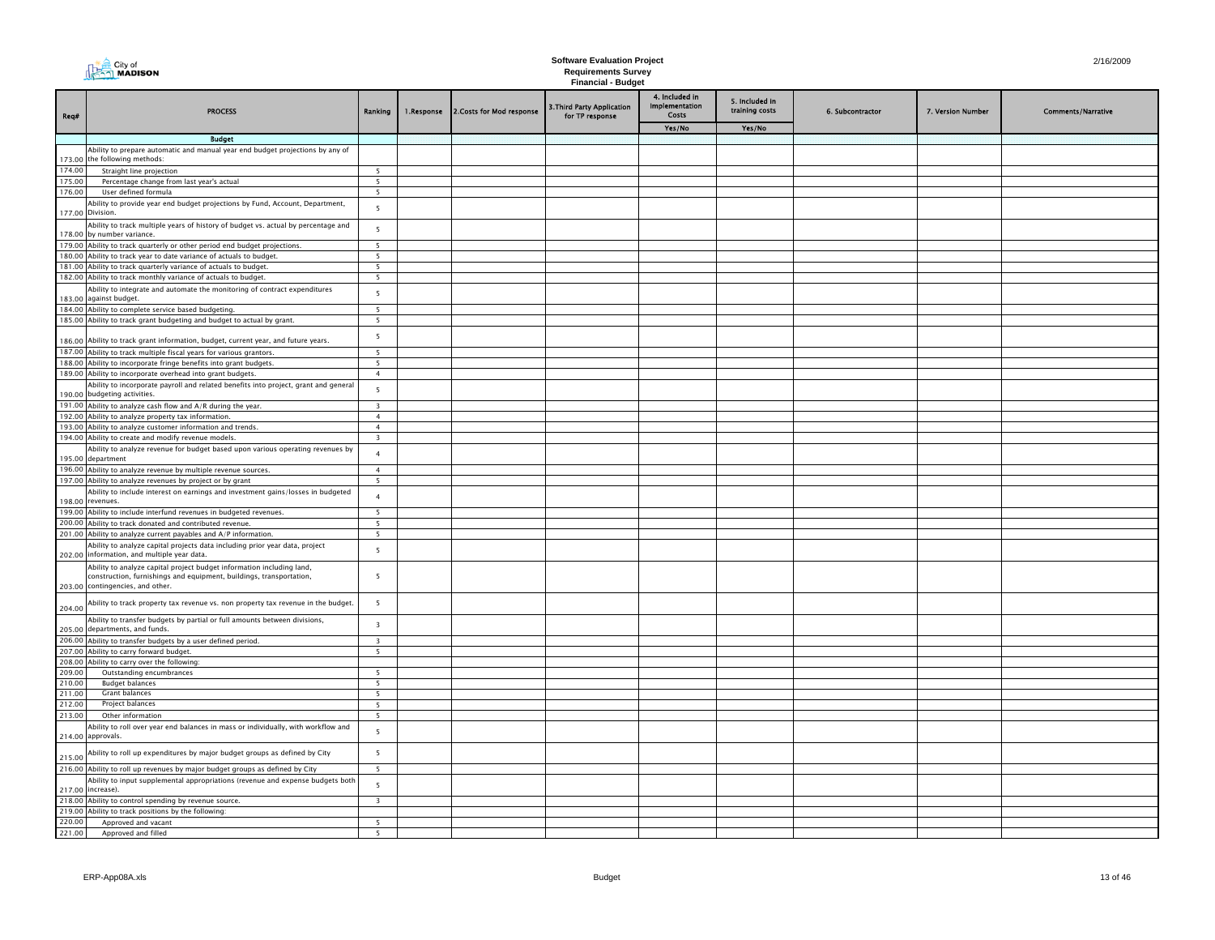City of MADISON

# Software Evaluation Project
## Requirements Survey
### Financial - Budget

2/16/2009

| Req# | PROCESS | Ranking | 1.Response | 2.Costs for Mod response | 3.Third Party Application for TP response | 4. Included in Implementation Costs | 5. Included in training costs | 6. Subcontractor | 7. Version Number | Comments/Narrative |
|---|---|---|---|---|---|---|---|---|---|---|
| | | | | | | Yes/No | Yes/No | | | |
| | **Budget** | | | | | | | | | |
| 173.00 | Ability to prepare automatic and manual year end budget projections by any of the following methods: | | | | | | | | | |
| 174.00 | Straight line projection | 5 | | | | | | | | |
| 175.00 | Percentage change from last year's actual | 5 | | | | | | | | |
| 176.00 | User defined formula | 5 | | | | | | | | |
| 177.00 | Ability to provide year end budget projections by Fund, Account, Department, Division. | 5 | | | | | | | | |
| 178.00 | Ability to track multiple years of history of budget vs. actual by percentage and by number variance. | 5 | | | | | | | | |
| 179.00 | Ability to track quarterly or other period end budget projections. | 5 | | | | | | | | |
| 180.00 | Ability to track year to date variance of actuals to budget. | 5 | | | | | | | | |
| 181.00 | Ability to track quarterly variance of actuals to budget. | 5 | | | | | | | | |
| 182.00 | Ability to track monthly variance of actuals to budget. | 5 | | | | | | | | |
| 183.00 | Ability to integrate and automate the monitoring of contract expenditures against budget. | 5 | | | | | | | | |
| 184.00 | Ability to complete service based budgeting. | 5 | | | | | | | | |
| 185.00 | Ability to track grant budgeting and budget to actual by grant. | 5 | | | | | | | | |
| 186.00 | Ability to track grant information, budget, current year, and future years. | 5 | | | | | | | | |
| 187.00 | Ability to track multiple fiscal years for various grantors. | 5 | | | | | | | | |
| 188.00 | Ability to incorporate fringe benefits into grant budgets. | 5 | | | | | | | | |
| 189.00 | Ability to incorporate overhead into grant budgets. | 4 | | | | | | | | |
| 190.00 | Ability to incorporate payroll and related benefits into project, grant and general budgeting activities. | 5 | | | | | | | | |
| 191.00 | Ability to analyze cash flow and A/R during the year. | 3 | | | | | | | | |
| 192.00 | Ability to analyze property tax information. | 4 | | | | | | | | |
| 193.00 | Ability to analyze customer information and trends. | 4 | | | | | | | | |
| 194.00 | Ability to create and modify revenue models. | 3 | | | | | | | | |
| 195.00 | Ability to analyze revenue for budget based upon various operating revenues by department | 4 | | | | | | | | |
| 196.00 | Ability to analyze revenue by multiple revenue sources. | 4 | | | | | | | | |
| 197.00 | Ability to analyze revenues by project or by grant | 5 | | | | | | | | |
| 198.00 | Ability to include interest on earnings and investment gains/losses in budgeted revenues. | 4 | | | | | | | | |
| 199.00 | Ability to include interfund revenues in budgeted revenues. | 5 | | | | | | | | |
| 200.00 | Ability to track donated and contributed revenue. | 5 | | | | | | | | |
| 201.00 | Ability to analyze current payables and A/P information. | 5 | | | | | | | | |
| 202.00 | Ability to analyze capital projects data including prior year data, project information, and multiple year data. | 5 | | | | | | | | |
| 203.00 | Ability to analyze capital project budget information including land, construction, furnishings and equipment, buildings, transportation, contingencies, and other. | 5 | | | | | | | | |
| 204.00 | Ability to track property tax revenue vs. non property tax revenue in the budget. | 5 | | | | | | | | |
| 205.00 | Ability to transfer budgets by partial or full amounts between divisions, departments, and funds. | 3 | | | | | | | | |
| 206.00 | Ability to transfer budgets by a user defined period. | 3 | | | | | | | | |
| 207.00 | Ability to carry forward budget. | 5 | | | | | | | | |
| 208.00 | Ability to carry over the following: | | | | | | | | | |
| 209.00 | Outstanding encumbrances | 5 | | | | | | | | |
| 210.00 | Budget balances | 5 | | | | | | | | |
| 211.00 | Grant balances | 5 | | | | | | | | |
| 212.00 | Project balances | 5 | | | | | | | | |
| 213.00 | Other information | 5 | | | | | | | | |
| 214.00 | Ability to roll over year end balances in mass or individually, with workflow and approvals. | 5 | | | | | | | | |
| 215.00 | Ability to roll up expenditures by major budget groups as defined by City | 5 | | | | | | | | |
| 216.00 | Ability to roll up revenues by major budget groups as defined by City | 5 | | | | | | | | |
| 217.00 | Ability to input supplemental appropriations (revenue and expense budgets both increase). | 5 | | | | | | | | |
| 218.00 | Ability to control spending by revenue source. | 3 | | | | | | | | |
| 219.00 | Ability to track positions by the following: | | | | | | | | | |
| 220.00 | Approved and vacant | 5 | | | | | | | | |
| 221.00 | Approved and filled | 5 | | | | | | | | |

ERP-App08A.xls — Budget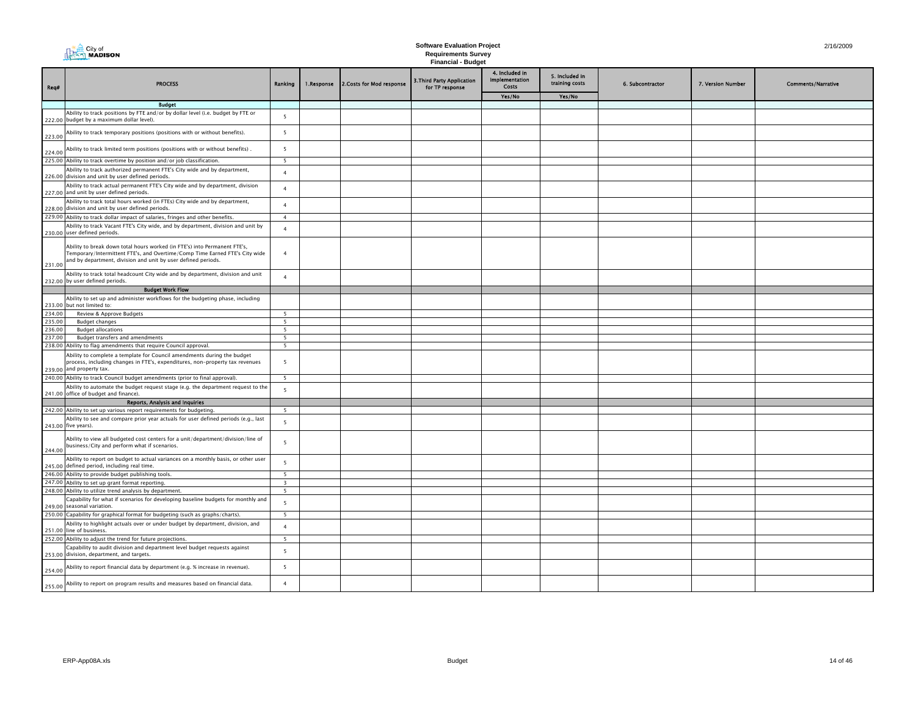# Software Evaluation Project
## Requirements Survey
### Financial - Budget

| Req# | PROCESS | Ranking | 1.Response | 2.Costs for Mod response | 3.Third Party Application for TP response | 4. Included in Implementation Costs | 5. Included in training costs | 6. Subcontractor | 7. Version Number | Comments/Narrative |
|---|---|---|---|---|---|---|---|---|---|---|
| | | | | | | Yes/No | Yes/No | | | |
| | **Budget** | | | | | | | | | |
| 222.00 | Ability to track positions by FTE and/or by dollar level (i.e. budget by FTE or budget by a maximum dollar level). | 5 | | | | | | | | |
| 223.00 | Ability to track temporary positions (positions with or without benefits). | 5 | | | | | | | | |
| 224.00 | Ability to track limited term positions (positions with or without benefits) . | 5 | | | | | | | | |
| 225.00 | Ability to track overtime by position and/or job classification. | 5 | | | | | | | | |
| 226.00 | Ability to track authorized permanent FTE's City wide and by department, division and unit by user defined periods. | 4 | | | | | | | | |
| 227.00 | Ability to track actual permanent FTE's City wide and by department, division and unit by user defined periods. | 4 | | | | | | | | |
| 228.00 | Ability to track total hours worked (in FTEs) City wide and by department, division and unit by user defined periods. | 4 | | | | | | | | |
| 229.00 | Ability to track dollar impact of salaries, fringes and other benefits. | 4 | | | | | | | | |
| 230.00 | Ability to track Vacant FTE's City wide, and by department, division and unit by user defined periods. | 4 | | | | | | | | |
| 231.00 | Ability to break down total hours worked (in FTE's) into Permanent FTE's, Temporary/Intermittent FTE's, and Overtime/Comp Time Earned FTE's City wide and by department, division and unit by user defined periods. | 4 | | | | | | | | |
| 232.00 | Ability to track total headcount City wide and by department, division and unit by user defined periods. | 4 | | | | | | | | |
| | **Budget Work Flow** | | | | | | | | | |
| 233.00 | Ability to set up and administer workflows for the budgeting phase, including but not limited to: | | | | | | | | | |
| 234.00 | Review & Approve Budgets | 5 | | | | | | | | |
| 235.00 | Budget changes | 5 | | | | | | | | |
| 236.00 | Budget allocations | 5 | | | | | | | | |
| 237.00 | Budget transfers and amendments | 5 | | | | | | | | |
| 238.00 | Ability to flag amendments that require Council approval. | 5 | | | | | | | | |
| 239.00 | Ability to complete a template for Council amendments during the budget process, including changes in FTE's, expenditures, non-property tax revenues and property tax. | 5 | | | | | | | | |
| 240.00 | Ability to track Council budget amendments (prior to final approval). | 5 | | | | | | | | |
| 241.00 | Ability to automate the budget request stage (e.g. the department request to the office of budget and finance). | 5 | | | | | | | | |
| | **Reports, Analysis and Inquiries** | | | | | | | | | |
| 242.00 | Ability to set up various report requirements for budgeting. | 5 | | | | | | | | |
| 243.00 | Ability to see and compare prior year actuals for user defined periods (e.g., last five years). | 5 | | | | | | | | |
| 244.00 | Ability to view all budgeted cost centers for a unit/department/division/line of business/City and perform what if scenarios. | 5 | | | | | | | | |
| 245.00 | Ability to report on budget to actual variances on a monthly basis, or other user defined period, including real time. | 5 | | | | | | | | |
| 246.00 | Ability to provide budget publishing tools. | 5 | | | | | | | | |
| 247.00 | Ability to set up grant format reporting. | 3 | | | | | | | | |
| 248.00 | Ability to utilize trend analysis by department. | 5 | | | | | | | | |
| 249.00 | Capability for what if scenarios for developing baseline budgets for monthly and seasonal variation. | 5 | | | | | | | | |
| 250.00 | Capability for graphical format for budgeting (such as graphs/charts). | 5 | | | | | | | | |
| 251.00 | Ability to highlight actuals over or under budget by department, division, and line of business. | 4 | | | | | | | | |
| 252.00 | Ability to adjust the trend for future projections. | 5 | | | | | | | | |
| 253.00 | Capability to audit division and department level budget requests against division, department, and targets. | 5 | | | | | | | | |
| 254.00 | Ability to report financial data by department (e.g. % increase in revenue). | 5 | | | | | | | | |
| 255.00 | Ability to report on program results and measures based on financial data. | 4 | | | | | | | | |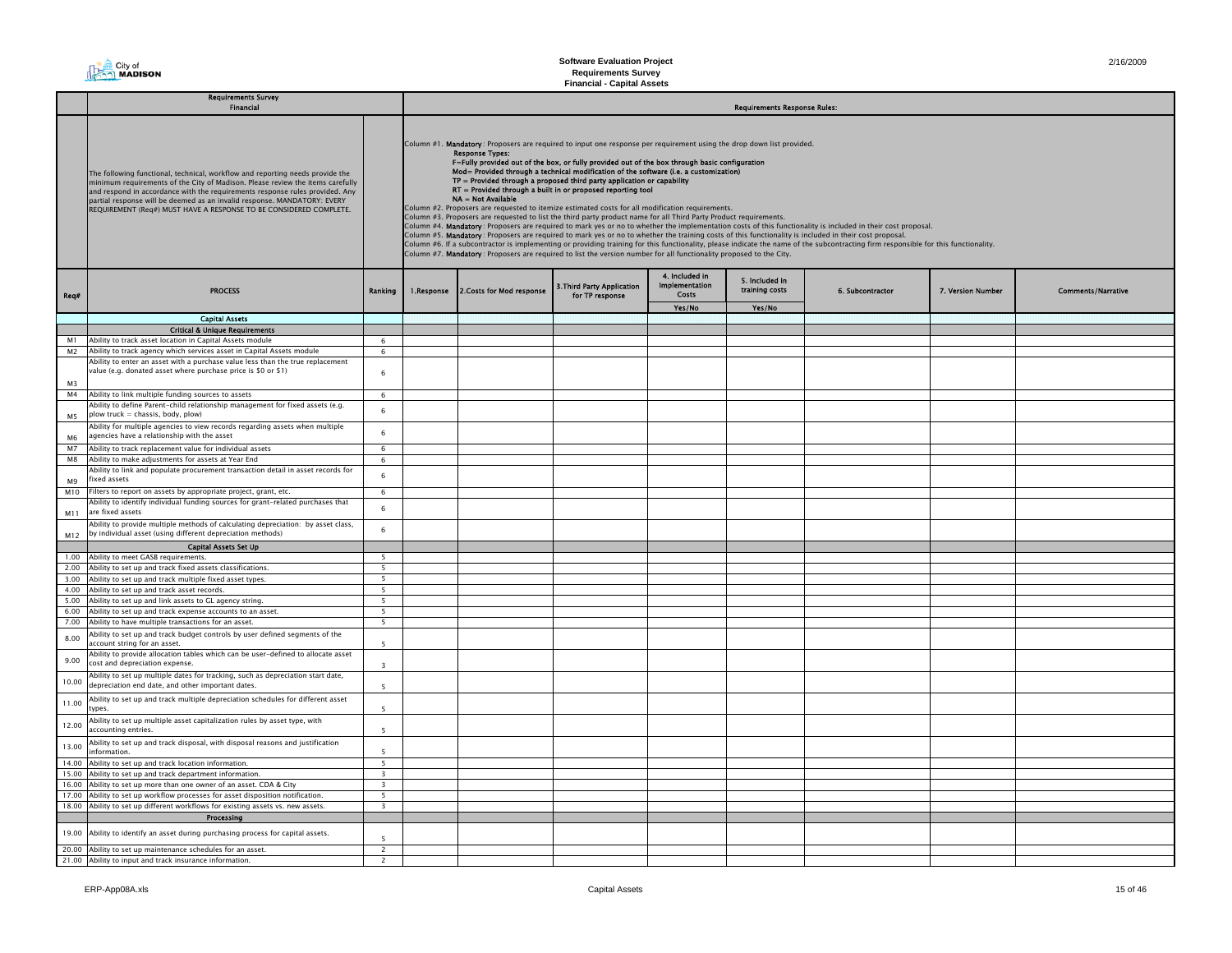**Software Evaluation Project**
**Requirements Survey**
**Financial - Capital Assets**

2/16/2009

| | Requirements Survey Financial | | Requirements Response Rules: | | | | | | | |
|---|---|---|---|---|---|---|---|---|---|---|
| | The following functional, technical, workflow and reporting needs provide the minimum requirements of the City of Madison. Please review the items carefully and respond in accordance with the requirements response rules provided. Any partial response will be deemed as an invalid response. MANDATORY: EVERY REQUIREMENT (Req#) MUST HAVE A RESPONSE TO BE CONSIDERED COMPLETE. | | Column #1. **Mandatory**: Proposers are required to input one response per requirement using the drop down list provided. **Response Types:** F=Fully provided out of the box, or fully provided out of the box through basic configuration; Mod= Provided through a technical modification of the software (i.e. a customization); TP = Provided through a proposed third party application or capability; RT = Provided through a built in or proposed reporting tool; NA = Not Available. Column #2. Proposers are requested to itemize estimated costs for all modification requirements. Column #3. Proposers are requested to list the third party product name for all Third Party Product requirements. Column #4. **Mandatory**: Proposers are required to mark yes or no to whether the implementation costs of this functionality is included in their cost proposal. Column #5. **Mandatory**: Proposers are required to mark yes or no to whether the training costs of this functionality is included in their cost proposal. Column #6. If a subcontractor is implementing or providing training for this functionality, please indicate the name of the subcontracting firm responsible for this functionality. Column #7. **Mandatory**: Proposers are required to list the version number for all functionality proposed to the City. | | | | | | | |
| Req# | PROCESS | Ranking | 1.Response | 2.Costs for Mod response | 3.Third Party Application for TP response | 4. Included in Implementation Costs Yes/No | 5. Included in training costs Yes/No | 6. Subcontractor | 7. Version Number | Comments/Narrative |
| | **Capital Assets** | | | | | | | | | |
| | **Critical & Unique Requirements** | | | | | | | | | |
| M1 | Ability to track asset location in Capital Assets module | 6 | | | | | | | | |
| M2 | Ability to track agency which services asset in Capital Assets module | 6 | | | | | | | | |
| M3 | Ability to enter an asset with a purchase value less than the true replacement value (e.g. donated asset where purchase price is $0 or $1) | 6 | | | | | | | | |
| M4 | Ability to link multiple funding sources to assets | 6 | | | | | | | | |
| M5 | Ability to define Parent-child relationship management for fixed assets (e.g. plow truck = chassis, body, plow) | 6 | | | | | | | | |
| M6 | Ability for multiple agencies to view records regarding assets when multiple agencies have a relationship with the asset | 6 | | | | | | | | |
| M7 | Ability to track replacement value for individual assets | 6 | | | | | | | | |
| M8 | Ability to make adjustments for assets at Year End | 6 | | | | | | | | |
| M9 | Ability to link and populate procurement transaction detail in asset records for fixed assets | 6 | | | | | | | | |
| M10 | Filters to report on assets by appropriate project, grant, etc. | 6 | | | | | | | | |
| M11 | Ability to identify individual funding sources for grant-related purchases that are fixed assets | 6 | | | | | | | | |
| M12 | Ability to provide multiple methods of calculating depreciation: by asset class, by individual asset (using different depreciation methods) | 6 | | | | | | | | |
| | **Capital Assets Set Up** | | | | | | | | | |
| 1.00 | Ability to meet GASB requirements. | 5 | | | | | | | | |
| 2.00 | Ability to set up and track fixed assets classifications. | 5 | | | | | | | | |
| 3.00 | Ability to set up and track multiple fixed asset types. | 5 | | | | | | | | |
| 4.00 | Ability to set up and track asset records. | 5 | | | | | | | | |
| 5.00 | Ability to set up and link assets to GL agency string. | 5 | | | | | | | | |
| 6.00 | Ability to set up and track expense accounts to an asset. | 5 | | | | | | | | |
| 7.00 | Ability to have multiple transactions for an asset. | 5 | | | | | | | | |
| 8.00 | Ability to set up and track budget controls by user defined segments of the account string for an asset. | 5 | | | | | | | | |
| 9.00 | Ability to provide allocation tables which can be user-defined to allocate asset cost and depreciation expense. | 3 | | | | | | | | |
| 10.00 | Ability to set up multiple dates for tracking, such as depreciation start date, depreciation end date, and other important dates. | 5 | | | | | | | | |
| 11.00 | Ability to set up and track multiple depreciation schedules for different asset types. | 5 | | | | | | | | |
| 12.00 | Ability to set up multiple asset capitalization rules by asset type, with accounting entries. | 5 | | | | | | | | |
| 13.00 | Ability to set up and track disposal, with disposal reasons and justification information. | 5 | | | | | | | | |
| 14.00 | Ability to set up and track location information. | 5 | | | | | | | | |
| 15.00 | Ability to set up and track department information. | 3 | | | | | | | | |
| 16.00 | Ability to set up more than one owner of an asset. CDA & City | 3 | | | | | | | | |
| 17.00 | Ability to set up workflow processes for asset disposition notification. | 5 | | | | | | | | |
| 18.00 | Ability to set up different workflows for existing assets vs. new assets. | 3 | | | | | | | | |
| | **Processing** | | | | | | | | | |
| 19.00 | Ability to identify an asset during purchasing process for capital assets. | 5 | | | | | | | | |
| 20.00 | Ability to set up maintenance schedules for an asset. | 2 | | | | | | | | |
| 21.00 | Ability to input and track insurance information. | 2 | | | | | | | | |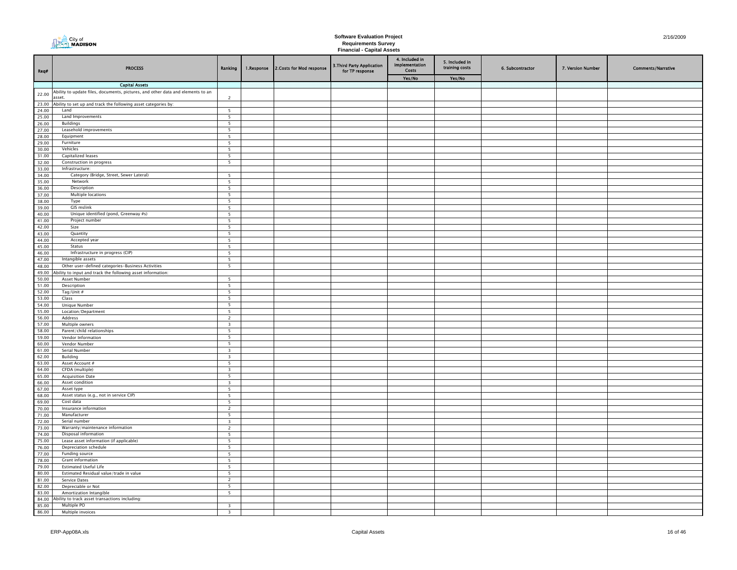City of MADISON

**Software Evaluation Project**
**Requirements Survey**
**Financial - Capital Assets**

2/16/2009

| Req# | PROCESS | Ranking | 1.Response | 2.Costs for Mod response | 3.Third Party Application for TP response | 4. Included in Implementation Costs | 5. Included in training costs | 6. Subcontractor | 7. Version Number | Comments/Narrative |
|---|---|---|---|---|---|---|---|---|---|---|
| | | | | | | Yes/No | Yes/No | | | |
| | **Capital Assets** | | | | | | | | | |
| 22.00 | Ability to update files, documents, pictures, and other data and elements to an asset. | 2 | | | | | | | | |
| 23.00 | Ability to set up and track the following asset categories by: | | | | | | | | | |
| 24.00 | Land | 5 | | | | | | | | |
| 25.00 | Land Improvements | 5 | | | | | | | | |
| 26.00 | Buildings | 5 | | | | | | | | |
| 27.00 | Leasehold improvements | 5 | | | | | | | | |
| 28.00 | Equipment | 5 | | | | | | | | |
| 29.00 | Furniture | 5 | | | | | | | | |
| 30.00 | Vehicles | 5 | | | | | | | | |
| 31.00 | Capitalized leases | 5 | | | | | | | | |
| 32.00 | Construction in progress | 5 | | | | | | | | |
| 33.00 | Infrastructure: | | | | | | | | | |
| 34.00 | Category (Bridge, Street, Sewer Lateral) | 5 | | | | | | | | |
| 35.00 | Network | 5 | | | | | | | | |
| 36.00 | Description | 5 | | | | | | | | |
| 37.00 | Multiple locations | 5 | | | | | | | | |
| 38.00 | Type | 5 | | | | | | | | |
| 39.00 | GIS mslink | 5 | | | | | | | | |
| 40.00 | Unique identified (pond, Greenway #s) | 5 | | | | | | | | |
| 41.00 | Project number | 5 | | | | | | | | |
| 42.00 | Size | 5 | | | | | | | | |
| 43.00 | Quantity | 5 | | | | | | | | |
| 44.00 | Accepted year | 5 | | | | | | | | |
| 45.00 | Status | 5 | | | | | | | | |
| 46.00 | Infrastructure in progress (CIP) | 5 | | | | | | | | |
| 47.00 | Intangible assets | 5 | | | | | | | | |
| 48.00 | Other user-defined categories-Business Activities | 5 | | | | | | | | |
| 49.00 | Ability to input and track the following asset information: | | | | | | | | | |
| 50.00 | Asset Number | 5 | | | | | | | | |
| 51.00 | Description | 5 | | | | | | | | |
| 52.00 | Tag/Unit # | 5 | | | | | | | | |
| 53.00 | Class | 5 | | | | | | | | |
| 54.00 | Unique Number | 5 | | | | | | | | |
| 55.00 | Location/Department | 5 | | | | | | | | |
| 56.00 | Address | 2 | | | | | | | | |
| 57.00 | Multiple owners | 3 | | | | | | | | |
| 58.00 | Parent/child relationships | 5 | | | | | | | | |
| 59.00 | Vendor Information | 5 | | | | | | | | |
| 60.00 | Vendor Number | 5 | | | | | | | | |
| 61.00 | Serial Number | 3 | | | | | | | | |
| 62.00 | Building | 3 | | | | | | | | |
| 63.00 | Asset Account # | 5 | | | | | | | | |
| 64.00 | CFDA (multiple) | 3 | | | | | | | | |
| 65.00 | Acquisition Date | 5 | | | | | | | | |
| 66.00 | Asset condition | 3 | | | | | | | | |
| 67.00 | Asset type | 5 | | | | | | | | |
| 68.00 | Asset status (e.g., not in service CIP) | 5 | | | | | | | | |
| 69.00 | Cost data | 5 | | | | | | | | |
| 70.00 | Insurance information | 2 | | | | | | | | |
| 71.00 | Manufacturer | 5 | | | | | | | | |
| 72.00 | Serial number | 3 | | | | | | | | |
| 73.00 | Warranty/maintenance information | 2 | | | | | | | | |
| 74.00 | Disposal information | 5 | | | | | | | | |
| 75.00 | Lease asset information (if applicable) | 5 | | | | | | | | |
| 76.00 | Depreciation schedule | 5 | | | | | | | | |
| 77.00 | Funding source | 5 | | | | | | | | |
| 78.00 | Grant information | 5 | | | | | | | | |
| 79.00 | Estimated Useful Life | 5 | | | | | | | | |
| 80.00 | Estimated Residual value/trade in value | 5 | | | | | | | | |
| 81.00 | Service Dates | 2 | | | | | | | | |
| 82.00 | Depreciable or Not | 5 | | | | | | | | |
| 83.00 | Amortization Intangible | 5 | | | | | | | | |
| 84.00 | Ability to track asset transactions including: | | | | | | | | | |
| 85.00 | Multiple PO | 3 | | | | | | | | |
| 86.00 | Multiple invoices | 3 | | | | | | | | |

ERP-App08A.xls — Capital Assets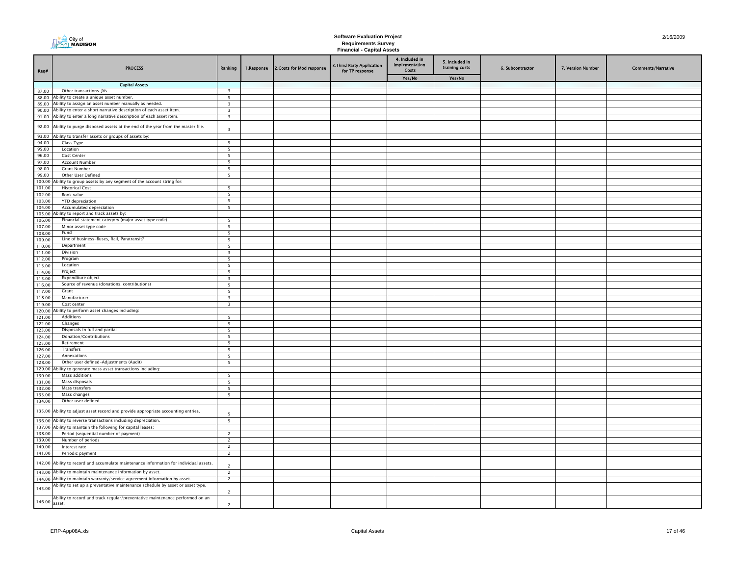# Software Evaluation Project
## Requirements Survey
### Financial - Capital Assets

| Req# | PROCESS | Ranking | 1.Response | 2.Costs for Mod response | 3.Third Party Application for TP response | 4. Included in Implementation Costs | 5. Included in training costs | 6. Subcontractor | 7. Version Number | Comments/Narrative |
|---|---|---|---|---|---|---|---|---|---|---|
| | | | | | | Yes/No | Yes/No | | | |
| | **Capital Assets** | | | | | | | | | |
| 87.00 | Other transactions-JVs | 3 | | | | | | | | |
| 88.00 | Ability to create a unique asset number. | 5 | | | | | | | | |
| 89.00 | Ability to assign an asset number manually as needed. | 3 | | | | | | | | |
| 90.00 | Ability to enter a short narrative description of each asset item. | 3 | | | | | | | | |
| 91.00 | Ability to enter a long narrative description of each asset item. | 3 | | | | | | | | |
| 92.00 | Ability to purge disposed assets at the end of the year from the master file. | 3 | | | | | | | | |
| 93.00 | Ability to transfer assets or groups of assets by: | | | | | | | | | |
| 94.00 | Class Type | 5 | | | | | | | | |
| 95.00 | Location | 5 | | | | | | | | |
| 96.00 | Cost Center | 5 | | | | | | | | |
| 97.00 | Account Number | 5 | | | | | | | | |
| 98.00 | Grant Number | 5 | | | | | | | | |
| 99.00 | Other User Defined | 5 | | | | | | | | |
| 100.00 | Ability to group assets by any segment of the account string for: | | | | | | | | | |
| 101.00 | Historical Cost | 5 | | | | | | | | |
| 102.00 | Book value | 5 | | | | | | | | |
| 103.00 | YTD depreciation | 5 | | | | | | | | |
| 104.00 | Accumulated depreciation | 5 | | | | | | | | |
| 105.00 | Ability to report and track assets by: | | | | | | | | | |
| 106.00 | Financial statement category (major asset type code) | 5 | | | | | | | | |
| 107.00 | Minor asset type code | 5 | | | | | | | | |
| 108.00 | Fund | 5 | | | | | | | | |
| 109.00 | Line of business-Buses, Rail, Paratransit? | 5 | | | | | | | | |
| 110.00 | Department | 5 | | | | | | | | |
| 111.00 | Division | 3 | | | | | | | | |
| 112.00 | Program | 5 | | | | | | | | |
| 113.00 | Location | 5 | | | | | | | | |
| 114.00 | Project | 5 | | | | | | | | |
| 115.00 | Expenditure object | 3 | | | | | | | | |
| 116.00 | Source of revenue (donations, contributions) | 5 | | | | | | | | |
| 117.00 | Grant | 5 | | | | | | | | |
| 118.00 | Manufacturer | 3 | | | | | | | | |
| 119.00 | Cost center | 3 | | | | | | | | |
| 120.00 | Ability to perform asset changes including: | | | | | | | | | |
| 121.00 | Additions | 5 | | | | | | | | |
| 122.00 | Changes | 5 | | | | | | | | |
| 123.00 | Disposals in full and partial | 5 | | | | | | | | |
| 124.00 | Donation/Contributions | 5 | | | | | | | | |
| 125.00 | Retirement | 5 | | | | | | | | |
| 126.00 | Transfers | 5 | | | | | | | | |
| 127.00 | Annexations | 5 | | | | | | | | |
| 128.00 | Other user defined-Adjustments (Audit) | 5 | | | | | | | | |
| 129.00 | Ability to generate mass asset transactions including: | | | | | | | | | |
| 130.00 | Mass additions | 5 | | | | | | | | |
| 131.00 | Mass disposals | 5 | | | | | | | | |
| 132.00 | Mass transfers | 5 | | | | | | | | |
| 133.00 | Mass changes | 5 | | | | | | | | |
| 134.00 | Other user defined | | | | | | | | | |
| 135.00 | Ability to adjust asset record and provide appropriate accounting entries. | 5 | | | | | | | | |
| 136.00 | Ability to reverse transactions including depreciation. | 5 | | | | | | | | |
| 137.00 | Ability to maintain the following for capital leases: | | | | | | | | | |
| 138.00 | Period (sequential number of payment) | 2 | | | | | | | | |
| 139.00 | Number of periods | 2 | | | | | | | | |
| 140.00 | Interest rate | 2 | | | | | | | | |
| 141.00 | Periodic payment | 2 | | | | | | | | |
| 142.00 | Ability to record and accumulate maintenance information for individual assets. | 2 | | | | | | | | |
| 143.00 | Ability to maintain maintenance information by asset. | 2 | | | | | | | | |
| 144.00 | Ability to maintain warranty/service agreement information by asset. | 2 | | | | | | | | |
| 145.00 | Ability to set up a preventative maintenance schedule by asset or asset type. | 2 | | | | | | | | |
| 146.00 | Ability to record and track regular/preventative maintenance performed on an asset. | 2 | | | | | | | | |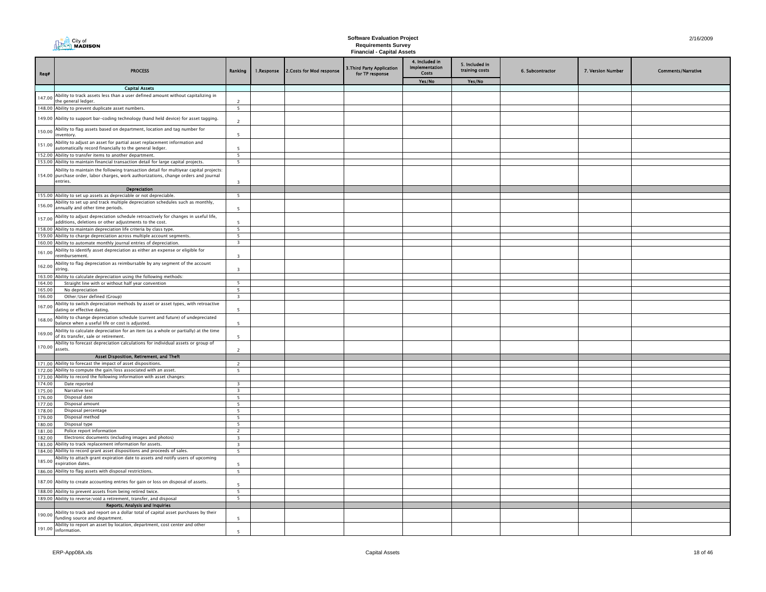# Software Evaluation Project
## Requirements Survey
### Financial - Capital Assets

| Req# | PROCESS | Ranking | 1.Response | 2.Costs for Mod response | 3.Third Party Application for TP response | 4. Included in Implementation Costs | 5. Included in training costs | 6. Subcontractor | 7. Version Number | Comments/Narrative |
|---|---|---|---|---|---|---|---|---|---|---|
| | | | | | | Yes/No | Yes/No | | | |
| | **Capital Assets** | | | | | | | | | |
| 147.00 | Ability to track assets less than a user defined amount without capitalizing in the general ledger. | 2 | | | | | | | | |
| 148.00 | Ability to prevent duplicate asset numbers. | 5 | | | | | | | | |
| 149.00 | Ability to support bar-coding technology (hand held device) for asset tagging. | 2 | | | | | | | | |
| 150.00 | Ability to flag assets based on department, location and tag number for inventory. | 5 | | | | | | | | |
| 151.00 | Ability to adjust an asset for partial asset replacement information and automatically record financially to the general ledger. | 5 | | | | | | | | |
| 152.00 | Ability to transfer items to another department. | 5 | | | | | | | | |
| 153.00 | Ability to maintain financial transaction detail for large capital projects. | 5 | | | | | | | | |
| 154.00 | Ability to maintain the following transaction detail for multiyear capital projects: purchase order, labor charges, work authorizations, change orders and journal entries. | 3 | | | | | | | | |
| | **Depreciation** | | | | | | | | | |
| 155.00 | Ability to set up assets as depreciable or not depreciable. | 5 | | | | | | | | |
| 156.00 | Ability to set up and track multiple depreciation schedules such as monthly, annually and other time periods. | 5 | | | | | | | | |
| 157.00 | Ability to adjust depreciation schedule retroactively for changes in useful life, additions, deletions or other adjustments to the cost. | 5 | | | | | | | | |
| 158.00 | Ability to maintain depreciation life criteria by class type. | 5 | | | | | | | | |
| 159.00 | Ability to charge depreciation across multiple account segments. | 5 | | | | | | | | |
| 160.00 | Ability to automate monthly journal entries of depreciation. | 3 | | | | | | | | |
| 161.00 | Ability to identify asset depreciation as either an expense or eligible for reimbursement. | 3 | | | | | | | | |
| 162.00 | Ability to flag depreciation as reimbursable by any segment of the account string. | 3 | | | | | | | | |
| 163.00 | Ability to calculate depreciation using the following methods: | | | | | | | | | |
| 164.00 | Straight line with or without half year convention | 5 | | | | | | | | |
| 165.00 | No depreciation | 5 | | | | | | | | |
| 166.00 | Other/User defined (Group) | 3 | | | | | | | | |
| 167.00 | Ability to switch depreciation methods by asset or asset types, with retroactive dating or effective dating. | 5 | | | | | | | | |
| 168.00 | Ability to change depreciation schedule (current and future) of undepreciated balance when a useful life or cost is adjusted. | 5 | | | | | | | | |
| 169.00 | Ability to calculate depreciation for an item (as a whole or partially) at the time of its transfer, sale or retirement. | 5 | | | | | | | | |
| 170.00 | Ability to forecast depreciation calculations for individual assets or group of assets. | 2 | | | | | | | | |
| | **Asset Disposition, Retirement, and Theft** | | | | | | | | | |
| 171.00 | Ability to forecast the impact of asset dispositions. | 2 | | | | | | | | |
| 172.00 | Ability to compute the gain/loss associated with an asset. | 5 | | | | | | | | |
| 173.00 | Ability to record the following information with asset changes: | | | | | | | | | |
| 174.00 | Date reported | 3 | | | | | | | | |
| 175.00 | Narrative text | 3 | | | | | | | | |
| 176.00 | Disposal date | 5 | | | | | | | | |
| 177.00 | Disposal amount | 5 | | | | | | | | |
| 178.00 | Disposal percentage | 5 | | | | | | | | |
| 179.00 | Disposal method | 5 | | | | | | | | |
| 180.00 | Disposal type | 5 | | | | | | | | |
| 181.00 | Police report information | 2 | | | | | | | | |
| 182.00 | Electronic documents (including images and photos) | 3 | | | | | | | | |
| 183.00 | Ability to track replacement information for assets. | 3 | | | | | | | | |
| 184.00 | Ability to record grant asset dispositions and proceeds of sales. | 5 | | | | | | | | |
| 185.00 | Ability to attach grant expiration date to assets and notify users of upcoming expiration dates. | 5 | | | | | | | | |
| 186.00 | Ability to flag assets with disposal restrictions. | 5 | | | | | | | | |
| 187.00 | Ability to create accounting entries for gain or loss on disposal of assets. | 5 | | | | | | | | |
| 188.00 | Ability to prevent assets from being retired twice. | 5 | | | | | | | | |
| 189.00 | Ability to reverse/void a retirement, transfer, and disposal | 5 | | | | | | | | |
| | **Reports, Analysis and Inquiries** | | | | | | | | | |
| 190.00 | Ability to track and report on a dollar total of capital asset purchases by their funding source and department. | 5 | | | | | | | | |
| 191.00 | Ability to report an asset by location, department, cost center and other information. | 5 | | | | | | | | |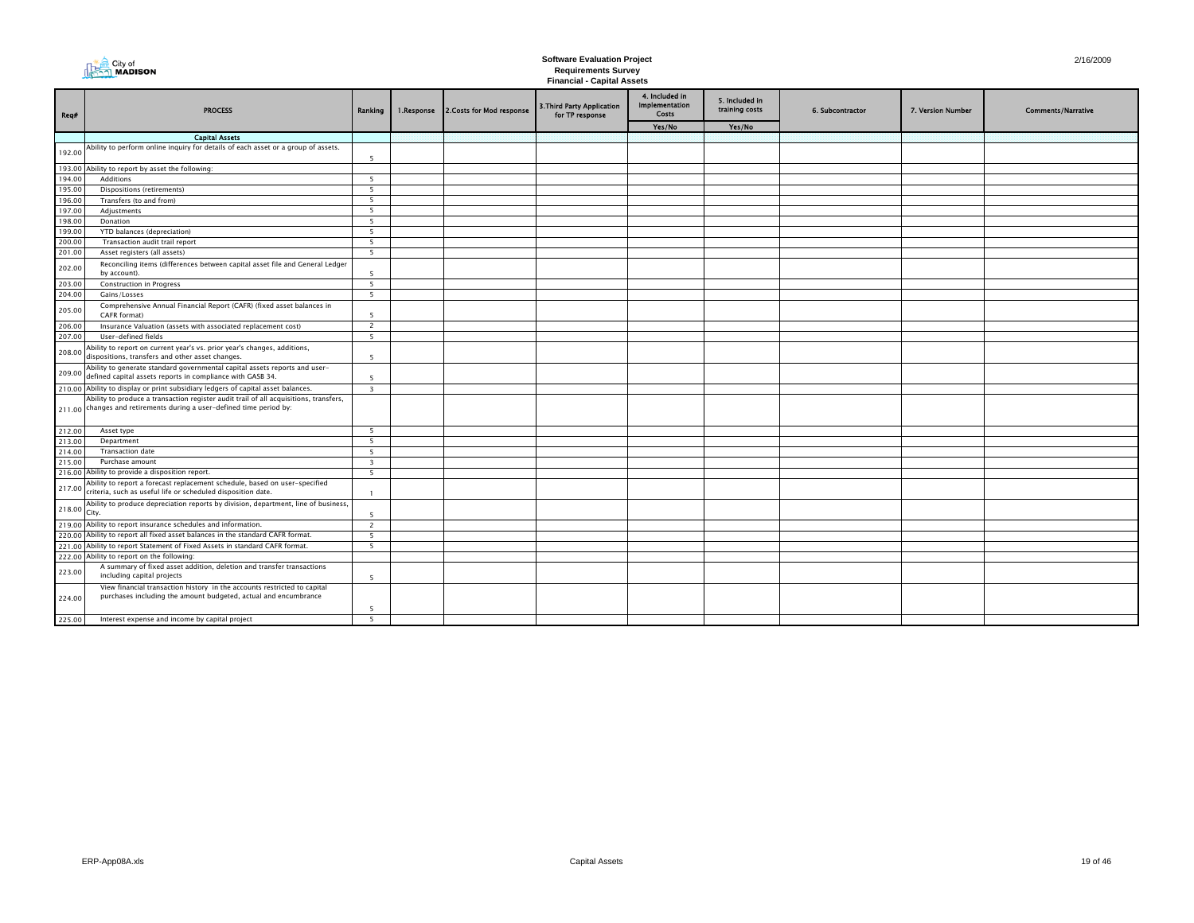City of MADISON

# Software Evaluation Project
## Requirements Survey
### Financial - Capital Assets

2/16/2009

| Req# | PROCESS | Ranking | 1.Response | 2.Costs for Mod response | 3.Third Party Application for TP response | 4. Included in Implementation Costs | 5. Included in training costs | 6. Subcontractor | 7. Version Number | Comments/Narrative |
|---|---|---|---|---|---|---|---|---|---|---|
| | | | | | | Yes/No | Yes/No | | | |
| | **Capital Assets** | | | | | | | | | |
| 192.00 | Ability to perform online inquiry for details of each asset or a group of assets. | 5 | | | | | | | | |
| 193.00 | Ability to report by asset the following: | | | | | | | | | |
| 194.00 | Additions | 5 | | | | | | | | |
| 195.00 | Dispositions (retirements) | 5 | | | | | | | | |
| 196.00 | Transfers (to and from) | 5 | | | | | | | | |
| 197.00 | Adjustments | 5 | | | | | | | | |
| 198.00 | Donation | 5 | | | | | | | | |
| 199.00 | YTD balances (depreciation) | 5 | | | | | | | | |
| 200.00 | Transaction audit trail report | 5 | | | | | | | | |
| 201.00 | Asset registers (all assets) | 5 | | | | | | | | |
| 202.00 | Reconciling items (differences between capital asset file and General Ledger by account). | 5 | | | | | | | | |
| 203.00 | Construction in Progress | 5 | | | | | | | | |
| 204.00 | Gains/Losses | 5 | | | | | | | | |
| 205.00 | Comprehensive Annual Financial Report (CAFR) (fixed asset balances in CAFR format) | 5 | | | | | | | | |
| 206.00 | Insurance Valuation (assets with associated replacement cost) | 2 | | | | | | | | |
| 207.00 | User-defined fields | 5 | | | | | | | | |
| 208.00 | Ability to report on current year's vs. prior year's changes, additions, dispositions, transfers and other asset changes. | 5 | | | | | | | | |
| 209.00 | Ability to generate standard governmental capital assets reports and user-defined capital assets reports in compliance with GASB 34. | 5 | | | | | | | | |
| 210.00 | Ability to display or print subsidiary ledgers of capital asset balances. | 3 | | | | | | | | |
| 211.00 | Ability to produce a transaction register audit trail of all acquisitions, transfers, changes and retirements during a user-defined time period by: | | | | | | | | | |
| 212.00 | Asset type | 5 | | | | | | | | |
| 213.00 | Department | 5 | | | | | | | | |
| 214.00 | Transaction date | 5 | | | | | | | | |
| 215.00 | Purchase amount | 3 | | | | | | | | |
| 216.00 | Ability to provide a disposition report. | 5 | | | | | | | | |
| 217.00 | Ability to report a forecast replacement schedule, based on user-specified criteria, such as useful life or scheduled disposition date. | 1 | | | | | | | | |
| 218.00 | Ability to produce depreciation reports by division, department, line of business, City. | 5 | | | | | | | | |
| 219.00 | Ability to report insurance schedules and information. | 2 | | | | | | | | |
| 220.00 | Ability to report all fixed asset balances in the standard CAFR format. | 5 | | | | | | | | |
| 221.00 | Ability to report Statement of Fixed Assets in standard CAFR format. | 5 | | | | | | | | |
| 222.00 | Ability to report on the following: | | | | | | | | | |
| 223.00 | A summary of fixed asset addition, deletion and transfer transactions including capital projects | 5 | | | | | | | | |
| 224.00 | View financial transaction history in the accounts restricted to capital purchases including the amount budgeted, actual and encumbrance | 5 | | | | | | | | |
| 225.00 | Interest expense and income by capital project | 5 | | | | | | | | |

ERP-App08A.xls | Capital Assets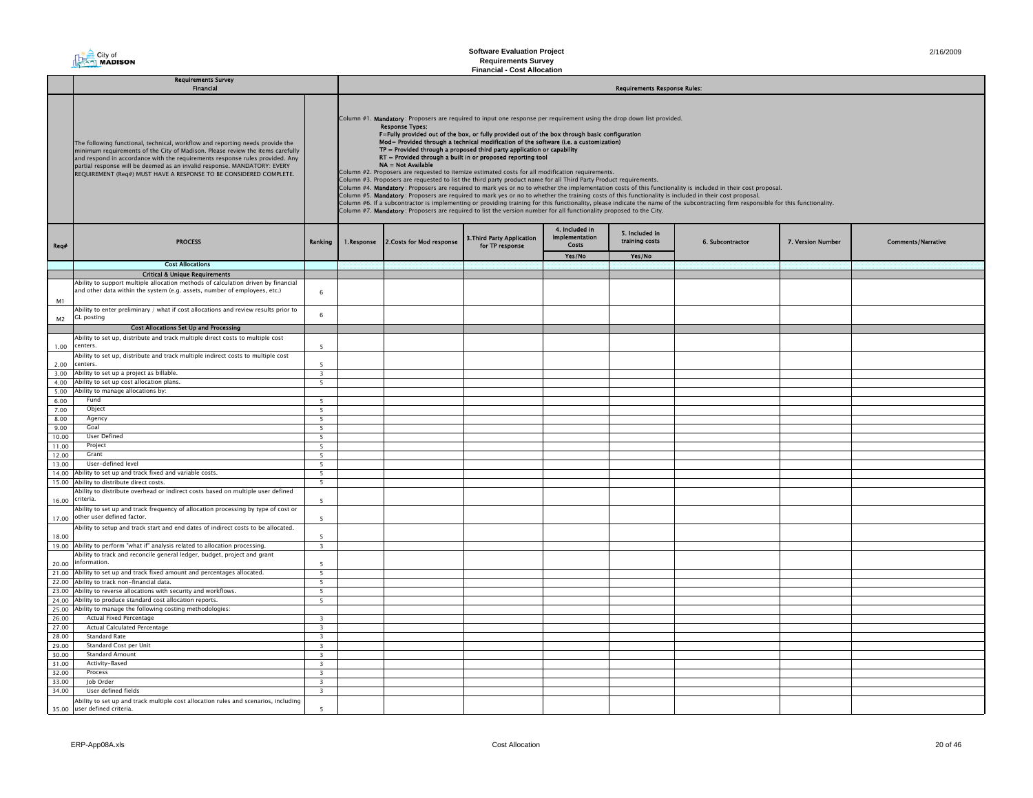# Software Evaluation Project
## Requirements Survey
## Financial - Cost Allocation

| | Requirements Survey Financial | | Requirements Response Rules: | | | | | | | |
|---|---|---|---|---|---|---|---|---|---|---|
| | The following functional, technical, workflow and reporting needs provide the minimum requirements of the City of Madison. Please review the items carefully and respond in accordance with the requirements response rules provided. Any partial response will be deemed as an invalid response. MANDATORY: EVERY REQUIREMENT (Req#) MUST HAVE A RESPONSE TO BE CONSIDERED COMPLETE. | | Column #1. **Mandatory**: Proposers are required to input one response per requirement using the drop down list provided. **Response Types:** **F=Fully provided out of the box, or fully provided out of the box through basic configuration** **Mod= Provided through a technical modification of the software (i.e. a customization)** **TP = Provided through a proposed third party application or capability** **RT = Provided through a built in or proposed reporting tool** **NA = Not Available** Column #2. Proposers are requested to itemize estimated costs for all modification requirements. Column #3. Proposers are requested to list the third party product name for all Third Party Product requirements. Column #4. **Mandatory**: Proposers are required to mark yes or no to whether the implementation costs of this functionality is included in their cost proposal. Column #5. **Mandatory**: Proposers are required to mark yes or no to whether the training costs of this functionality is included in their cost proposal. Column #6. If a subcontractor is implementing or providing training for this functionality, please indicate the name of the subcontracting firm responsible for this functionality. Column #7. **Mandatory**: Proposers are required to list the version number for all functionality proposed to the City. | | | | | | | |
| Req# | PROCESS | Ranking | 1.Response | 2.Costs for Mod response | 3.Third Party Application for TP response | 4. Included in Implementation Costs Yes/No | 5. Included in training costs Yes/No | 6. Subcontractor | 7. Version Number | Comments/Narrative |
| | **Cost Allocations** | | | | | | | | | |
| | **Critical & Unique Requirements** | | | | | | | | | |
| M1 | Ability to support multiple allocation methods of calculation driven by financial and other data within the system (e.g. assets, number of employees, etc.) | 6 | | | | | | | | |
| M2 | Ability to enter preliminary / what if cost allocations and review results prior to GL posting | 6 | | | | | | | | |
| | **Cost Allocations Set Up and Processing** | | | | | | | | | |
| 1.00 | Ability to set up, distribute and track multiple direct costs to multiple cost centers. | 5 | | | | | | | | |
| 2.00 | Ability to set up, distribute and track multiple indirect costs to multiple cost centers. | 5 | | | | | | | | |
| 3.00 | Ability to set up a project as billable. | 3 | | | | | | | | |
| 4.00 | Ability to set up cost allocation plans. | 5 | | | | | | | | |
| 5.00 | Ability to manage allocations by: | | | | | | | | | |
| 6.00 | Fund | 5 | | | | | | | | |
| 7.00 | Object | 5 | | | | | | | | |
| 8.00 | Agency | 5 | | | | | | | | |
| 9.00 | Goal | 5 | | | | | | | | |
| 10.00 | User Defined | 5 | | | | | | | | |
| 11.00 | Project | 5 | | | | | | | | |
| 12.00 | Grant | 5 | | | | | | | | |
| 13.00 | User-defined level | 5 | | | | | | | | |
| 14.00 | Ability to set up and track fixed and variable costs. | 5 | | | | | | | | |
| 15.00 | Ability to distribute direct costs. | 5 | | | | | | | | |
| 16.00 | Ability to distribute overhead or indirect costs based on multiple user defined criteria. | 5 | | | | | | | | |
| 17.00 | Ability to set up and track frequency of allocation processing by type of cost or other user defined factor. | 5 | | | | | | | | |
| 18.00 | Ability to setup and track start and end dates of indirect costs to be allocated. | 5 | | | | | | | | |
| 19.00 | Ability to perform "what if" analysis related to allocation processing. | 3 | | | | | | | | |
| 20.00 | Ability to track and reconcile general ledger, budget, project and grant information. | 5 | | | | | | | | |
| 21.00 | Ability to set up and track fixed amount and percentages allocated. | 5 | | | | | | | | |
| 22.00 | Ability to track non-financial data. | 5 | | | | | | | | |
| 23.00 | Ability to reverse allocations with security and workflows. | 5 | | | | | | | | |
| 24.00 | Ability to produce standard cost allocation reports. | 5 | | | | | | | | |
| 25.00 | Ability to manage the following costing methodologies: | | | | | | | | | |
| 26.00 | Actual Fixed Percentage | 3 | | | | | | | | |
| 27.00 | Actual Calculated Percentage | 3 | | | | | | | | |
| 28.00 | Standard Rate | 3 | | | | | | | | |
| 29.00 | Standard Cost per Unit | 3 | | | | | | | | |
| 30.00 | Standard Amount | 3 | | | | | | | | |
| 31.00 | Activity-Based | 3 | | | | | | | | |
| 32.00 | Process | 3 | | | | | | | | |
| 33.00 | Job Order | 3 | | | | | | | | |
| 34.00 | User defined fields | 3 | | | | | | | | |
| 35.00 | Ability to set up and track multiple cost allocation rules and scenarios, including user defined criteria. | 5 | | | | | | | | |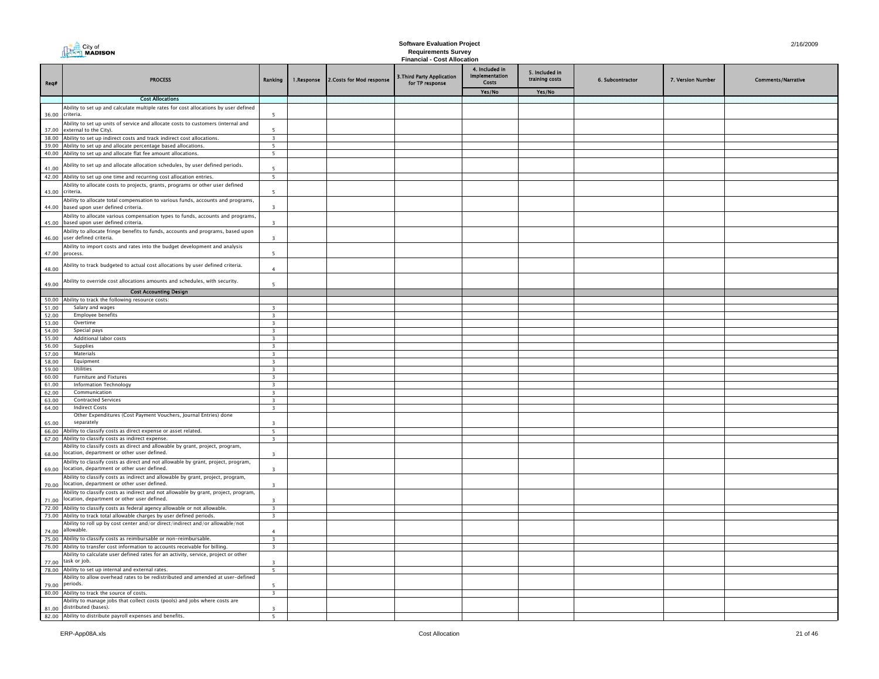City of MADISON

**Software Evaluation Project**
**Requirements Survey**
**Financial - Cost Allocation**

2/16/2009

| Req# | PROCESS | Ranking | 1.Response | 2.Costs for Mod response | 3.Third Party Application for TP response | 4. Included in Implementation Costs | 5. Included in training costs | 6. Subcontractor | 7. Version Number | Comments/Narrative |
|---|---|---|---|---|---|---|---|---|---|---|
| | | | | | | Yes/No | Yes/No | | | |
| | **Cost Allocations** | | | | | | | | | |
| 36.00 | Ability to set up and calculate multiple rates for cost allocations by user defined criteria. | 5 | | | | | | | | |
| 37.00 | Ability to set up units of service and allocate costs to customers (internal and external to the City). | 5 | | | | | | | | |
| 38.00 | Ability to set up indirect costs and track indirect cost allocations. | 3 | | | | | | | | |
| 39.00 | Ability to set up and allocate percentage based allocations. | 5 | | | | | | | | |
| 40.00 | Ability to set up and allocate flat fee amount allocations. | 5 | | | | | | | | |
| 41.00 | Ability to set up and allocate allocation schedules, by user defined periods. | 5 | | | | | | | | |
| 42.00 | Ability to set up one time and recurring cost allocation entries. | 5 | | | | | | | | |
| 43.00 | Ability to allocate costs to projects, grants, programs or other user defined criteria. | 5 | | | | | | | | |
| 44.00 | Ability to allocate total compensation to various funds, accounts and programs, based upon user defined criteria. | 3 | | | | | | | | |
| 45.00 | Ability to allocate various compensation types to funds, accounts and programs, based upon user defined criteria. | 3 | | | | | | | | |
| 46.00 | Ability to allocate fringe benefits to funds, accounts and programs, based upon user defined criteria. | 3 | | | | | | | | |
| 47.00 | Ability to import costs and rates into the budget development and analysis process. | 5 | | | | | | | | |
| 48.00 | Ability to track budgeted to actual cost allocations by user defined criteria. | 4 | | | | | | | | |
| 49.00 | Ability to override cost allocations amounts and schedules, with security. | 5 | | | | | | | | |
| | **Cost Accounting Design** | | | | | | | | | |
| 50.00 | Ability to track the following resource costs: | | | | | | | | | |
| 51.00 | Salary and wages | 3 | | | | | | | | |
| 52.00 | Employee benefits | 3 | | | | | | | | |
| 53.00 | Overtime | 3 | | | | | | | | |
| 54.00 | Special pays | 3 | | | | | | | | |
| 55.00 | Additional labor costs | 3 | | | | | | | | |
| 56.00 | Supplies | 3 | | | | | | | | |
| 57.00 | Materials | 3 | | | | | | | | |
| 58.00 | Equipment | 3 | | | | | | | | |
| 59.00 | Utilities | 3 | | | | | | | | |
| 60.00 | Furniture and Fixtures | 3 | | | | | | | | |
| 61.00 | Information Technology | 3 | | | | | | | | |
| 62.00 | Communication | 3 | | | | | | | | |
| 63.00 | Contracted Services | 3 | | | | | | | | |
| 64.00 | Indirect Costs | 3 | | | | | | | | |
| 65.00 | Other Expenditures (Cost Payment Vouchers, Journal Entries) done separately | 3 | | | | | | | | |
| 66.00 | Ability to classify costs as direct expense or asset related. | 5 | | | | | | | | |
| 67.00 | Ability to classify costs as indirect expense. | 3 | | | | | | | | |
| 68.00 | Ability to classify costs as direct and allowable by grant, project, program, location, department or other user defined. | 3 | | | | | | | | |
| 69.00 | Ability to classify costs as direct and not allowable by grant, project, program, location, department or other user defined. | 3 | | | | | | | | |
| 70.00 | Ability to classify costs as indirect and allowable by grant, project, program, location, department or other user defined. | 3 | | | | | | | | |
| 71.00 | Ability to classify costs as indirect and not allowable by grant, project, program, location, department or other user defined. | 3 | | | | | | | | |
| 72.00 | Ability to classify costs as federal agency allowable or not allowable. | 3 | | | | | | | | |
| 73.00 | Ability to track total allowable charges by user defined periods. | 3 | | | | | | | | |
| 74.00 | Ability to roll up by cost center and/or direct/indirect and/or allowable/not allowable. | 4 | | | | | | | | |
| 75.00 | Ability to classify costs as reimbursable or non-reimbursable. | 3 | | | | | | | | |
| 76.00 | Ability to transfer cost information to accounts receivable for billing. | 3 | | | | | | | | |
| 77.00 | Ability to calculate user defined rates for an activity, service, project or other task or job. | 3 | | | | | | | | |
| 78.00 | Ability to set up internal and external rates. | 5 | | | | | | | | |
| 79.00 | Ability to allow overhead rates to be redistributed and amended at user-defined periods. | 5 | | | | | | | | |
| 80.00 | Ability to track the source of costs. | 3 | | | | | | | | |
| 81.00 | Ability to manage jobs that collect costs (pools) and jobs where costs are distributed (bases). | 3 | | | | | | | | |
| 82.00 | Ability to distribute payroll expenses and benefits. | 5 | | | | | | | | |

ERP-App08A.xls — Cost Allocation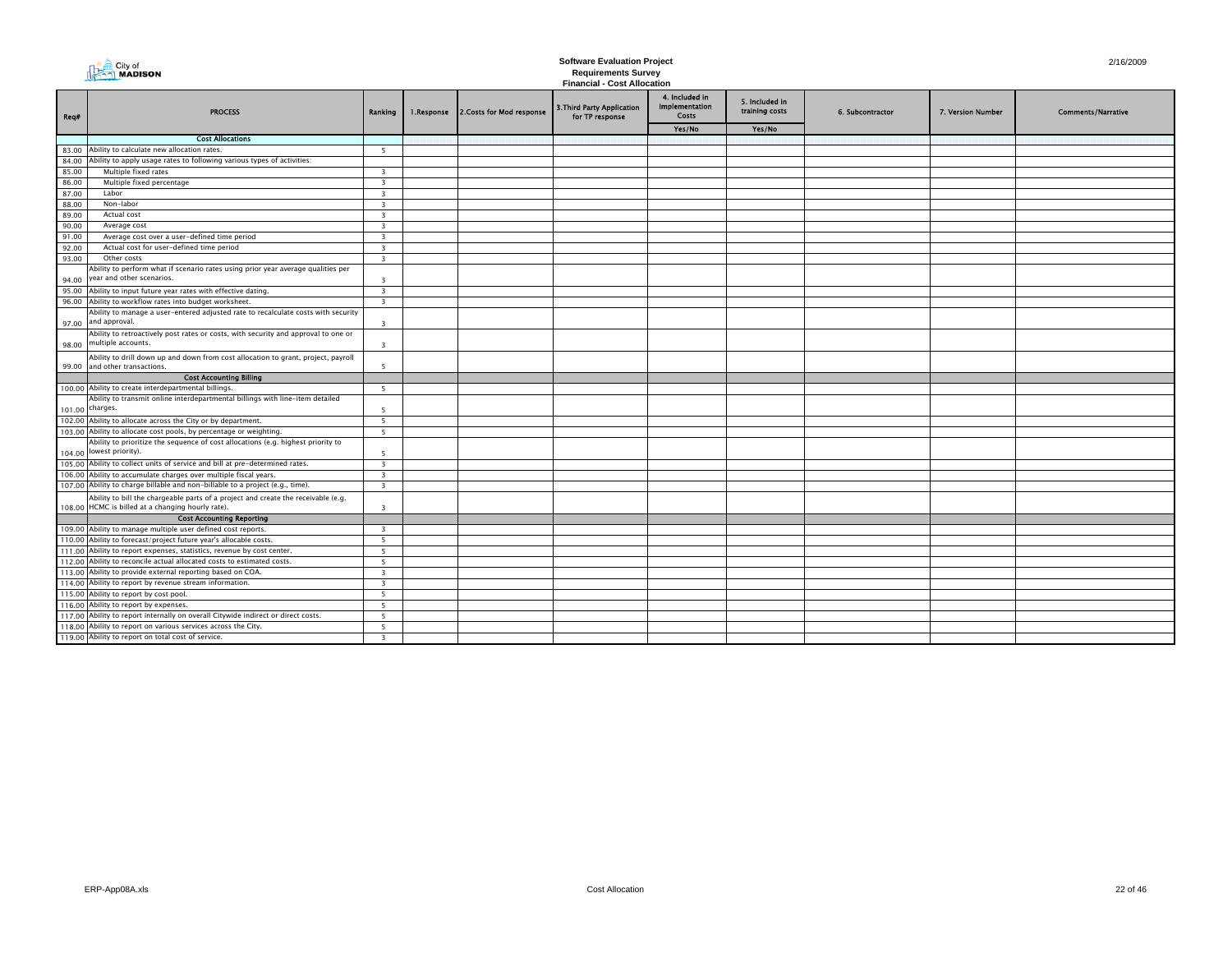# Software Evaluation Project
## Requirements Survey
### Financial - Cost Allocation

| Req# | PROCESS | Ranking | 1.Response | 2.Costs for Mod response | 3.Third Party Application for TP response | 4. Included in Implementation Costs | 5. Included in training costs | 6. Subcontractor | 7. Version Number | Comments/Narrative |
|---|---|---|---|---|---|---|---|---|---|---|
| | | | | | | Yes/No | Yes/No | | | |
| | **Cost Allocations** | | | | | | | | | |
| 83.00 | Ability to calculate new allocation rates. | 5 | | | | | | | | |
| 84.00 | Ability to apply usage rates to following various types of activities: | | | | | | | | | |
| 85.00 | Multiple fixed rates | 3 | | | | | | | | |
| 86.00 | Multiple fixed percentage | 3 | | | | | | | | |
| 87.00 | Labor | 3 | | | | | | | | |
| 88.00 | Non-labor | 3 | | | | | | | | |
| 89.00 | Actual cost | 3 | | | | | | | | |
| 90.00 | Average cost | 3 | | | | | | | | |
| 91.00 | Average cost over a user-defined time period | 3 | | | | | | | | |
| 92.00 | Actual cost for user-defined time period | 3 | | | | | | | | |
| 93.00 | Other costs | 3 | | | | | | | | |
| 94.00 | Ability to perform what if scenario rates using prior year average qualities per year and other scenarios. | 3 | | | | | | | | |
| 95.00 | Ability to input future year rates with effective dating. | 3 | | | | | | | | |
| 96.00 | Ability to workflow rates into budget worksheet. | 3 | | | | | | | | |
| 97.00 | Ability to manage a user-entered adjusted rate to recalculate costs with security and approval. | 3 | | | | | | | | |
| 98.00 | Ability to retroactively post rates or costs, with security and approval to one or multiple accounts. | 3 | | | | | | | | |
| 99.00 | Ability to drill down up and down from cost allocation to grant, project, payroll and other transactions. | 5 | | | | | | | | |
| | **Cost Accounting Billing** | | | | | | | | | |
| 100.00 | Ability to create interdepartmental billings. | 5 | | | | | | | | |
| 101.00 | Ability to transmit online interdepartmental billings with line-item detailed charges. | 5 | | | | | | | | |
| 102.00 | Ability to allocate across the City or by department. | 5 | | | | | | | | |
| 103.00 | Ability to allocate cost pools, by percentage or weighting. | 5 | | | | | | | | |
| 104.00 | Ability to prioritize the sequence of cost allocations (e.g. highest priority to lowest priority). | 5 | | | | | | | | |
| 105.00 | Ability to collect units of service and bill at pre-determined rates. | 3 | | | | | | | | |
| 106.00 | Ability to accumulate charges over multiple fiscal years. | 3 | | | | | | | | |
| 107.00 | Ability to charge billable and non-billable to a project (e.g., time). | 3 | | | | | | | | |
| 108.00 | Ability to bill the chargeable parts of a project and create the receivable (e.g. HCMC is billed at a changing hourly rate). | 3 | | | | | | | | |
| | **Cost Accounting Reporting** | | | | | | | | | |
| 109.00 | Ability to manage multiple user defined cost reports. | 3 | | | | | | | | |
| 110.00 | Ability to forecast/project future year's allocable costs. | 5 | | | | | | | | |
| 111.00 | Ability to report expenses, statistics, revenue by cost center. | 5 | | | | | | | | |
| 112.00 | Ability to reconcile actual allocated costs to estimated costs. | 5 | | | | | | | | |
| 113.00 | Ability to provide external reporting based on COA. | 3 | | | | | | | | |
| 114.00 | Ability to report by revenue stream information. | 3 | | | | | | | | |
| 115.00 | Ability to report by cost pool. | 5 | | | | | | | | |
| 116.00 | Ability to report by expenses. | 5 | | | | | | | | |
| 117.00 | Ability to report internally on overall Citywide indirect or direct costs. | 5 | | | | | | | | |
| 118.00 | Ability to report on various services across the City. | 5 | | | | | | | | |
| 119.00 | Ability to report on total cost of service. | 3 | | | | | | | | |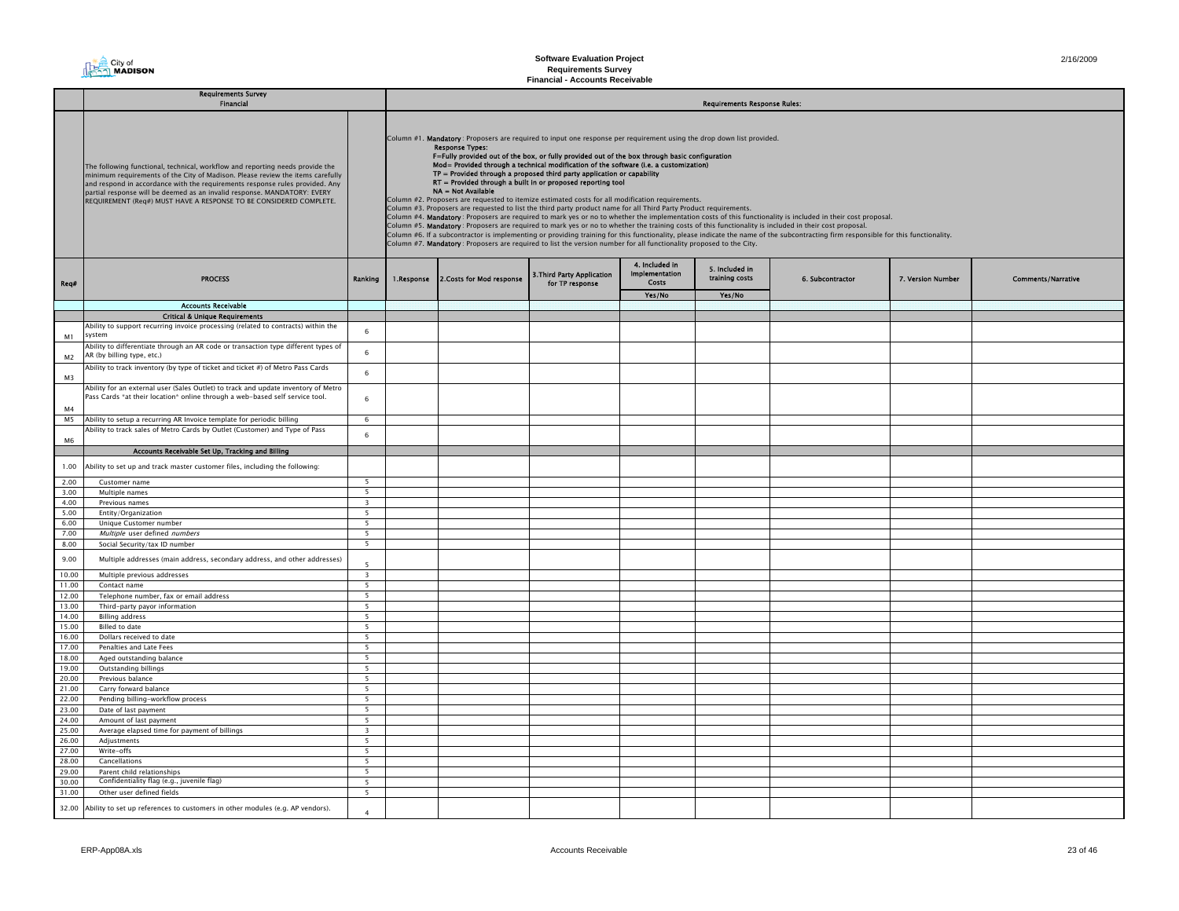**Software Evaluation Project**
**Requirements Survey**
**Financial - Accounts Receivable**

| | Requirements Survey Financial | | Requirements Response Rules: | | | | | | | |
|---|---|---|---|---|---|---|---|---|---|---|
| | The following functional, technical, workflow and reporting needs provide the minimum requirements of the City of Madison. Please review the items carefully and respond in accordance with the requirements response rules provided. Any partial response will be deemed as an invalid response. MANDATORY: EVERY REQUIREMENT (Req#) MUST HAVE A RESPONSE TO BE CONSIDERED COMPLETE. | | Column #1. **Mandatory**: Proposers are required to input one response per requirement using the drop down list provided. **Response Types:** F=Fully provided out of the box, or fully provided out of the box through basic configuration; Mod= Provided through a technical modification of the software (i.e. a customization); TP = Provided through a proposed third party application or capability; RT = Provided through a built in or proposed reporting tool; NA = Not Available. Column #2. Proposers are requested to itemize estimated costs for all modification requirements. Column #3. Proposers are requested to list the third party product name for all Third Party Product requirements. Column #4. **Mandatory**: Proposers are required to mark yes or no to whether the implementation costs of this functionality is included in their cost proposal. Column #5. **Mandatory**: Proposers are required to mark yes or no to whether the training costs of this functionality is included in their cost proposal. Column #6. If a subcontractor is implementing or providing training for this functionality, please indicate the name of the subcontracting firm responsible for this functionality. Column #7. **Mandatory**: Proposers are required to list the version number for all functionality proposed to the City. | | | | | | | |
| Req# | PROCESS | Ranking | 1.Response | 2.Costs for Mod response | 3.Third Party Application for TP response | 4. Included in Implementation Costs Yes/No | 5. Included in training costs Yes/No | 6. Subcontractor | 7. Version Number | Comments/Narrative |
| | **Accounts Receivable** | | | | | | | | | |
| | **Critical & Unique Requirements** | | | | | | | | | |
| M1 | Ability to support recurring invoice processing (related to contracts) within the system | 6 | | | | | | | | |
| M2 | Ability to differentiate through an AR code or transaction type different types of AR (by billing type, etc.) | 6 | | | | | | | | |
| M3 | Ability to track inventory (by type of ticket and ticket #) of Metro Pass Cards | 6 | | | | | | | | |
| M4 | Ability for an external user (Sales Outlet) to track and update inventory of Metro Pass Cards "at their location" online through a web-based self service tool. | 6 | | | | | | | | |
| M5 | Ability to setup a recurring AR Invoice template for periodic billing | 6 | | | | | | | | |
| M6 | Ability to track sales of Metro Cards by Outlet (Customer) and Type of Pass | 6 | | | | | | | | |
| | **Accounts Receivable Set Up, Tracking and Billing** | | | | | | | | | |
| 1.00 | Ability to set up and track master customer files, including the following: | | | | | | | | | |
| 2.00 | Customer name | 5 | | | | | | | | |
| 3.00 | Multiple names | 5 | | | | | | | | |
| 4.00 | Previous names | 3 | | | | | | | | |
| 5.00 | Entity/Organization | 5 | | | | | | | | |
| 6.00 | Unique Customer number | 5 | | | | | | | | |
| 7.00 | *Multiple* user defined *numbers* | 5 | | | | | | | | |
| 8.00 | Social Security/tax ID number | 5 | | | | | | | | |
| 9.00 | Multiple addresses (main address, secondary address, and other addresses) | 5 | | | | | | | | |
| 10.00 | Multiple previous addresses | 3 | | | | | | | | |
| 11.00 | Contact name | 5 | | | | | | | | |
| 12.00 | Telephone number, fax or email address | 5 | | | | | | | | |
| 13.00 | Third-party payor information | 5 | | | | | | | | |
| 14.00 | Billing address | 5 | | | | | | | | |
| 15.00 | Billed to date | 5 | | | | | | | | |
| 16.00 | Dollars received to date | 5 | | | | | | | | |
| 17.00 | Penalties and Late Fees | 5 | | | | | | | | |
| 18.00 | Aged outstanding balance | 5 | | | | | | | | |
| 19.00 | Outstanding billings | 5 | | | | | | | | |
| 20.00 | Previous balance | 5 | | | | | | | | |
| 21.00 | Carry forward balance | 5 | | | | | | | | |
| 22.00 | Pending billing-workflow process | 5 | | | | | | | | |
| 23.00 | Date of last payment | 5 | | | | | | | | |
| 24.00 | Amount of last payment | 5 | | | | | | | | |
| 25.00 | Average elapsed time for payment of billings | 3 | | | | | | | | |
| 26.00 | Adjustments | 5 | | | | | | | | |
| 27.00 | Write-offs | 5 | | | | | | | | |
| 28.00 | Cancellations | 5 | | | | | | | | |
| 29.00 | Parent child relationships | 5 | | | | | | | | |
| 30.00 | Confidentiality flag (e.g., juvenile flag) | 5 | | | | | | | | |
| 31.00 | Other user defined fields | 5 | | | | | | | | |
| 32.00 | Ability to set up references to customers in other modules (e.g. AP vendors). | 4 | | | | | | | | |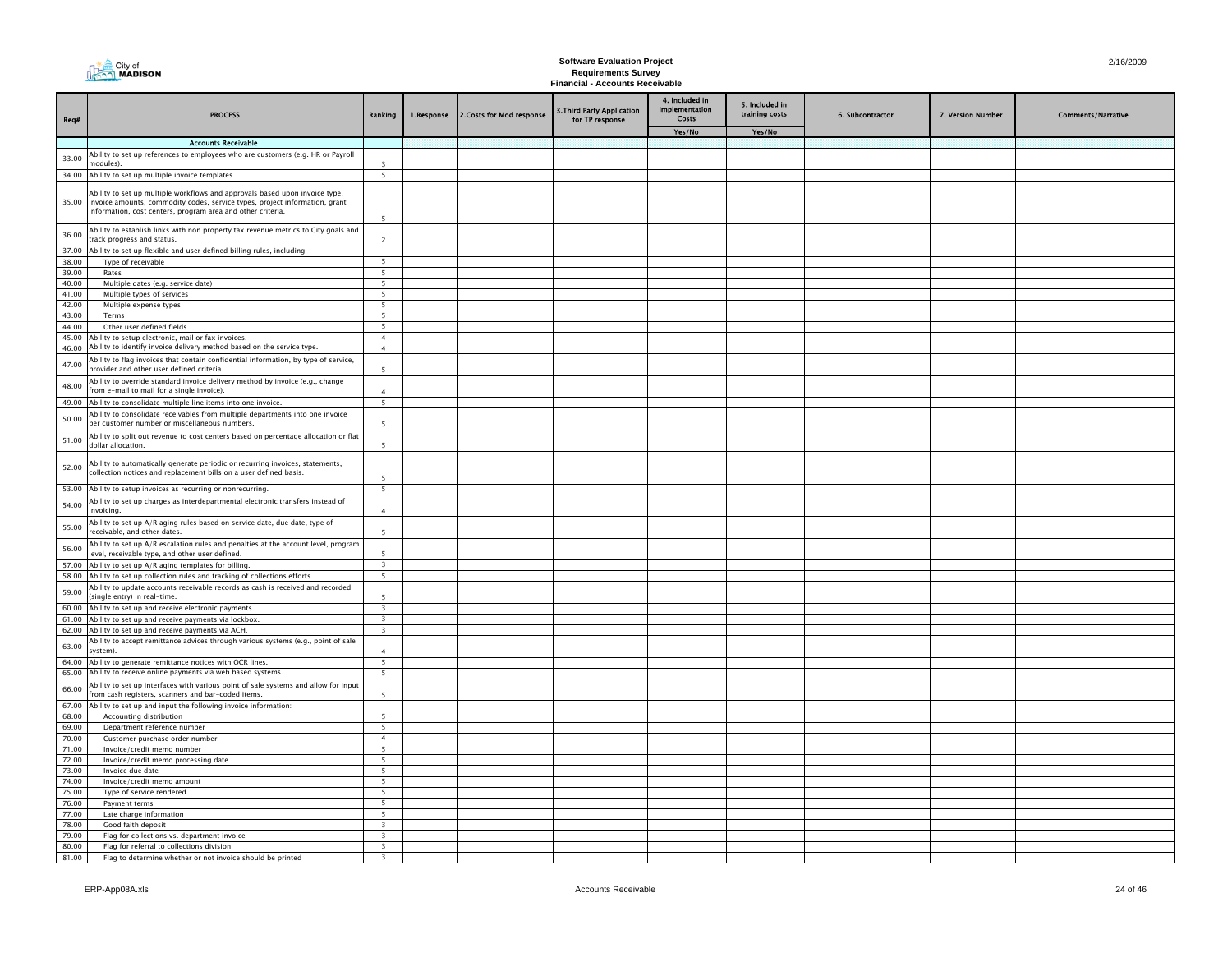**Software Evaluation Project**
**Requirements Survey**
**Financial - Accounts Receivable**

2/16/2009

| Req# | PROCESS | Ranking | 1.Response | 2.Costs for Mod response | 3.Third Party Application for TP response | 4. Included in Implementation Costs | 5. Included in training costs | 6. Subcontractor | 7. Version Number | Comments/Narrative |
|---|---|---|---|---|---|---|---|---|---|---|
| | | | | | | Yes/No | Yes/No | | | |
| | **Accounts Receivable** | | | | | | | | | |
| 33.00 | Ability to set up references to employees who are customers (e.g. HR or Payroll modules). | 3 | | | | | | | | |
| 34.00 | Ability to set up multiple invoice templates. | 5 | | | | | | | | |
| 35.00 | Ability to set up multiple workflows and approvals based upon invoice type, invoice amounts, commodity codes, service types, project information, grant information, cost centers, program area and other criteria. | 5 | | | | | | | | |
| 36.00 | Ability to establish links with non property tax revenue metrics to City goals and track progress and status. | 2 | | | | | | | | |
| 37.00 | Ability to set up flexible and user defined billing rules, including: | | | | | | | | | |
| 38.00 | Type of receivable | 5 | | | | | | | | |
| 39.00 | Rates | 5 | | | | | | | | |
| 40.00 | Multiple dates (e.g. service date) | 5 | | | | | | | | |
| 41.00 | Multiple types of services | 5 | | | | | | | | |
| 42.00 | Multiple expense types | 5 | | | | | | | | |
| 43.00 | Terms | 5 | | | | | | | | |
| 44.00 | Other user defined fields | 5 | | | | | | | | |
| 45.00 | Ability to setup electronic, mail or fax invoices. | 4 | | | | | | | | |
| 46.00 | Ability to identify invoice delivery method based on the service type. | 4 | | | | | | | | |
| 47.00 | Ability to flag invoices that contain confidential information, by type of service, provider and other user defined criteria. | 5 | | | | | | | | |
| 48.00 | Ability to override standard invoice delivery method by invoice (e.g., change from e-mail to mail for a single invoice). | 4 | | | | | | | | |
| 49.00 | Ability to consolidate multiple line items into one invoice. | 5 | | | | | | | | |
| 50.00 | Ability to consolidate receivables from multiple departments into one invoice per customer number or miscellaneous numbers. | 5 | | | | | | | | |
| 51.00 | Ability to split out revenue to cost centers based on percentage allocation or flat dollar allocation. | 5 | | | | | | | | |
| 52.00 | Ability to automatically generate periodic or recurring invoices, statements, collection notices and replacement bills on a user defined basis. | 5 | | | | | | | | |
| 53.00 | Ability to setup invoices as recurring or nonrecurring. | 5 | | | | | | | | |
| 54.00 | Ability to set up charges as interdepartmental electronic transfers instead of invoicing. | 4 | | | | | | | | |
| 55.00 | Ability to set up A/R aging rules based on service date, due date, type of receivable, and other dates. | 5 | | | | | | | | |
| 56.00 | Ability to set up A/R escalation rules and penalties at the account level, program level, receivable type, and other user defined. | 5 | | | | | | | | |
| 57.00 | Ability to set up A/R aging templates for billing. | 3 | | | | | | | | |
| 58.00 | Ability to set up collection rules and tracking of collections efforts. | 5 | | | | | | | | |
| 59.00 | Ability to update accounts receivable records as cash is received and recorded (single entry) in real-time. | 5 | | | | | | | | |
| 60.00 | Ability to set up and receive electronic payments. | 3 | | | | | | | | |
| 61.00 | Ability to set up and receive payments via lockbox. | 3 | | | | | | | | |
| 62.00 | Ability to set up and receive payments via ACH. | 3 | | | | | | | | |
| 63.00 | Ability to accept remittance advices through various systems (e.g., point of sale system). | 4 | | | | | | | | |
| 64.00 | Ability to generate remittance notices with OCR lines. | 5 | | | | | | | | |
| 65.00 | Ability to receive online payments via web based systems. | 5 | | | | | | | | |
| 66.00 | Ability to set up interfaces with various point of sale systems and allow for input from cash registers, scanners and bar-coded items. | 5 | | | | | | | | |
| 67.00 | Ability to set up and input the following invoice information: | | | | | | | | | |
| 68.00 | Accounting distribution | 5 | | | | | | | | |
| 69.00 | Department reference number | 5 | | | | | | | | |
| 70.00 | Customer purchase order number | 4 | | | | | | | | |
| 71.00 | Invoice/credit memo number | 5 | | | | | | | | |
| 72.00 | Invoice/credit memo processing date | 5 | | | | | | | | |
| 73.00 | Invoice due date | 5 | | | | | | | | |
| 74.00 | Invoice/credit memo amount | 5 | | | | | | | | |
| 75.00 | Type of service rendered | 5 | | | | | | | | |
| 76.00 | Payment terms | 5 | | | | | | | | |
| 77.00 | Late charge information | 5 | | | | | | | | |
| 78.00 | Good faith deposit | 3 | | | | | | | | |
| 79.00 | Flag for collections vs. department invoice | 3 | | | | | | | | |
| 80.00 | Flag for referral to collections division | 3 | | | | | | | | |
| 81.00 | Flag to determine whether or not invoice should be printed | 3 | | | | | | | | |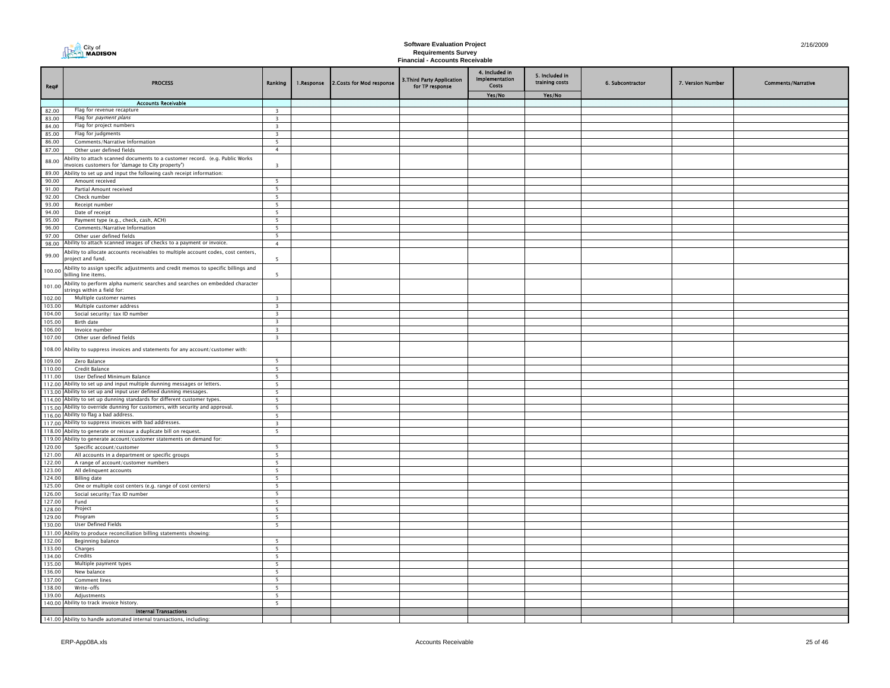# Software Evaluation Project
## Requirements Survey
### Financial - Accounts Receivable

| Req# | PROCESS | Ranking | 1.Response | 2.Costs for Mod response | 3.Third Party Application for TP response | 4. Included in Implementation Costs | 5. Included in training costs | 6. Subcontractor | 7. Version Number | Comments/Narrative |
|---|---|---|---|---|---|---|---|---|---|---|
| | | | | | | Yes/No | Yes/No | | | |
| | **Accounts Receivable** | | | | | | | | | |
| 82.00 | Flag for revenue recapture | 3 | | | | | | | | |
| 83.00 | Flag for *payment plans* | 3 | | | | | | | | |
| 84.00 | Flag for project numbers | 3 | | | | | | | | |
| 85.00 | Flag for judgments | 3 | | | | | | | | |
| 86.00 | Comments/Narrative Information | 5 | | | | | | | | |
| 87.00 | Other user defined fields | 4 | | | | | | | | |
| 88.00 | Ability to attach scanned documents to a customer record. (e.g. Public Works invoices customers for 'damage to City property") | 3 | | | | | | | | |
| 89.00 | Ability to set up and input the following cash receipt information: | | | | | | | | | |
| 90.00 | Amount received | 5 | | | | | | | | |
| 91.00 | Partial Amount received | 5 | | | | | | | | |
| 92.00 | Check number | 5 | | | | | | | | |
| 93.00 | Receipt number | 5 | | | | | | | | |
| 94.00 | Date of receipt | 5 | | | | | | | | |
| 95.00 | Payment type (e.g., check, cash, ACH) | 5 | | | | | | | | |
| 96.00 | Comments/Narrative Information | 5 | | | | | | | | |
| 97.00 | Other user defined fields | 5 | | | | | | | | |
| 98.00 | Ability to attach scanned images of checks to a payment or invoice. | 4 | | | | | | | | |
| 99.00 | Ability to allocate accounts receivables to multiple account codes, cost centers, project and fund. | 5 | | | | | | | | |
| 100.00 | Ability to assign specific adjustments and credit memos to specific billings and billing line items. | 5 | | | | | | | | |
| 101.00 | Ability to perform alpha numeric searches and searches on embedded character strings within a field for: | | | | | | | | | |
| 102.00 | Multiple customer names | 3 | | | | | | | | |
| 103.00 | Multiple customer address | 3 | | | | | | | | |
| 104.00 | Social security/ tax ID number | 3 | | | | | | | | |
| 105.00 | Birth date | 3 | | | | | | | | |
| 106.00 | Invoice number | 3 | | | | | | | | |
| 107.00 | Other user defined fields | 3 | | | | | | | | |
| 108.00 | Ability to suppress invoices and statements for any account/customer with: | | | | | | | | | |
| 109.00 | Zero Balance | 5 | | | | | | | | |
| 110.00 | Credit Balance | 5 | | | | | | | | |
| 111.00 | User Defined Minimum Balance | 5 | | | | | | | | |
| 112.00 | Ability to set up and input multiple dunning messages or letters. | 5 | | | | | | | | |
| 113.00 | Ability to set up and input user defined dunning messages. | 5 | | | | | | | | |
| 114.00 | Ability to set up dunning standards for different customer types. | 5 | | | | | | | | |
| 115.00 | Ability to override dunning for customers, with security and approval. | 5 | | | | | | | | |
| 116.00 | Ability to flag a bad address. | 5 | | | | | | | | |
| 117.00 | Ability to suppress invoices with bad addresses. | 3 | | | | | | | | |
| 118.00 | Ability to generate or reissue a duplicate bill on request. | 5 | | | | | | | | |
| 119.00 | Ability to generate account/customer statements on demand for: | | | | | | | | | |
| 120.00 | Specific account/customer | 5 | | | | | | | | |
| 121.00 | All accounts in a department or specific groups | 5 | | | | | | | | |
| 122.00 | A range of account/customer numbers | 5 | | | | | | | | |
| 123.00 | All delinquent accounts | 5 | | | | | | | | |
| 124.00 | Billing date | 5 | | | | | | | | |
| 125.00 | One or multiple cost centers (e.g. range of cost centers) | 5 | | | | | | | | |
| 126.00 | Social security/Tax ID number | 5 | | | | | | | | |
| 127.00 | Fund | 5 | | | | | | | | |
| 128.00 | Project | 5 | | | | | | | | |
| 129.00 | Program | 5 | | | | | | | | |
| 130.00 | User Defined Fields | 5 | | | | | | | | |
| 131.00 | Ability to produce reconciliation billing statements showing: | | | | | | | | | |
| 132.00 | Beginning balance | 5 | | | | | | | | |
| 133.00 | Charges | 5 | | | | | | | | |
| 134.00 | Credits | 5 | | | | | | | | |
| 135.00 | Multiple payment types | 5 | | | | | | | | |
| 136.00 | New balance | 5 | | | | | | | | |
| 137.00 | Comment lines | 5 | | | | | | | | |
| 138.00 | Write-offs | 5 | | | | | | | | |
| 139.00 | Adjustments | 5 | | | | | | | | |
| 140.00 | Ability to track invoice history. | 5 | | | | | | | | |
| | **Internal Transactions** | | | | | | | | | |
| 141.00 | Ability to handle automated internal transactions, including: | | | | | | | | | |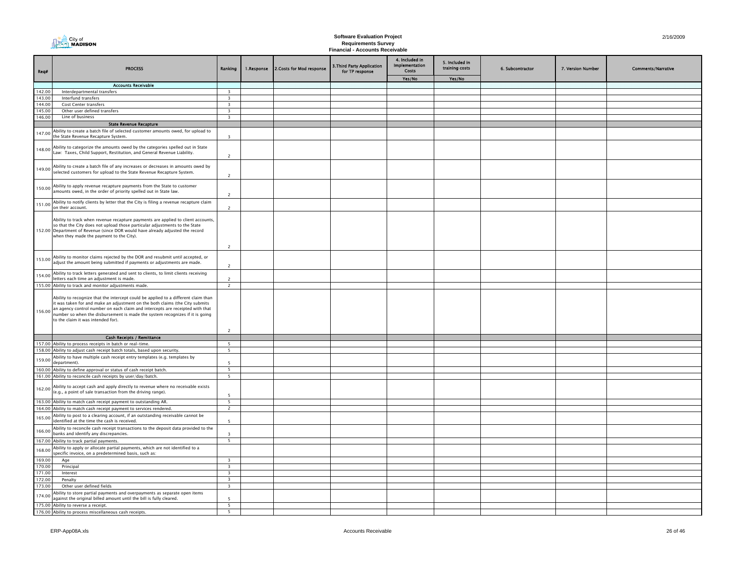# Software Evaluation Project
## Requirements Survey
### Financial - Accounts Receivable

| Req# | PROCESS | Ranking | 1.Response | 2.Costs for Mod response | 3.Third Party Application for TP response | 4. Included in Implementation Costs | 5. Included in training costs | 6. Subcontractor | 7. Version Number | Comments/Narrative |
|---|---|---|---|---|---|---|---|---|---|---|
| | | | | | | Yes/No | Yes/No | | | |
| | **Accounts Receivable** | | | | | | | | | |
| 142.00 | Interdepartmental transfers | 3 | | | | | | | | |
| 143.00 | Interfund transfers | 3 | | | | | | | | |
| 144.00 | Cost Center transfers | 3 | | | | | | | | |
| 145.00 | Other user defined transfers | 3 | | | | | | | | |
| 146.00 | Line of business | 3 | | | | | | | | |
| | **State Revenue Recapture** | | | | | | | | | |
| 147.00 | Ability to create a batch file of selected customer amounts owed, for upload to the State Revenue Recapture System. | 3 | | | | | | | | |
| 148.00 | Ability to categorize the amounts owed by the categories spelled out in State Law: Taxes, Child Support, Restitution, and General Revenue Liability. | 2 | | | | | | | | |
| 149.00 | Ability to create a batch file of any increases or decreases in amounts owed by selected customers for upload to the State Revenue Recapture System. | 2 | | | | | | | | |
| 150.00 | Ability to apply revenue recapture payments from the State to customer amounts owed, in the order of priority spelled out in State law. | 2 | | | | | | | | |
| 151.00 | Ability to notify clients by letter that the City is filing a revenue recapture claim on their account. | 2 | | | | | | | | |
| 152.00 | Ability to track when revenue recapture payments are applied to client accounts, so that the City does not upload those particular adjustments to the State Department of Revenue (since DOR would have already adjusted the record when they made the payment to the City). | 2 | | | | | | | | |
| 153.00 | Ability to monitor claims rejected by the DOR and resubmit until accepted, or adjust the amount being submitted if payments or adjustments are made. | 2 | | | | | | | | |
| 154.00 | Ability to track letters generated and sent to clients, to limit clients receiving letters each time an adjustment is made. | 2 | | | | | | | | |
| 155.00 | Ability to track and monitor adjustments made. | 2 | | | | | | | | |
| 156.00 | Ability to recognize that the intercept could be applied to a different claim than it was taken for and make an adjustment on the both claims (the City submits an agency control number on each claim and intercepts are receipted with that number so when the disbursement is made the system recognizes if it is going to the claim it was intended for). | 2 | | | | | | | | |
| | **Cash Receipts / Remittance** | | | | | | | | | |
| 157.00 | Ability to process receipts in batch or real-time. | 5 | | | | | | | | |
| 158.00 | Ability to adjust cash receipt batch totals, based upon security. | 5 | | | | | | | | |
| 159.00 | Ability to have multiple cash receipt entry templates (e.g. templates by department). | 5 | | | | | | | | |
| 160.00 | Ability to define approval or status of cash receipt batch. | 5 | | | | | | | | |
| 161.00 | Ability to reconcile cash receipts by user/day/batch. | 5 | | | | | | | | |
| 162.00 | Ability to accept cash and apply directly to revenue where no receivable exists (e.g., a point of sale transaction from the driving range). | 5 | | | | | | | | |
| 163.00 | Ability to match cash receipt payment to outstanding AR. | 5 | | | | | | | | |
| 164.00 | Ability to match cash receipt payment to services rendered. | 2 | | | | | | | | |
| 165.00 | Ability to post to a clearing account, if an outstanding receivable cannot be identified at the time the cash is received. | 5 | | | | | | | | |
| 166.00 | Ability to reconcile cash receipt transactions to the deposit data provided to the banks and identify any discrepancies. | 3 | | | | | | | | |
| 167.00 | Ability to track partial payments. | 5 | | | | | | | | |
| 168.00 | Ability to apply or allocate partial payments, which are not identified to a specific invoice, on a predetermined basis, such as: | | | | | | | | | |
| 169.00 | Age | 3 | | | | | | | | |
| 170.00 | Principal | 3 | | | | | | | | |
| 171.00 | Interest | 3 | | | | | | | | |
| 172.00 | Penalty | 3 | | | | | | | | |
| 173.00 | Other user defined fields | 3 | | | | | | | | |
| 174.00 | Ability to store partial payments and overpayments as separate open items against the original billed amount until the bill is fully cleared. | 5 | | | | | | | | |
| 175.00 | Ability to reverse a receipt. | 5 | | | | | | | | |
| 176.00 | Ability to process miscellaneous cash receipts. | 5 | | | | | | | | |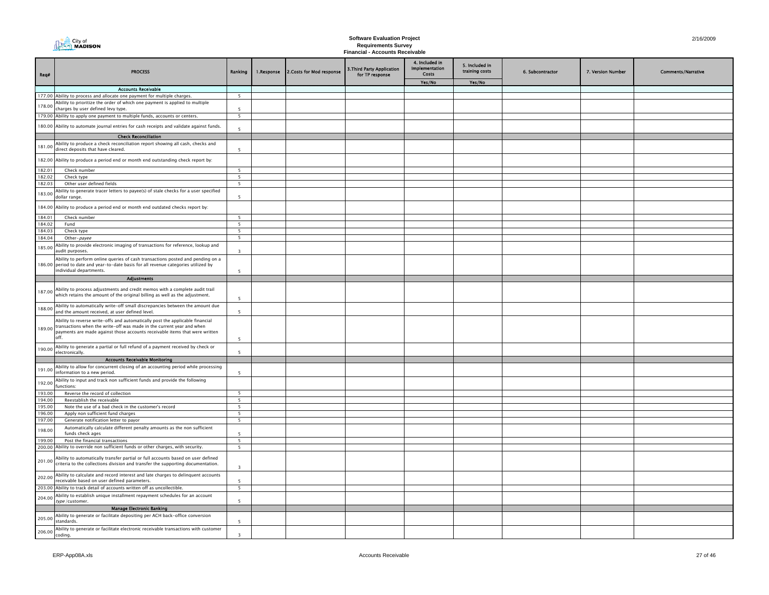# Software Evaluation Project
## Requirements Survey
### Financial - Accounts Receivable

| Req# | PROCESS | Ranking | 1.Response | 2.Costs for Mod response | 3.Third Party Application for TP response | 4. Included in Implementation Costs | 5. Included in training costs | 6. Subcontractor | 7. Version Number | Comments/Narrative |
|---|---|---|---|---|---|---|---|---|---|---|
| | | | | | | Yes/No | Yes/No | | | |
| | **Accounts Receivable** | | | | | | | | | |
| 177.00 | Ability to process and allocate one payment for multiple charges. | 5 | | | | | | | | |
| 178.00 | Ability to prioritize the order of which one payment is applied to multiple charges by user defined levy type. | 5 | | | | | | | | |
| 179.00 | Ability to apply one payment to multiple funds, accounts or centers. | 5 | | | | | | | | |
| 180.00 | Ability to automate journal entries for cash receipts and validate against funds. | 5 | | | | | | | | |
| | **Check Reconciliation** | | | | | | | | | |
| 181.00 | Ability to produce a check reconciliation report showing all cash, checks and direct deposits that have cleared. | 5 | | | | | | | | |
| 182.00 | Ability to produce a period end or month end outstanding check report by: | | | | | | | | | |
| 182.01 | Check number | 5 | | | | | | | | |
| 182.02 | Check type | 5 | | | | | | | | |
| 182.03 | Other user defined fields | 5 | | | | | | | | |
| 183.00 | Ability to generate tracer letters to payee(s) of stale checks for a user specified dollar range. | 5 | | | | | | | | |
| 184.00 | Ability to produce a period end or month end outdated checks report by: | | | | | | | | | |
| 184.01 | Check number | 5 | | | | | | | | |
| 184.02 | Fund | 5 | | | | | | | | |
| 184.03 | Check type | 5 | | | | | | | | |
| 184.04 | Other-*payee* | 5 | | | | | | | | |
| 185.00 | Ability to provide electronic imaging of transactions for reference, lookup and audit purposes. | 3 | | | | | | | | |
| 186.00 | Ability to perform online queries of cash transactions posted and pending on a period to date and year-to-date basis for all revenue categories utilized by individual departments. | 5 | | | | | | | | |
| | **Adjustments** | | | | | | | | | |
| 187.00 | Ability to process adjustments and credit memos with a complete audit trail which retains the amount of the original billing as well as the adjustment. | 5 | | | | | | | | |
| 188.00 | Ability to automatically write-off small discrepancies between the amount due and the amount received, at user defined level. | 5 | | | | | | | | |
| 189.00 | Ability to reverse write-offs and automatically post the applicable financial transactions when the write-off was made in the current year and when payments are made against those accounts receivable items that were written off. | 5 | | | | | | | | |
| 190.00 | Ability to generate a partial or full refund of a payment received by check or electronically. | 5 | | | | | | | | |
| | **Accounts Receivable Monitoring** | | | | | | | | | |
| 191.00 | Ability to allow for concurrent closing of an accounting period while processing information to a new period. | 5 | | | | | | | | |
| 192.00 | Ability to input and track non sufficient funds and provide the following functions: | | | | | | | | | |
| 193.00 | Reverse the record of collection | 5 | | | | | | | | |
| 194.00 | Reestablish the receivable | 5 | | | | | | | | |
| 195.00 | Note the use of a bad check in the customer's record | 5 | | | | | | | | |
| 196.00 | Apply non sufficient fund charges | 5 | | | | | | | | |
| 197.00 | Generate notification letter to payor | 5 | | | | | | | | |
| 198.00 | Automatically calculate different penalty amounts as the non sufficient funds check ages | 5 | | | | | | | | |
| 199.00 | Post the financial transactions | 5 | | | | | | | | |
| 200.00 | Ability to override non sufficient funds or other charges, with security. | 5 | | | | | | | | |
| 201.00 | Ability to automatically transfer partial or full accounts based on user defined criteria to the collections division and transfer the supporting documentation. | 3 | | | | | | | | |
| 202.00 | Ability to calculate and record interest and late charges to delinquent accounts receivable based on user defined parameters. | 5 | | | | | | | | |
| 203.00 | Ability to track detail of accounts written off as uncollectible. | 5 | | | | | | | | |
| 204.00 | Ability to establish unique installment repayment schedules for an account *type* /customer. | 5 | | | | | | | | |
| | **Manage Electronic Banking** | | | | | | | | | |
| 205.00 | Ability to generate or facilitate depositing per ACH back-office conversion standards. | 5 | | | | | | | | |
| 206.00 | Ability to generate or facilitate electronic receivable transactions with customer coding. | 3 | | | | | | | | |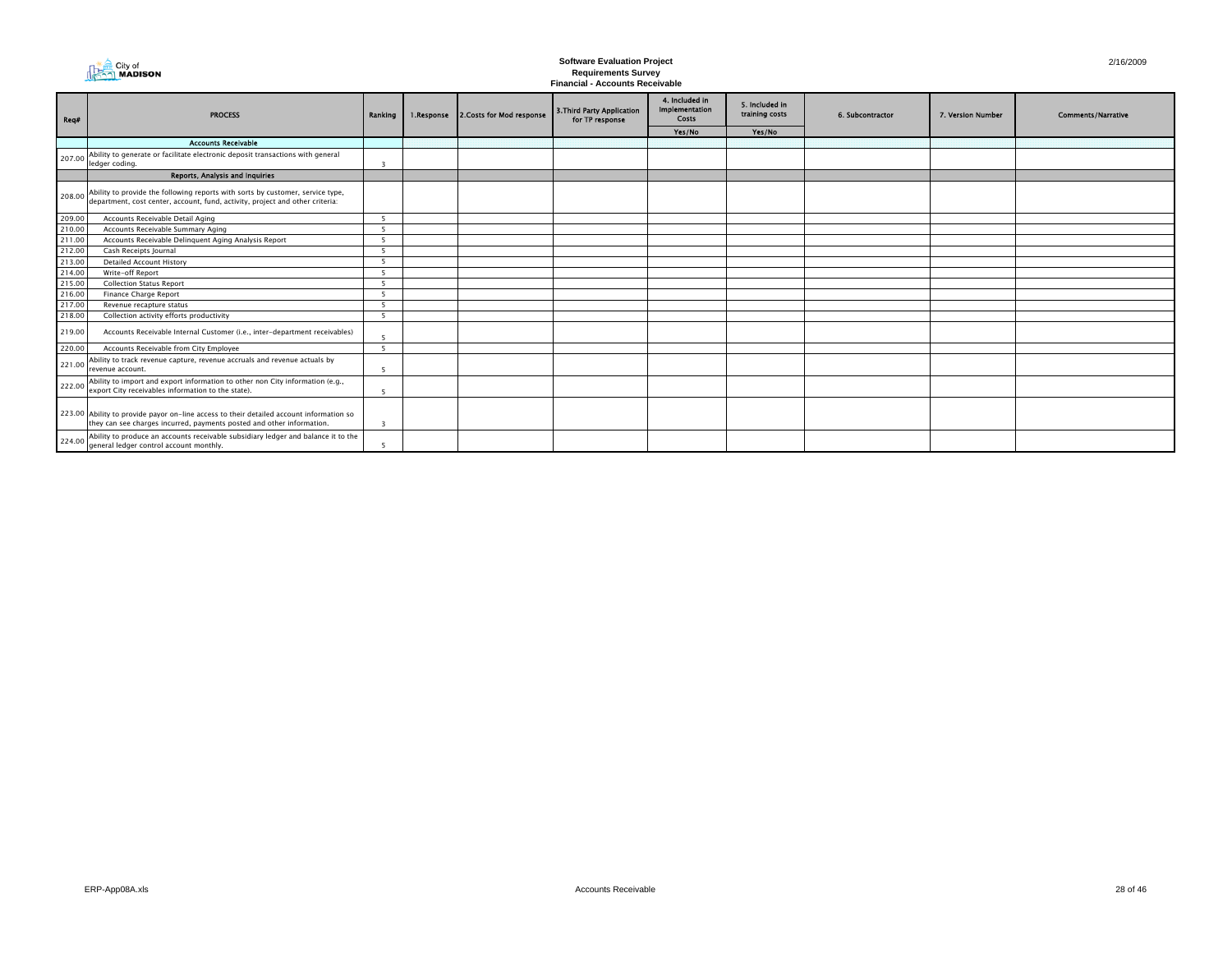# Software Evaluation Project
## Requirements Survey
### Financial - Accounts Receivable

2/16/2009

| Req# | PROCESS | Ranking | 1.Response | 2.Costs for Mod response | 3.Third Party Application for TP response | 4. Included in Implementation Costs | 5. Included in training costs | 6. Subcontractor | 7. Version Number | Comments/Narrative |
|---|---|---|---|---|---|---|---|---|---|---|
| | | | | | | Yes/No | Yes/No | | | |
| | **Accounts Receivable** | | | | | | | | | |
| 207.00 | Ability to generate or facilitate electronic deposit transactions with general ledger coding. | 3 | | | | | | | | |
| | **Reports, Analysis and Inquiries** | | | | | | | | | |
| 208.00 | Ability to provide the following reports with sorts by customer, service type, department, cost center, account, fund, activity, project and other criteria: | | | | | | | | | |
| 209.00 | Accounts Receivable Detail Aging | 5 | | | | | | | | |
| 210.00 | Accounts Receivable Summary Aging | 5 | | | | | | | | |
| 211.00 | Accounts Receivable Delinquent Aging Analysis Report | 5 | | | | | | | | |
| 212.00 | Cash Receipts Journal | 5 | | | | | | | | |
| 213.00 | Detailed Account History | 5 | | | | | | | | |
| 214.00 | Write-off Report | 5 | | | | | | | | |
| 215.00 | Collection Status Report | 5 | | | | | | | | |
| 216.00 | Finance Charge Report | 5 | | | | | | | | |
| 217.00 | Revenue recapture status | 5 | | | | | | | | |
| 218.00 | Collection activity efforts productivity | 5 | | | | | | | | |
| 219.00 | Accounts Receivable Internal Customer (i.e., inter-department receivables) | 5 | | | | | | | | |
| 220.00 | Accounts Receivable from City Employee | 5 | | | | | | | | |
| 221.00 | Ability to track revenue capture, revenue accruals and revenue actuals by revenue account. | 5 | | | | | | | | |
| 222.00 | Ability to import and export information to other non City information (e.g., export City receivables information to the state). | 5 | | | | | | | | |
| 223.00 | Ability to provide payor on-line access to their detailed account information so they can see charges incurred, payments posted and other information. | 3 | | | | | | | | |
| 224.00 | Ability to produce an accounts receivable subsidiary ledger and balance it to the general ledger control account monthly. | 5 | | | | | | | | |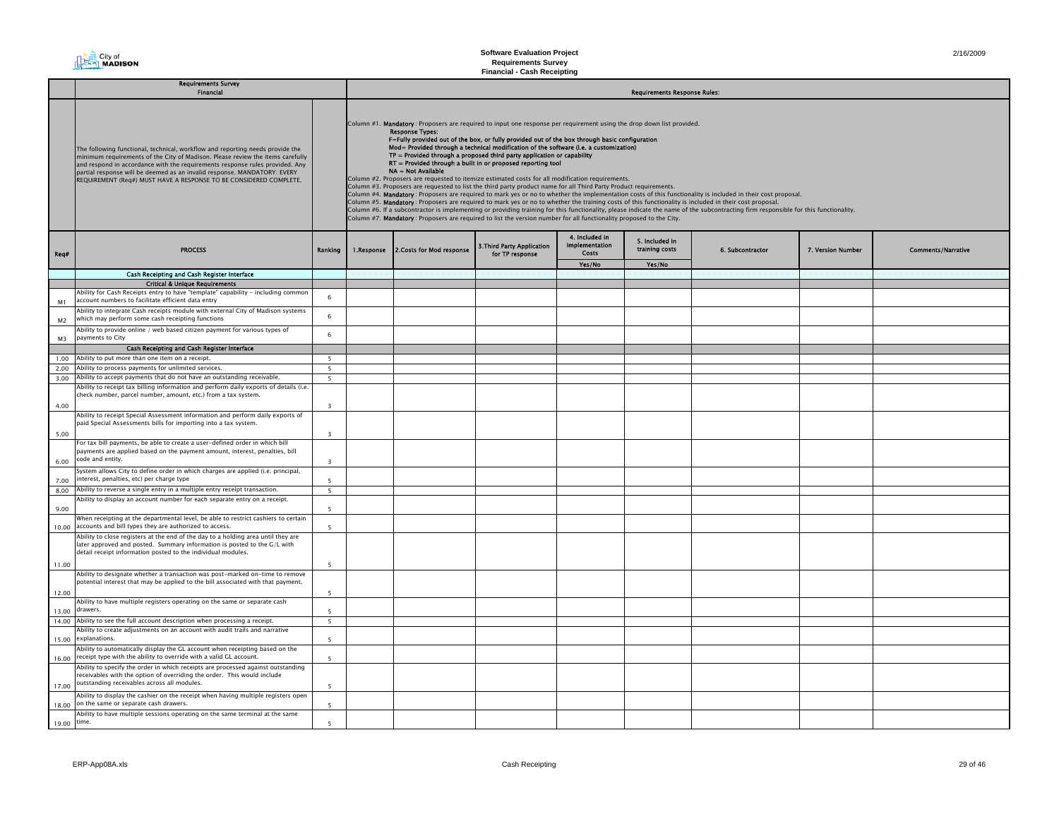# Software Evaluation Project
## Requirements Survey
## Financial - Cash Receipting

**Requirements Survey**
**Financial**

The following functional, technical, workflow and reporting needs provide the minimum requirements of the City of Madison. Please review the items carefully and respond in accordance with the requirements response rules provided. Any partial response will be deemed as an invalid response. MANDATORY: EVERY REQUIREMENT (Req#) MUST HAVE A RESPONSE TO BE CONSIDERED COMPLETE.

**Requirements Response Rules:**

Column #1. **Mandatory**: Proposers are required to input one response per requirement using the drop down list provided.
**Response Types:**
F=Fully provided out of the box, or fully provided out of the box through basic configuration
Mod= Provided through a technical modification of the software (i.e. a customization)
TP = Provided through a proposed third party application or capability
RT = Provided through a built in or proposed reporting tool
NA = Not Available
Column #2. Proposers are requested to itemize estimated costs for all modification requirements.
Column #3. Proposers are requested to list the third party product name for all Third Party Product requirements.
Column #4. **Mandatory**: Proposers are required to mark yes or no to whether the implementation costs of this functionality is included in their cost proposal.
Column #5. **Mandatory**: Proposers are required to mark yes or no to whether the training costs of this functionality is included in their cost proposal.
Column #6. If a subcontractor is implementing or providing training for this functionality, please indicate the name of the subcontracting firm responsible for this functionality.
Column #7. **Mandatory**: Proposers are required to list the version number for all functionality proposed to the City.

| Req# | PROCESS | Ranking | 1.Response | 2.Costs for Mod response | 3.Third Party Application for TP response | 4. Included in Implementation Costs | 5. Included in training costs | 6. Subcontractor | 7. Version Number | Comments/Narrative |
|---|---|---|---|---|---|---|---|---|---|---|
| | | | | | | Yes/No | Yes/No | | | |
| | **Cash Receipting and Cash Register Interface** | | | | | | | | | |
| | **Critical & Unique Requirements** | | | | | | | | | |
| M1 | Ability for Cash Receipts entry to have "template" capability - including common account numbers to facilitate efficient data entry | 6 | | | | | | | | |
| M2 | Ability to integrate Cash receipts module with external City of Madison systems which may perform some cash receipting functions | 6 | | | | | | | | |
| M3 | Ability to provide online / web based citizen payment for various types of payments to City | 6 | | | | | | | | |
| | **Cash Receipting and Cash Register Interface** | | | | | | | | | |
| 1.00 | Ability to put more than one item on a receipt. | 5 | | | | | | | | |
| 2.00 | Ability to process payments for unlimited services. | 5 | | | | | | | | |
| 3.00 | Ability to accept payments that do not have an outstanding receivable. | 5 | | | | | | | | |
| 4.00 | Ability to receipt tax billing information and perform daily exports of details (i.e. check number, parcel number, amount, etc.) from a tax system. | 3 | | | | | | | | |
| 5.00 | Ability to receipt Special Assessment information and perform daily exports of paid Special Assessments bills for importing into a tax system. | 3 | | | | | | | | |
| 6.00 | For tax bill payments, be able to create a user-defined order in which bill payments are applied based on the payment amount, interest, penalties, bill code and entity. | 3 | | | | | | | | |
| 7.00 | System allows City to define order in which charges are applied (i.e. principal, interest, penalties, etc) per charge type | 5 | | | | | | | | |
| 8.00 | Ability to reverse a single entry in a multiple entry receipt transaction. | 5 | | | | | | | | |
| 9.00 | Ability to display an account number for each separate entry on a receipt. | 5 | | | | | | | | |
| 10.00 | When receipting at the departmental level, be able to restrict cashiers to certain accounts and bill types they are authorized to access. | 5 | | | | | | | | |
| 11.00 | Ability to close registers at the end of the day to a holding area until they are later approved and posted. Summary information is posted to the G/L with detail receipt information posted to the individual modules. | 5 | | | | | | | | |
| 12.00 | Ability to designate whether a transaction was post-marked on-time to remove potential interest that may be applied to the bill associated with that payment. | 5 | | | | | | | | |
| 13.00 | Ability to have multiple registers operating on the same or separate cash drawers. | 5 | | | | | | | | |
| 14.00 | Ability to see the full account description when processing a receipt. | 5 | | | | | | | | |
| 15.00 | Ability to create adjustments on an account with audit trails and narrative explanations. | 5 | | | | | | | | |
| 16.00 | Ability to automatically display the GL account when receipting based on the receipt type with the ability to override with a valid GL account. | 5 | | | | | | | | |
| 17.00 | Ability to specify the order in which receipts are processed against outstanding receivables with the option of overriding the order. This would include outstanding receivables across all modules. | 5 | | | | | | | | |
| 18.00 | Ability to display the cashier on the receipt when having multiple registers open on the same or separate cash drawers. | 5 | | | | | | | | |
| 19.00 | Ability to have multiple sessions operating on the same terminal at the same time. | 5 | | | | | | | | |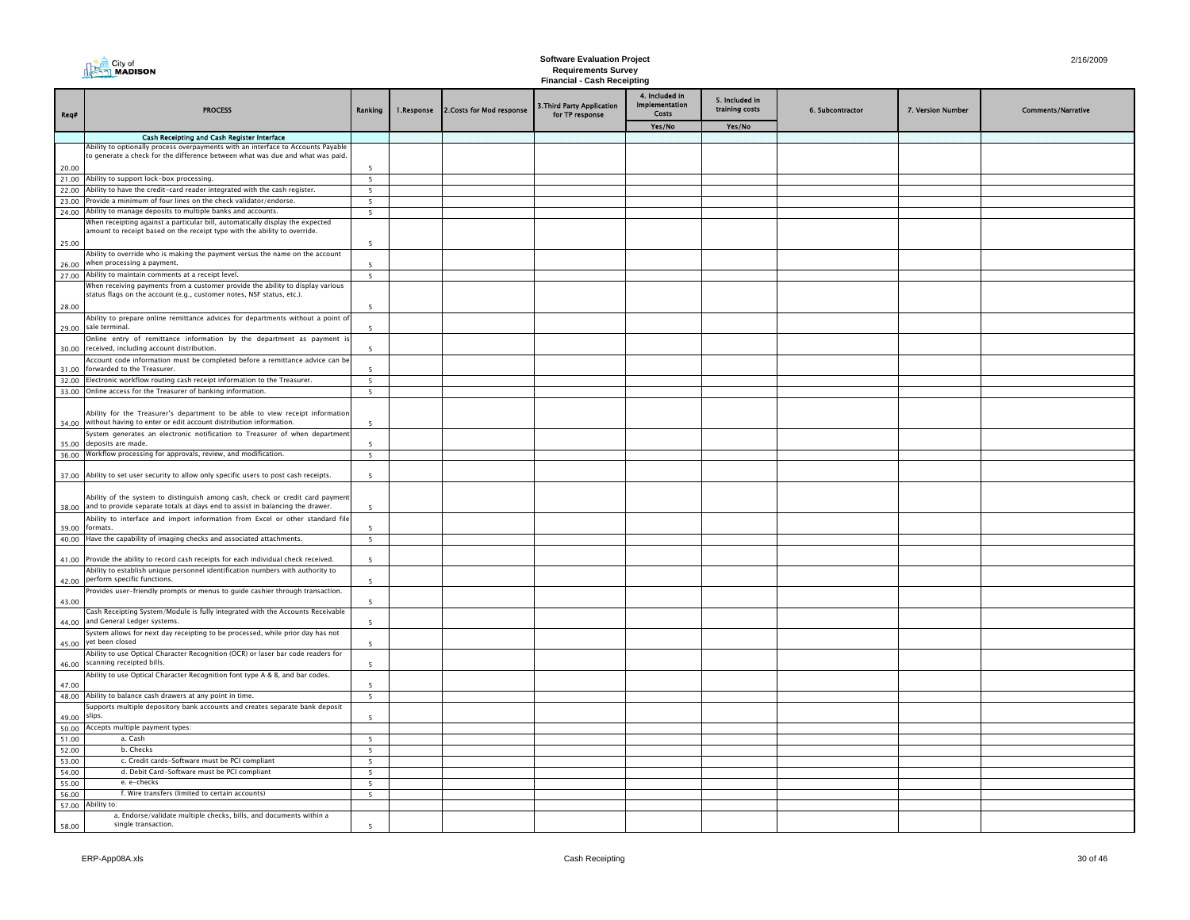# Software Evaluation Project
## Requirements Survey
### Financial - Cash Receipting

| Req# | PROCESS | Ranking | 1.Response | 2.Costs for Mod response | 3.Third Party Application for TP response | 4. Included in Implementation Costs | 5. Included in training costs | 6. Subcontractor | 7. Version Number | Comments/Narrative |
|---|---|---|---|---|---|---|---|---|---|---|
| | | | | | | Yes/No | Yes/No | | | |
| | **Cash Receipting and Cash Register Interface** | | | | | | | | | |
| 20.00 | Ability to optionally process overpayments with an interface to Accounts Payable to generate a check for the difference between what was due and what was paid. | 5 | | | | | | | | |
| 21.00 | Ability to support lock-box processing. | 5 | | | | | | | | |
| 22.00 | Ability to have the credit-card reader integrated with the cash register. | 5 | | | | | | | | |
| 23.00 | Provide a minimum of four lines on the check validator/endorse. | 5 | | | | | | | | |
| 24.00 | Ability to manage deposits to multiple banks and accounts. | 5 | | | | | | | | |
| 25.00 | When receipting against a particular bill, automatically display the expected amount to receipt based on the receipt type with the ability to override. | 5 | | | | | | | | |
| 26.00 | Ability to override who is making the payment versus the name on the account when processing a payment. | 5 | | | | | | | | |
| 27.00 | Ability to maintain comments at a receipt level. | 5 | | | | | | | | |
| 28.00 | When receiving payments from a customer provide the ability to display various status flags on the account (e.g., customer notes, NSF status, etc.). | 5 | | | | | | | | |
| 29.00 | Ability to prepare online remittance advices for departments without a point of sale terminal. | 5 | | | | | | | | |
| 30.00 | Online entry of remittance information by the department as payment is received, including account distribution. | 5 | | | | | | | | |
| 31.00 | Account code information must be completed before a remittance advice can be forwarded to the Treasurer. | 5 | | | | | | | | |
| 32.00 | Electronic workflow routing cash receipt information to the Treasurer. | 5 | | | | | | | | |
| 33.00 | Online access for the Treasurer of banking information. | 5 | | | | | | | | |
| 34.00 | Ability for the Treasurer's department to be able to view receipt information without having to enter or edit account distribution information. | 5 | | | | | | | | |
| 35.00 | System generates an electronic notification to Treasurer of when department deposits are made. | 5 | | | | | | | | |
| 36.00 | Workflow processing for approvals, review, and modification. | 5 | | | | | | | | |
| 37.00 | Ability to set user security to allow only specific users to post cash receipts. | 5 | | | | | | | | |
| 38.00 | Ability of the system to distinguish among cash, check or credit card payment and to provide separate totals at days end to assist in balancing the drawer. | 5 | | | | | | | | |
| 39.00 | Ability to interface and import information from Excel or other standard file formats. | 5 | | | | | | | | |
| 40.00 | Have the capability of imaging checks and associated attachments. | 5 | | | | | | | | |
| 41.00 | Provide the ability to record cash receipts for each individual check received. | 5 | | | | | | | | |
| 42.00 | Ability to establish unique personnel identification numbers with authority to perform specific functions. | 5 | | | | | | | | |
| 43.00 | Provides user-friendly prompts or menus to guide cashier through transaction. | 5 | | | | | | | | |
| 44.00 | Cash Receipting System/Module is fully integrated with the Accounts Receivable and General Ledger systems. | 5 | | | | | | | | |
| 45.00 | System allows for next day receipting to be processed, while prior day has not yet been closed | 5 | | | | | | | | |
| 46.00 | Ability to use Optical Character Recognition (OCR) or laser bar code readers for scanning receipted bills. | 5 | | | | | | | | |
| 47.00 | Ability to use Optical Character Recognition font type A & B, and bar codes. | 5 | | | | | | | | |
| 48.00 | Ability to balance cash drawers at any point in time. | 5 | | | | | | | | |
| 49.00 | Supports multiple depository bank accounts and creates separate bank deposit slips. | 5 | | | | | | | | |
| 50.00 | Accepts multiple payment types: | | | | | | | | | |
| 51.00 | a. Cash | 5 | | | | | | | | |
| 52.00 | b. Checks | 5 | | | | | | | | |
| 53.00 | c. Credit cards-Software must be PCI compliant | 5 | | | | | | | | |
| 54.00 | d. Debit Card-Software must be PCI compliant | 5 | | | | | | | | |
| 55.00 | e. e-checks | 5 | | | | | | | | |
| 56.00 | f. Wire transfers (limited to certain accounts) | 5 | | | | | | | | |
| 57.00 | Ability to: | | | | | | | | | |
| 58.00 | a. Endorse/validate multiple checks, bills, and documents within a single transaction. | 5 | | | | | | | | |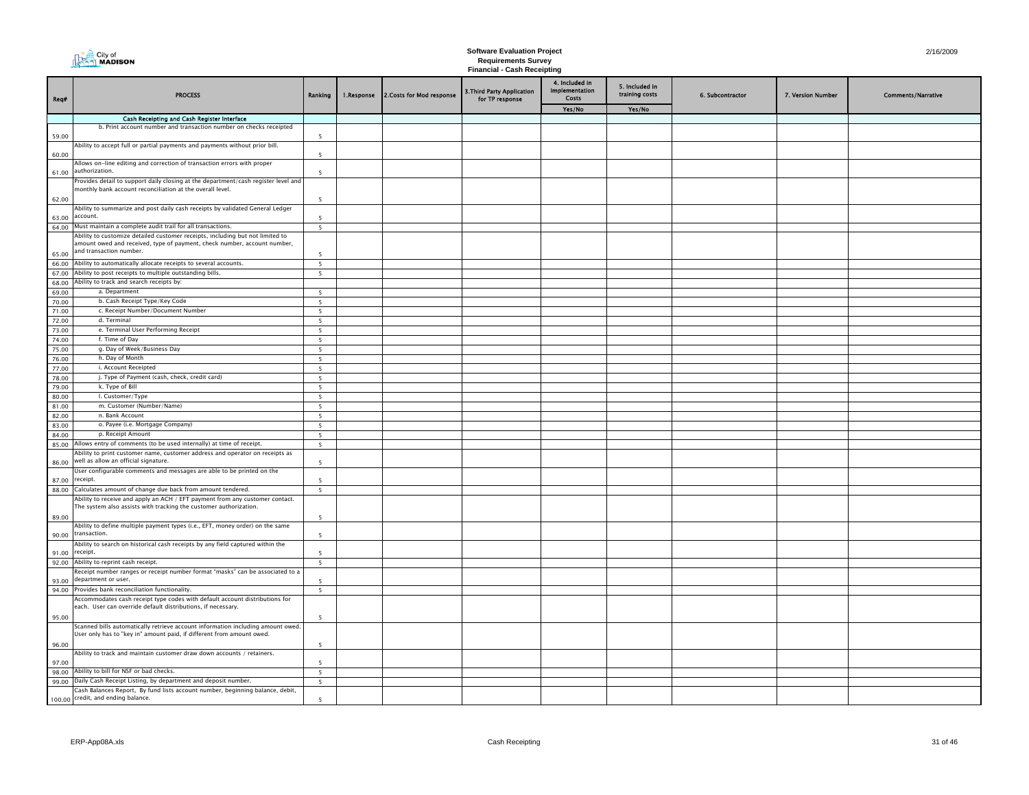# Software Evaluation Project
## Requirements Survey
### Financial - Cash Receipting

| Req# | PROCESS | Ranking | 1.Response | 2.Costs for Mod response | 3.Third Party Application for TP response | 4. Included in Implementation Costs | 5. Included in training costs | 6. Subcontractor | 7. Version Number | Comments/Narrative |
|---|---|---|---|---|---|---|---|---|---|---|
| | | | | | | Yes/No | Yes/No | | | |
| | **Cash Receipting and Cash Register Interface** | | | | | | | | | |
| 59.00 | b. Print account number and transaction number on checks receipted | 5 | | | | | | | | |
| 60.00 | Ability to accept full or partial payments and payments without prior bill. | 5 | | | | | | | | |
| 61.00 | Allows on-line editing and correction of transaction errors with proper authorization. | 5 | | | | | | | | |
| 62.00 | Provides detail to support daily closing at the department/cash register level and monthly bank account reconciliation at the overall level. | 5 | | | | | | | | |
| 63.00 | Ability to summarize and post daily cash receipts by validated General Ledger account. | 5 | | | | | | | | |
| 64.00 | Must maintain a complete audit trail for all transactions. | 5 | | | | | | | | |
| 65.00 | Ability to customize detailed customer receipts, including but not limited to amount owed and received, type of payment, check number, account number, and transaction number. | 5 | | | | | | | | |
| 66.00 | Ability to automatically allocate receipts to several accounts. | 5 | | | | | | | | |
| 67.00 | Ability to post receipts to multiple outstanding bills. | 5 | | | | | | | | |
| 68.00 | Ability to track and search receipts by: | | | | | | | | | |
| 69.00 | a. Department | 5 | | | | | | | | |
| 70.00 | b. Cash Receipt Type/Key Code | 5 | | | | | | | | |
| 71.00 | c. Receipt Number/Document Number | 5 | | | | | | | | |
| 72.00 | d. Terminal | 5 | | | | | | | | |
| 73.00 | e. Terminal User Performing Receipt | 5 | | | | | | | | |
| 74.00 | f. Time of Day | 5 | | | | | | | | |
| 75.00 | g. Day of Week/Business Day | 5 | | | | | | | | |
| 76.00 | h. Day of Month | 5 | | | | | | | | |
| 77.00 | i. Account Receipted | 5 | | | | | | | | |
| 78.00 | j. Type of Payment (cash, check, credit card) | 5 | | | | | | | | |
| 79.00 | k. Type of Bill | 5 | | | | | | | | |
| 80.00 | l. Customer/Type | 5 | | | | | | | | |
| 81.00 | m. Customer (Number/Name) | 5 | | | | | | | | |
| 82.00 | n. Bank Account | 5 | | | | | | | | |
| 83.00 | o. Payee (i.e. Mortgage Company) | 5 | | | | | | | | |
| 84.00 | p. Receipt Amount | 5 | | | | | | | | |
| 85.00 | Allows entry of comments (to be used internally) at time of receipt. | 5 | | | | | | | | |
| 86.00 | Ability to print customer name, customer address and operator on receipts as well as allow an official signature. | 5 | | | | | | | | |
| 87.00 | User configurable comments and messages are able to be printed on the receipt. | 5 | | | | | | | | |
| 88.00 | Calculates amount of change due back from amount tendered. | 5 | | | | | | | | |
| 89.00 | Ability to receive and apply an ACH / EFT payment from any customer contact. The system also assists with tracking the customer authorization. | 5 | | | | | | | | |
| 90.00 | Ability to define multiple payment types (i.e., EFT, money order) on the same transaction. | 5 | | | | | | | | |
| 91.00 | Ability to search on historical cash receipts by any field captured within the receipt. | 5 | | | | | | | | |
| 92.00 | Ability to reprint cash receipt. | 5 | | | | | | | | |
| 93.00 | Receipt number ranges or receipt number format "masks" can be associated to a department or user. | 5 | | | | | | | | |
| 94.00 | Provides bank reconciliation functionality. | 5 | | | | | | | | |
| 95.00 | Accommodates cash receipt type codes with default account distributions for each. User can override default distributions, if necessary. | 5 | | | | | | | | |
| 96.00 | Scanned bills automatically retrieve account information including amount owed. User only has to "key in" amount paid, if different from amount owed. | 5 | | | | | | | | |
| 97.00 | Ability to track and maintain customer draw down accounts / retainers. | 5 | | | | | | | | |
| 98.00 | Ability to bill for NSF or bad checks. | 5 | | | | | | | | |
| 99.00 | Daily Cash Receipt Listing, by department and deposit number. | 5 | | | | | | | | |
| 100.00 | Cash Balances Report, By fund lists account number, beginning balance, debit, credit, and ending balance. | 5 | | | | | | | | |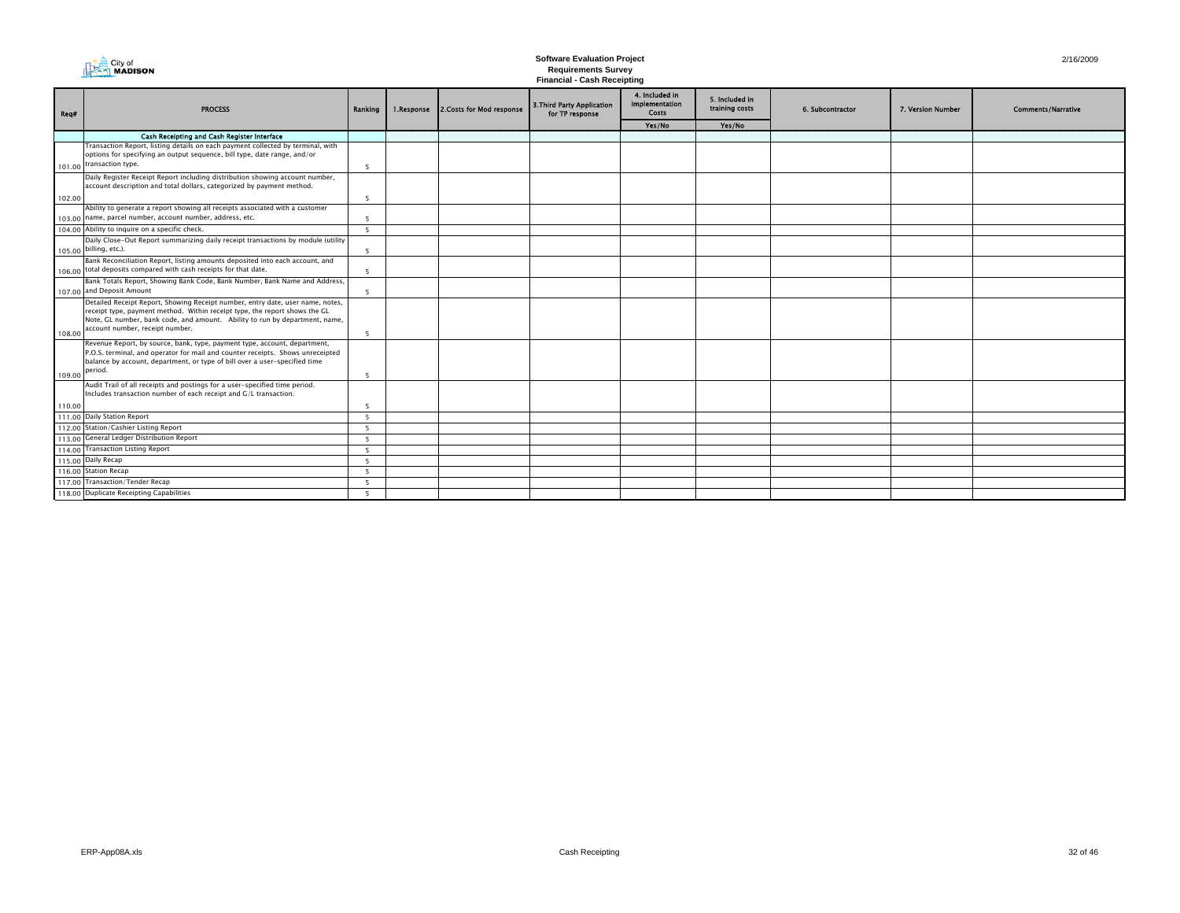City of MADISON

**Software Evaluation Project**
**Requirements Survey**
**Financial - Cash Receipting**

2/16/2009

| Req# | PROCESS | Ranking | 1.Response | 2.Costs for Mod response | 3.Third Party Application for TP response | 4. Included in Implementation Costs | 5. Included in training costs | 6. Subcontractor | 7. Version Number | Comments/Narrative |
|---|---|---|---|---|---|---|---|---|---|---|
| | | | | | | Yes/No | Yes/No | | | |
| | **Cash Receipting and Cash Register Interface** | | | | | | | | | |
| 101.00 | Transaction Report, listing details on each payment collected by terminal, with options for specifying an output sequence, bill type, date range, and/or transaction type. | 5 | | | | | | | | |
| 102.00 | Daily Register Receipt Report including distribution showing account number, account description and total dollars, categorized by payment method. | 5 | | | | | | | | |
| 103.00 | Ability to generate a report showing all receipts associated with a customer name, parcel number, account number, address, etc. | 5 | | | | | | | | |
| 104.00 | Ability to inquire on a specific check. | 5 | | | | | | | | |
| 105.00 | Daily Close-Out Report summarizing daily receipt transactions by module (utility billing, etc.). | 5 | | | | | | | | |
| 106.00 | Bank Reconciliation Report, listing amounts deposited into each account, and total deposits compared with cash receipts for that date. | 5 | | | | | | | | |
| 107.00 | Bank Totals Report, Showing Bank Code, Bank Number, Bank Name and Address, and Deposit Amount | 5 | | | | | | | | |
| 108.00 | Detailed Receipt Report, Showing Receipt number, entry date, user name, notes, receipt type, payment method. Within receipt type, the report shows the GL Note, GL number, bank code, and amount. Ability to run by department, name, account number, receipt number. | 5 | | | | | | | | |
| 109.00 | Revenue Report, by source, bank, type, payment type, account, department, P.O.S. terminal, and operator for mail and counter receipts. Shows unreceipted balance by account, department, or type of bill over a user-specified time period. | 5 | | | | | | | | |
| 110.00 | Audit Trail of all receipts and postings for a user-specified time period. Includes transaction number of each receipt and G/L transaction. | 5 | | | | | | | | |
| 111.00 | Daily Station Report | 5 | | | | | | | | |
| 112.00 | Station/Cashier Listing Report | 5 | | | | | | | | |
| 113.00 | General Ledger Distribution Report | 5 | | | | | | | | |
| 114.00 | Transaction Listing Report | 5 | | | | | | | | |
| 115.00 | Daily Recap | 5 | | | | | | | | |
| 116.00 | Station Recap | 5 | | | | | | | | |
| 117.00 | Transaction/Tender Recap | 5 | | | | | | | | |
| 118.00 | Duplicate Receipting Capabilities | 5 | | | | | | | | |

ERP-App08A.xls

Cash Receipting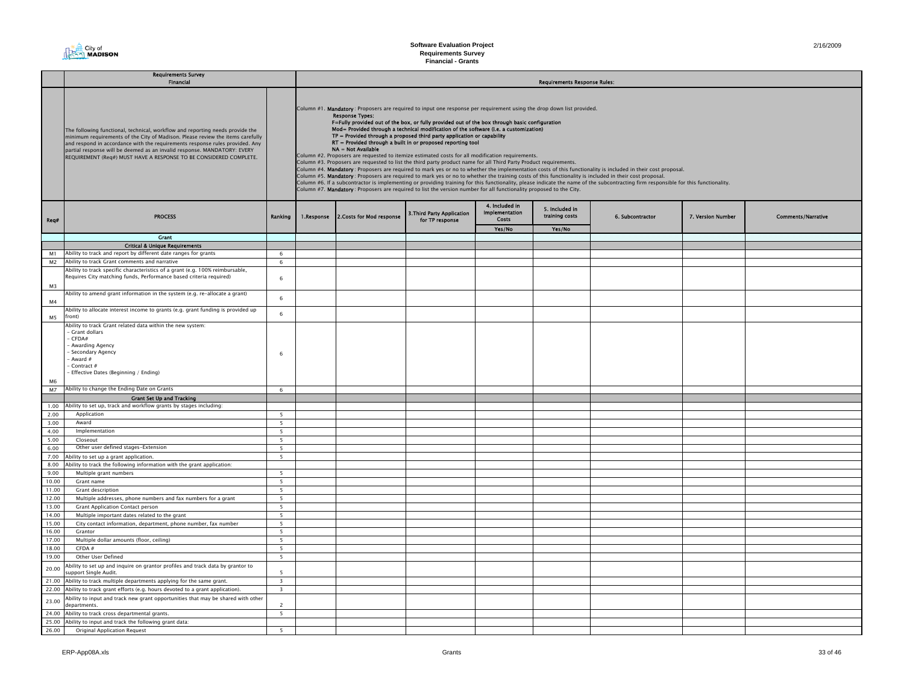# Software Evaluation Project
## Requirements Survey
## Financial - Grants

| | Requirements Survey Financial | | Requirements Response Rules: | | | | | | | |
|---|---|---|---|---|---|---|---|---|---|---|
| | The following functional, technical, workflow and reporting needs provide the minimum requirements of the City of Madison. Please review the items carefully and respond in accordance with the requirements response rules provided. Any partial response will be deemed as an invalid response. MANDATORY: EVERY REQUIREMENT (Req#) MUST HAVE A RESPONSE TO BE CONSIDERED COMPLETE. | | Column #1. **Mandatory**: Proposers are required to input one response per requirement using the drop down list provided. **Response Types:** **F=Fully provided out of the box, or fully provided out of the box through basic configuration** **Mod= Provided through a technical modification of the software (i.e. a customization)** **TP = Provided through a proposed third party application or capability** **RT = Provided through a built in or proposed reporting tool** **NA = Not Available** Column #2. Proposers are requested to itemize estimated costs for all modification requirements. Column #3. Proposers are requested to list the third party product name for all Third Party Product requirements. Column #4. **Mandatory**: Proposers are required to mark yes or no to whether the implementation costs of this functionality is included in their cost proposal. Column #5. **Mandatory**: Proposers are required to mark yes or no to whether the training costs of this functionality is included in their cost proposal. Column #6. If a subcontractor is implementing or providing training for this functionality, please indicate the name of the subcontracting firm responsible for this functionality. Column #7. **Mandatory**: Proposers are required to list the version number for all functionality proposed to the City. | | | | | | | |
| Req# | PROCESS | Ranking | 1.Response | 2.Costs for Mod response | 3.Third Party Application for TP response | 4. Included in Implementation Costs Yes/No | 5. Included in training costs Yes/No | 6. Subcontractor | 7. Version Number | Comments/Narrative |
| | **Grant** | | | | | | | | | |
| | **Critical & Unique Requirements** | | | | | | | | | |
| M1 | Ability to track and report by different date ranges for grants | 6 | | | | | | | | |
| M2 | Ability to track Grant comments and narrative | 6 | | | | | | | | |
| M3 | Ability to track specific characteristics of a grant (e.g. 100% reimbursable, Requires City matching funds, Performance based criteria required) | 6 | | | | | | | | |
| M4 | Ability to amend grant information in the system (e.g. re-allocate a grant) | 6 | | | | | | | | |
| M5 | Ability to allocate interest income to grants (e.g. grant funding is provided up front) | 6 | | | | | | | | |
| M6 | Ability to track Grant related data within the new system:<br>- Grant dollars<br>- CFDA#<br>- Awarding Agency<br>- Secondary Agency<br>- Award #<br>- Contract #<br>- Effective Dates (Beginning / Ending) | 6 | | | | | | | | |
| M7 | Ability to change the Ending Date on Grants | 6 | | | | | | | | |
| | **Grant Set Up and Tracking** | | | | | | | | | |
| 1.00 | Ability to set up, track and workflow grants by stages including: | | | | | | | | | |
| 2.00 | Application | 5 | | | | | | | | |
| 3.00 | Award | 5 | | | | | | | | |
| 4.00 | Implementation | 5 | | | | | | | | |
| 5.00 | Closeout | 5 | | | | | | | | |
| 6.00 | Other user defined stages-Extension | 5 | | | | | | | | |
| 7.00 | Ability to set up a grant application. | 5 | | | | | | | | |
| 8.00 | Ability to track the following information with the grant application: | | | | | | | | | |
| 9.00 | Multiple grant numbers | 5 | | | | | | | | |
| 10.00 | Grant name | 5 | | | | | | | | |
| 11.00 | Grant description | 5 | | | | | | | | |
| 12.00 | Multiple addresses, phone numbers and fax numbers for a grant | 5 | | | | | | | | |
| 13.00 | Grant Application Contact person | 5 | | | | | | | | |
| 14.00 | Multiple important dates related to the grant | 5 | | | | | | | | |
| 15.00 | City contact information, department, phone number, fax number | 5 | | | | | | | | |
| 16.00 | Grantor | 5 | | | | | | | | |
| 17.00 | Multiple dollar amounts (floor, ceiling) | 5 | | | | | | | | |
| 18.00 | CFDA # | 5 | | | | | | | | |
| 19.00 | Other User Defined | 5 | | | | | | | | |
| 20.00 | Ability to set up and inquire on grantor profiles and track data by grantor to support Single Audit. | 5 | | | | | | | | |
| 21.00 | Ability to track multiple departments applying for the same grant. | 3 | | | | | | | | |
| 22.00 | Ability to track grant efforts (e.g. hours devoted to a grant application). | 3 | | | | | | | | |
| 23.00 | Ability to input and track new grant opportunities that may be shared with other departments. | 2 | | | | | | | | |
| 24.00 | Ability to track cross departmental grants. | 5 | | | | | | | | |
| 25.00 | Ability to input and track the following grant data: | | | | | | | | | |
| 26.00 | Original Application Request | 5 | | | | | | | | |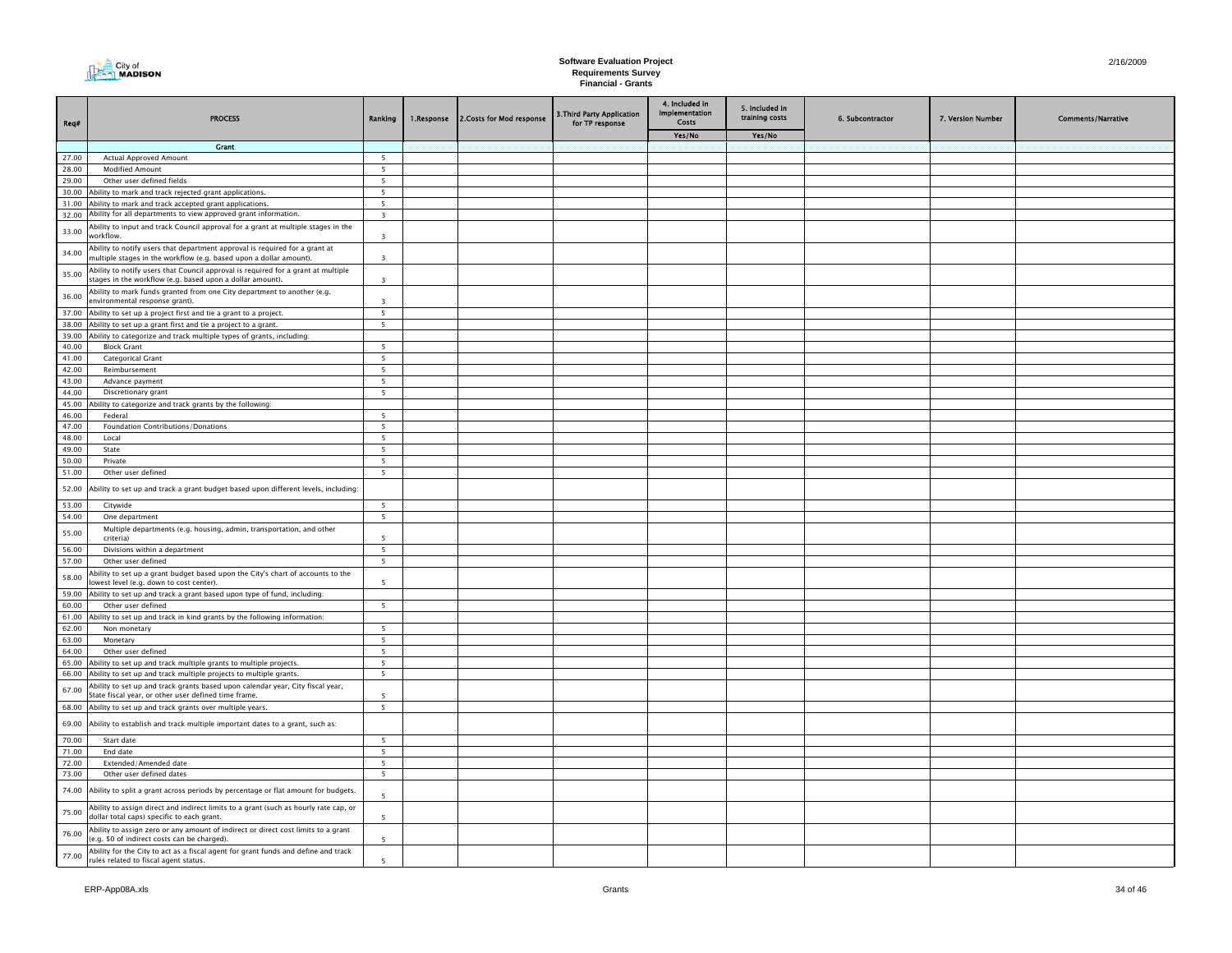# Software Evaluation Project
## Requirements Survey
### Financial - Grants

2/16/2009

| Req# | PROCESS | Ranking | 1.Response | 2.Costs for Mod response | 3.Third Party Application for TP response | 4. Included in Implementation Costs | 5. Included in training costs | 6. Subcontractor | 7. Version Number | Comments/Narrative |
|---|---|---|---|---|---|---|---|---|---|---|
| | | | | | | Yes/No | Yes/No | | | |
| | Grant | | | | | | | | | |
| 27.00 | Actual Approved Amount | 5 | | | | | | | | |
| 28.00 | Modified Amount | 5 | | | | | | | | |
| 29.00 | Other user defined fields | 5 | | | | | | | | |
| 30.00 | Ability to mark and track rejected grant applications. | 5 | | | | | | | | |
| 31.00 | Ability to mark and track accepted grant applications. | 5 | | | | | | | | |
| 32.00 | Ability for all departments to view approved grant information. | 3 | | | | | | | | |
| 33.00 | Ability to input and track Council approval for a grant at multiple stages in the workflow. | 3 | | | | | | | | |
| 34.00 | Ability to notify users that department approval is required for a grant at multiple stages in the workflow (e.g. based upon a dollar amount). | 3 | | | | | | | | |
| 35.00 | Ability to notify users that Council approval is required for a grant at multiple stages in the workflow (e.g. based upon a dollar amount). | 3 | | | | | | | | |
| 36.00 | Ability to mark funds granted from one City department to another (e.g. environmental response grant). | 3 | | | | | | | | |
| 37.00 | Ability to set up a project first and tie a grant to a project. | 5 | | | | | | | | |
| 38.00 | Ability to set up a grant first and tie a project to a grant. | 5 | | | | | | | | |
| 39.00 | Ability to categorize and track multiple types of grants, including: | | | | | | | | | |
| 40.00 | Block Grant | 5 | | | | | | | | |
| 41.00 | Categorical Grant | 5 | | | | | | | | |
| 42.00 | Reimbursement | 5 | | | | | | | | |
| 43.00 | Advance payment | 5 | | | | | | | | |
| 44.00 | Discretionary grant | 5 | | | | | | | | |
| 45.00 | Ability to categorize and track grants by the following: | | | | | | | | | |
| 46.00 | Federal | 5 | | | | | | | | |
| 47.00 | Foundation Contributions/Donations | 5 | | | | | | | | |
| 48.00 | Local | 5 | | | | | | | | |
| 49.00 | State | 5 | | | | | | | | |
| 50.00 | Private | 5 | | | | | | | | |
| 51.00 | Other user defined | 5 | | | | | | | | |
| 52.00 | Ability to set up and track a grant budget based upon different levels, including: | | | | | | | | | |
| 53.00 | Citywide | 5 | | | | | | | | |
| 54.00 | One department | 5 | | | | | | | | |
| 55.00 | Multiple departments (e.g. housing, admin, transportation, and other criteria) | 5 | | | | | | | | |
| 56.00 | Divisions within a department | 5 | | | | | | | | |
| 57.00 | Other user defined | 5 | | | | | | | | |
| 58.00 | Ability to set up a grant budget based upon the City's chart of accounts to the lowest level (e.g. down to cost center). | 5 | | | | | | | | |
| 59.00 | Ability to set up and track a grant based upon type of fund, including: | | | | | | | | | |
| 60.00 | Other user defined | 5 | | | | | | | | |
| 61.00 | Ability to set up and track in kind grants by the following information: | | | | | | | | | |
| 62.00 | Non monetary | 5 | | | | | | | | |
| 63.00 | Monetary | 5 | | | | | | | | |
| 64.00 | Other user defined | 5 | | | | | | | | |
| 65.00 | Ability to set up and track multiple grants to multiple projects. | 5 | | | | | | | | |
| 66.00 | Ability to set up and track multiple projects to multiple grants. | 5 | | | | | | | | |
| 67.00 | Ability to set up and track grants based upon calendar year, City fiscal year, State fiscal year, or other user defined time frame. | 5 | | | | | | | | |
| 68.00 | Ability to set up and track grants over multiple years. | 5 | | | | | | | | |
| 69.00 | Ability to establish and track multiple important dates to a grant, such as: | | | | | | | | | |
| 70.00 | Start date | 5 | | | | | | | | |
| 71.00 | End date | 5 | | | | | | | | |
| 72.00 | Extended/Amended date | 5 | | | | | | | | |
| 73.00 | Other user defined dates | 5 | | | | | | | | |
| 74.00 | Ability to split a grant across periods by percentage or flat amount for budgets. | 5 | | | | | | | | |
| 75.00 | Ability to assign direct and indirect limits to a grant (such as hourly rate cap, or dollar total caps) specific to each grant. | 5 | | | | | | | | |
| 76.00 | Ability to assign zero or any amount of indirect or direct cost limits to a grant (e.g. $0 of indirect costs can be charged). | 5 | | | | | | | | |
| 77.00 | Ability for the City to act as a fiscal agent for grant funds and define and track rules related to fiscal agent status. | 5 | | | | | | | | |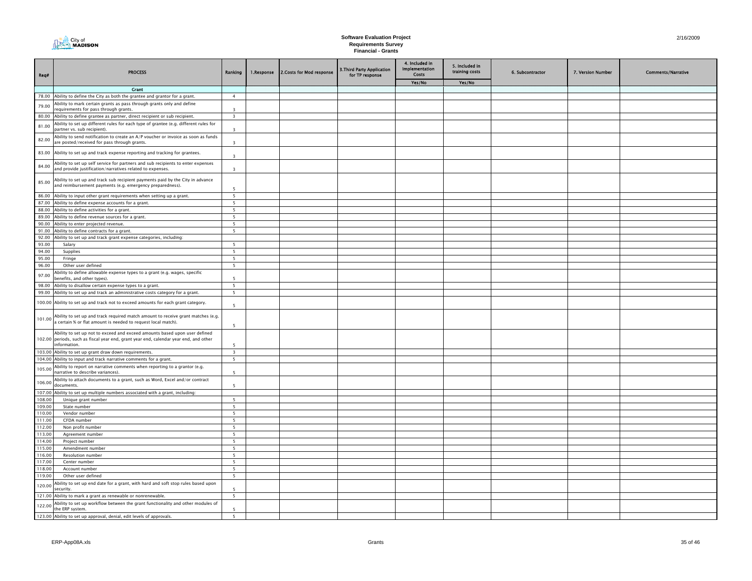# Software Evaluation Project
## Requirements Survey
### Financial - Grants

| Req# | PROCESS | Ranking | 1.Response | 2.Costs for Mod response | 3.Third Party Application for TP response | 4. Included in Implementation Costs | 5. Included in training costs | 6. Subcontractor | 7. Version Number | Comments/Narrative |
|---|---|---|---|---|---|---|---|---|---|---|
| | | | | | | Yes/No | Yes/No | | | |
| | **Grant** | | | | | | | | | |
| 78.00 | Ability to define the City as both the grantee and grantor for a grant. | 4 | | | | | | | | |
| 79.00 | Ability to mark certain grants as pass through grants only and define requirements for pass through grants. | 3 | | | | | | | | |
| 80.00 | Ability to define grantee as partner, direct recipient or sub recipient. | 3 | | | | | | | | |
| 81.00 | Ability to set up different rules for each type of grantee (e.g. different rules for partner vs. sub recipient). | 3 | | | | | | | | |
| 82.00 | Ability to send notification to create an A/P voucher or invoice as soon as funds are posted/received for pass through grants. | 3 | | | | | | | | |
| 83.00 | Ability to set up and track expense reporting and tracking for grantees. | 3 | | | | | | | | |
| 84.00 | Ability to set up self service for partners and sub recipients to enter expenses and provide justification/narratives related to expenses. | 3 | | | | | | | | |
| 85.00 | Ability to set up and track sub recipient payments paid by the City in advance and reimbursement payments (e.g. emergency preparedness). | 5 | | | | | | | | |
| 86.00 | Ability to input other grant requirements when setting up a grant. | 5 | | | | | | | | |
| 87.00 | Ability to define expense accounts for a grant. | 5 | | | | | | | | |
| 88.00 | Ability to define activities for a grant. | 5 | | | | | | | | |
| 89.00 | Ability to define revenue sources for a grant. | 5 | | | | | | | | |
| 90.00 | Ability to enter projected revenue. | 5 | | | | | | | | |
| 91.00 | Ability to define contracts for a grant. | 5 | | | | | | | | |
| 92.00 | Ability to set up and track grant expense categories, including: | | | | | | | | | |
| 93.00 | Salary | 5 | | | | | | | | |
| 94.00 | Supplies | 5 | | | | | | | | |
| 95.00 | Fringe | 5 | | | | | | | | |
| 96.00 | Other user defined | 5 | | | | | | | | |
| 97.00 | Ability to define allowable expense types to a grant (e.g. wages, specific benefits, and other types). | 5 | | | | | | | | |
| 98.00 | Ability to disallow certain expense types to a grant. | 5 | | | | | | | | |
| 99.00 | Ability to set up and track an administrative costs category for a grant. | 5 | | | | | | | | |
| 100.00 | Ability to set up and track not to exceed amounts for each grant category. | 5 | | | | | | | | |
| 101.00 | Ability to set up and track required match amount to receive grant matches (e.g. a certain % or flat amount is needed to request local match). | 5 | | | | | | | | |
| 102.00 | Ability to set up not to exceed and exceed amounts based upon user defined periods, such as fiscal year end, grant year end, calendar year end, and other information. | 5 | | | | | | | | |
| 103.00 | Ability to set up grant draw down requirements. | 3 | | | | | | | | |
| 104.00 | Ability to input and track narrative comments for a grant. | 5 | | | | | | | | |
| 105.00 | Ability to report on narrative comments when reporting to a grantor (e.g. narrative to describe variances). | 5 | | | | | | | | |
| 106.00 | Ability to attach documents to a grant, such as Word, Excel and/or contract documents. | 5 | | | | | | | | |
| 107.00 | Ability to set up multiple numbers associated with a grant, including: | | | | | | | | | |
| 108.00 | Unique grant number | 5 | | | | | | | | |
| 109.00 | State number | 5 | | | | | | | | |
| 110.00 | Vendor number | 5 | | | | | | | | |
| 111.00 | CFDA number | 5 | | | | | | | | |
| 112.00 | Non profit number | 5 | | | | | | | | |
| 113.00 | Agreement number | 5 | | | | | | | | |
| 114.00 | Project number | 5 | | | | | | | | |
| 115.00 | Amendment number | 5 | | | | | | | | |
| 116.00 | Resolution number | 5 | | | | | | | | |
| 117.00 | Center number | 5 | | | | | | | | |
| 118.00 | Account number | 5 | | | | | | | | |
| 119.00 | Other user defined | 5 | | | | | | | | |
| 120.00 | Ability to set up end date for a grant, with hard and soft stop rules based upon security. | 5 | | | | | | | | |
| 121.00 | Ability to mark a grant as renewable or nonrenewable. | 5 | | | | | | | | |
| 122.00 | Ability to set up workflow between the grant functionality and other modules of the ERP system. | 5 | | | | | | | | |
| 123.00 | Ability to set up approval, denial, edit levels of approvals. | 5 | | | | | | | | |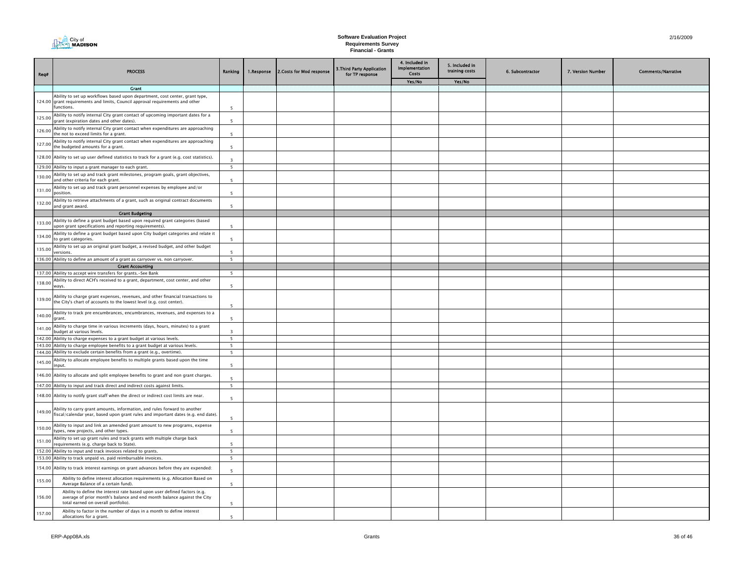**Software Evaluation Project**
**Requirements Survey**
**Financial - Grants**

| Req# | PROCESS | Ranking | 1.Response | 2.Costs for Mod response | 3.Third Party Application for TP response | 4. Included in Implementation Costs | 5. Included in training costs | 6. Subcontractor | 7. Version Number | Comments/Narrative |
|---|---|---|---|---|---|---|---|---|---|---|
| | | | | | | Yes/No | Yes/No | | | |
| | **Grant** | | | | | | | | | |
| 124.00 | Ability to set up workflows based upon department, cost center, grant type, grant requirements and limits, Council approval requirements and other functions. | 5 | | | | | | | | |
| 125.00 | Ability to notify internal City grant contact of upcoming important dates for a grant (expiration dates and other dates). | 5 | | | | | | | | |
| 126.00 | Ability to notify internal City grant contact when expenditures are approaching the not to exceed limits for a grant. | 5 | | | | | | | | |
| 127.00 | Ability to notify internal City grant contact when expenditures are approaching the budgeted amounts for a grant. | 5 | | | | | | | | |
| 128.00 | Ability to set up user defined statistics to track for a grant (e.g. cost statistics). | 3 | | | | | | | | |
| 129.00 | Ability to input a grant manager to each grant. | 5 | | | | | | | | |
| 130.00 | Ability to set up and track grant milestones, program goals, grant objectives, and other criteria for each grant. | 5 | | | | | | | | |
| 131.00 | Ability to set up and track grant personnel expenses by employee and/or position. | 5 | | | | | | | | |
| 132.00 | Ability to retrieve attachments of a grant, such as original contract documents and grant award. | 5 | | | | | | | | |
| | **Grant Budgeting** | | | | | | | | | |
| 133.00 | Ability to define a grant budget based upon required grant categories (based upon grant specifications and reporting requirements). | 5 | | | | | | | | |
| 134.00 | Ability to define a grant budget based upon City budget categories and relate it to grant categories. | 5 | | | | | | | | |
| 135.00 | Ability to set up an original grant budget, a revised budget, and other budget versions. | 5 | | | | | | | | |
| 136.00 | Ability to define an amount of a grant as carryover vs. non carryover. | 5 | | | | | | | | |
| | **Grant Accounting** | | | | | | | | | |
| 137.00 | Ability to accept wire transfers for grants.-See Bank | 5 | | | | | | | | |
| 138.00 | Ability to direct ACH's received to a grant, department, cost center, and other ways. | 5 | | | | | | | | |
| 139.00 | Ability to charge grant expenses, revenues, and other financial transactions to the City's chart of accounts to the lowest level (e.g. cost center). | 5 | | | | | | | | |
| 140.00 | Ability to track pre encumbrances, encumbrances, revenues, and expenses to a grant. | 5 | | | | | | | | |
| 141.00 | Ability to charge time in various increments (days, hours, minutes) to a grant budget at various levels. | 3 | | | | | | | | |
| 142.00 | Ability to charge expenses to a grant budget at various levels. | 5 | | | | | | | | |
| 143.00 | Ability to charge employee benefits to a grant budget at various levels. | 5 | | | | | | | | |
| 144.00 | Ability to exclude certain benefits from a grant (e.g., overtime). | 5 | | | | | | | | |
| 145.00 | Ability to allocate employee benefits to multiple grants based upon the time input. | 5 | | | | | | | | |
| 146.00 | Ability to allocate and split employee benefits to grant and non grant charges. | 5 | | | | | | | | |
| 147.00 | Ability to input and track direct and indirect costs against limits. | 5 | | | | | | | | |
| 148.00 | Ability to notify grant staff when the direct or indirect cost limits are near. | 5 | | | | | | | | |
| 149.00 | Ability to carry grant amounts, information, and rules forward to another fiscal/calendar year, based upon grant rules and important dates (e.g. end date). | 5 | | | | | | | | |
| 150.00 | Ability to input and link an amended grant amount to new programs, expense types, new projects, and other types. | 5 | | | | | | | | |
| 151.00 | Ability to set up grant rules and track grants with multiple charge back requirements (e.g. charge back to State). | 5 | | | | | | | | |
| 152.00 | Ability to input and track invoices related to grants. | 5 | | | | | | | | |
| 153.00 | Ability to track unpaid vs. paid reimbursable invoices. | 5 | | | | | | | | |
| 154.00 | Ability to track interest earnings on grant advances before they are expended: | 5 | | | | | | | | |
| 155.00 | Ability to define interest allocation requirements (e.g. Allocation Based on Average Balance of a certain fund). | 5 | | | | | | | | |
| 156.00 | Ability to define the interest rate based upon user defined factors (e.g. average of prior month's balance and end month balance against the City total earned on overall portfolio). | 5 | | | | | | | | |
| 157.00 | Ability to factor in the number of days in a month to define interest allocations for a grant. | 5 | | | | | | | | |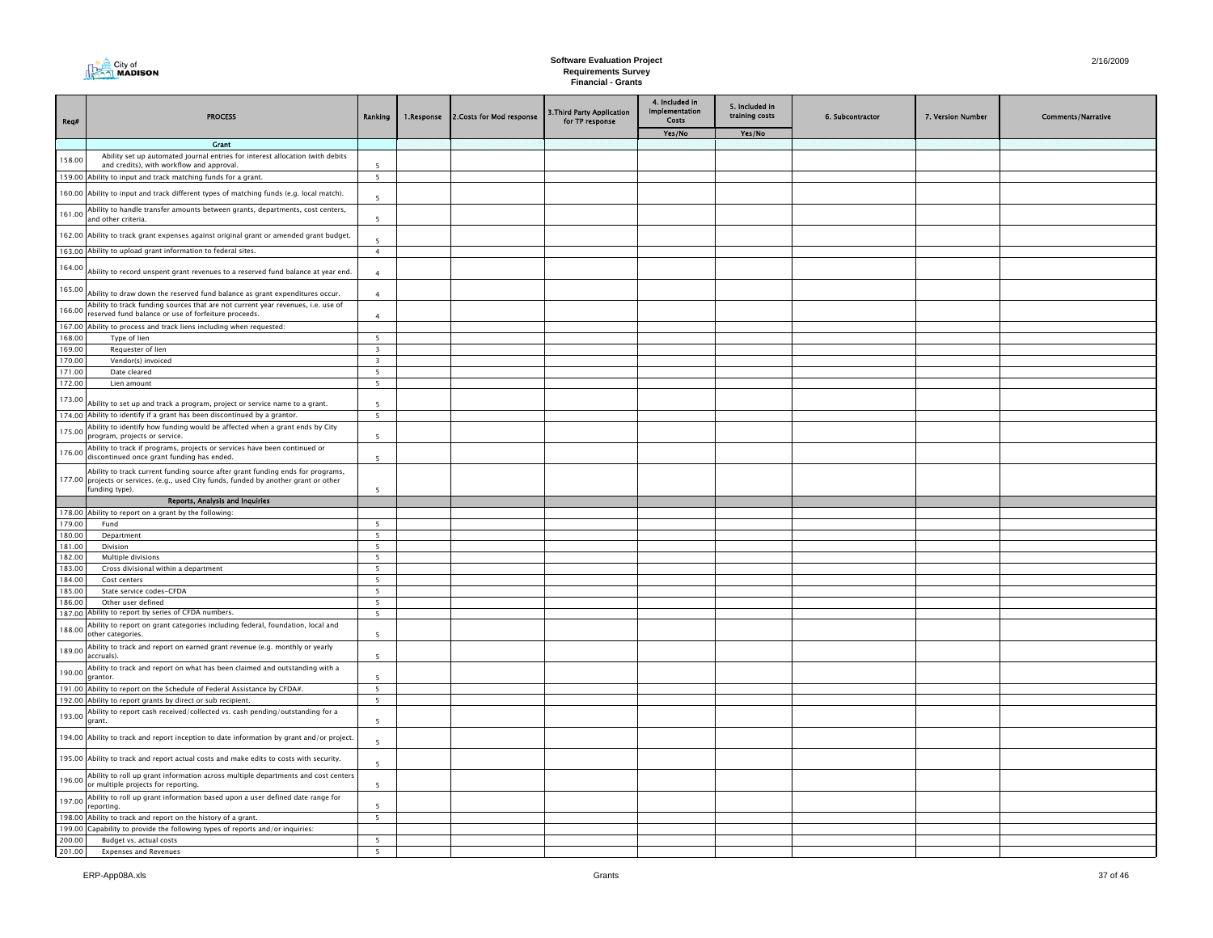# Software Evaluation Project
## Requirements Survey
### Financial - Grants

| Req# | PROCESS | Ranking | 1.Response | 2.Costs for Mod response | 3.Third Party Application for TP response | 4. Included in Implementation Costs | 5. Included in training costs | 6. Subcontractor | 7. Version Number | Comments/Narrative |
|---|---|---|---|---|---|---|---|---|---|---|
| | | | | | | Yes/No | Yes/No | | | |
| | **Grant** | | | | | | | | | |
| 158.00 | Ability set up automated journal entries for interest allocation (with debits and credits), with workflow and approval. | 5 | | | | | | | | |
| 159.00 | Ability to input and track matching funds for a grant. | 5 | | | | | | | | |
| 160.00 | Ability to input and track different types of matching funds (e.g. local match). | 5 | | | | | | | | |
| 161.00 | Ability to handle transfer amounts between grants, departments, cost centers, and other criteria. | 5 | | | | | | | | |
| 162.00 | Ability to track grant expenses against original grant or amended grant budget. | 5 | | | | | | | | |
| 163.00 | Ability to upload grant information to federal sites. | 4 | | | | | | | | |
| 164.00 | Ability to record unspent grant revenues to a reserved fund balance at year end. | 4 | | | | | | | | |
| 165.00 | Ability to draw down the reserved fund balance as grant expenditures occur. | 4 | | | | | | | | |
| 166.00 | Ability to track funding sources that are not current year revenues, i.e. use of reserved fund balance or use of forfeiture proceeds. | 4 | | | | | | | | |
| 167.00 | Ability to process and track liens including when requested: | | | | | | | | | |
| 168.00 | Type of lien | 5 | | | | | | | | |
| 169.00 | Requester of lien | 3 | | | | | | | | |
| 170.00 | Vendor(s) invoiced | 3 | | | | | | | | |
| 171.00 | Date cleared | 5 | | | | | | | | |
| 172.00 | Lien amount | 5 | | | | | | | | |
| 173.00 | Ability to set up and track a program, project or service name to a grant. | 5 | | | | | | | | |
| 174.00 | Ability to identify if a grant has been discontinued by a grantor. | 5 | | | | | | | | |
| 175.00 | Ability to identify how funding would be affected when a grant ends by City program, projects or service. | 5 | | | | | | | | |
| 176.00 | Ability to track if programs, projects or services have been continued or discontinued once grant funding has ended. | 5 | | | | | | | | |
| 177.00 | Ability to track current funding source after grant funding ends for programs, projects or services. (e.g., used City funds, funded by another grant or other funding type). | 5 | | | | | | | | |
| | **Reports, Analysis and Inquiries** | | | | | | | | | |
| 178.00 | Ability to report on a grant by the following: | | | | | | | | | |
| 179.00 | Fund | 5 | | | | | | | | |
| 180.00 | Department | 5 | | | | | | | | |
| 181.00 | Division | 5 | | | | | | | | |
| 182.00 | Multiple divisions | 5 | | | | | | | | |
| 183.00 | Cross divisional within a department | 5 | | | | | | | | |
| 184.00 | Cost centers | 5 | | | | | | | | |
| 185.00 | State service codes-CFDA | 5 | | | | | | | | |
| 186.00 | Other user defined | 5 | | | | | | | | |
| 187.00 | Ability to report by series of CFDA numbers. | 5 | | | | | | | | |
| 188.00 | Ability to report on grant categories including federal, foundation, local and other categories. | 5 | | | | | | | | |
| 189.00 | Ability to track and report on earned grant revenue (e.g. monthly or yearly accruals). | 5 | | | | | | | | |
| 190.00 | Ability to track and report on what has been claimed and outstanding with a grantor. | 5 | | | | | | | | |
| 191.00 | Ability to report on the Schedule of Federal Assistance by CFDA#. | 5 | | | | | | | | |
| 192.00 | Ability to report grants by direct or sub recipient. | 5 | | | | | | | | |
| 193.00 | Ability to report cash received/collected vs. cash pending/outstanding for a grant. | 5 | | | | | | | | |
| 194.00 | Ability to track and report inception to date information by grant and/or project. | 5 | | | | | | | | |
| 195.00 | Ability to track and report actual costs and make edits to costs with security. | 5 | | | | | | | | |
| 196.00 | Ability to roll up grant information across multiple departments and cost centers or multiple projects for reporting. | 5 | | | | | | | | |
| 197.00 | Ability to roll up grant information based upon a user defined date range for reporting. | 5 | | | | | | | | |
| 198.00 | Ability to track and report on the history of a grant. | 5 | | | | | | | | |
| 199.00 | Capability to provide the following types of reports and/or inquiries: | | | | | | | | | |
| 200.00 | Budget vs. actual costs | 5 | | | | | | | | |
| 201.00 | Expenses and Revenues | 5 | | | | | | | | |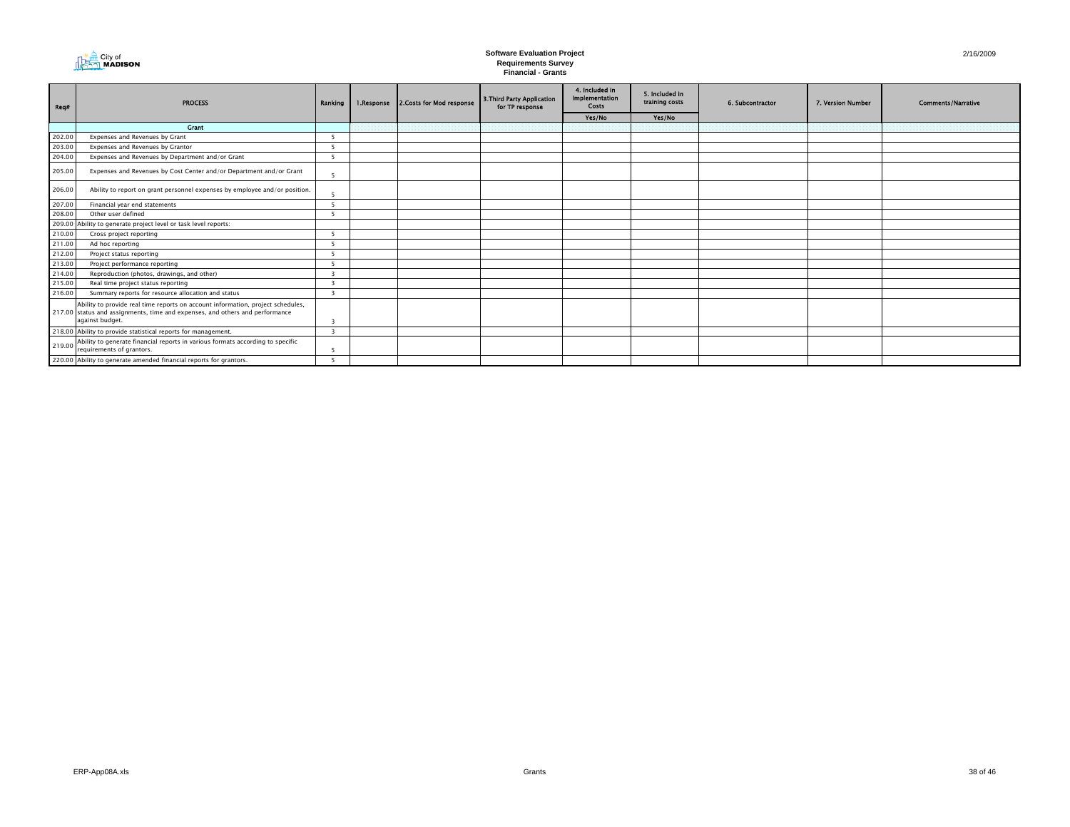# Software Evaluation Project
## Requirements Survey
### Financial - Grants

2/16/2009

| Req# | PROCESS | Ranking | 1.Response | 2.Costs for Mod response | 3.Third Party Application for TP response | 4. Included in Implementation Costs | 5. Included in training costs | 6. Subcontractor | 7. Version Number | Comments/Narrative |
|---|---|---|---|---|---|---|---|---|---|---|
| | | | | | | Yes/No | Yes/No | | | |
| | Grant | | | | | | | | | |
| 202.00 | Expenses and Revenues by Grant | 5 | | | | | | | | |
| 203.00 | Expenses and Revenues by Grantor | 5 | | | | | | | | |
| 204.00 | Expenses and Revenues by Department and/or Grant | 5 | | | | | | | | |
| 205.00 | Expenses and Revenues by Cost Center and/or Department and/or Grant | 5 | | | | | | | | |
| 206.00 | Ability to report on grant personnel expenses by employee and/or position. | 5 | | | | | | | | |
| 207.00 | Financial year end statements | 5 | | | | | | | | |
| 208.00 | Other user defined | 5 | | | | | | | | |
| 209.00 | Ability to generate project level or task level reports: | | | | | | | | | |
| 210.00 | Cross project reporting | 5 | | | | | | | | |
| 211.00 | Ad hoc reporting | 5 | | | | | | | | |
| 212.00 | Project status reporting | 5 | | | | | | | | |
| 213.00 | Project performance reporting | 5 | | | | | | | | |
| 214.00 | Reproduction (photos, drawings, and other) | 3 | | | | | | | | |
| 215.00 | Real time project status reporting | 3 | | | | | | | | |
| 216.00 | Summary reports for resource allocation and status | 3 | | | | | | | | |
| 217.00 | Ability to provide real time reports on account information, project schedules, status and assignments, time and expenses, and others and performance against budget. | 3 | | | | | | | | |
| 218.00 | Ability to provide statistical reports for management. | 3 | | | | | | | | |
| 219.00 | Ability to generate financial reports in various formats according to specific requirements of grantors. | 5 | | | | | | | | |
| 220.00 | Ability to generate amended financial reports for grantors. | 5 | | | | | | | | |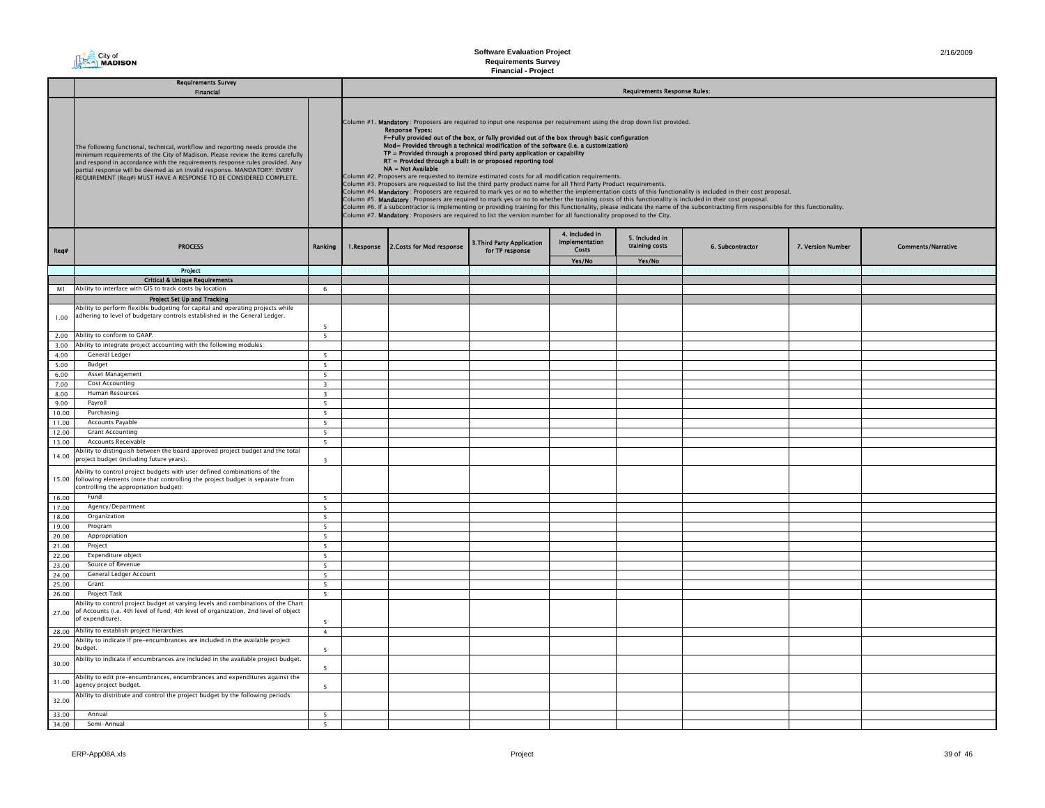# Software Evaluation Project
## Requirements Survey
### Financial - Project

| | Requirements Survey Financial | | Requirements Response Rules: | | | | | | | | |
|---|---|---|---|---|---|---|---|---|---|---|---|
| | The following functional, technical, workflow and reporting needs provide the minimum requirements of the City of Madison. Please review the items carefully and respond in accordance with the requirements response rules provided. Any partial response will be deemed as an invalid response. MANDATORY: EVERY REQUIREMENT (Req#) MUST HAVE A RESPONSE TO BE CONSIDERED COMPLETE. | | Column #1. **Mandatory**: Proposers are required to input one response per requirement using the drop down list provided. **Response Types:** **F=Fully provided out of the box, or fully provided out of the box through basic configuration** **Mod= Provided through a technical modification of the software (i.e. a customization)** **TP = Provided through a proposed third party application or capability** **RT = Provided through a built in or proposed reporting tool** **NA = Not Available** Column #2. Proposers are requested to itemize estimated costs for all modification requirements. Column #3. Proposers are requested to list the third party product name for all Third Party Product requirements. Column #4. **Mandatory**: Proposers are required to mark yes or no to whether the implementation costs of this functionality is included in their cost proposal. Column #5. **Mandatory**: Proposers are required to mark yes or no to whether the training costs of this functionality is included in their cost proposal. Column #6. If a subcontractor is implementing or providing training for this functionality, please indicate the name of the subcontracting firm responsible for this functionality. Column #7. **Mandatory**: Proposers are required to list the version number for all functionality proposed to the City. | | | | | | | | |
| Req# | PROCESS | Ranking | 1.Response | 2.Costs for Mod response | 3.Third Party Application for TP response | 4. Included in Implementation Costs Yes/No | 5. Included in training costs Yes/No | 6. Subcontractor | 7. Version Number | Comments/Narrative |
| | **Project** | | | | | | | | | |
| | **Critical & Unique Requirements** | | | | | | | | | |
| M1 | Ability to interface with GIS to track costs by location | 6 | | | | | | | | |
| | **Project Set Up and Tracking** | | | | | | | | | |
| 1.00 | Ability to perform flexible budgeting for capital and operating projects while adhering to level of budgetary controls established in the General Ledger. | 5 | | | | | | | | |
| 2.00 | Ability to conform to GAAP. | 5 | | | | | | | | |
| 3.00 | Ability to integrate project accounting with the following modules: | | | | | | | | | |
| 4.00 | General Ledger | 5 | | | | | | | | |
| 5.00 | Budget | 5 | | | | | | | | |
| 6.00 | Asset Management | 5 | | | | | | | | |
| 7.00 | Cost Accounting | 3 | | | | | | | | |
| 8.00 | Human Resources | 3 | | | | | | | | |
| 9.00 | Payroll | 5 | | | | | | | | |
| 10.00 | Purchasing | 5 | | | | | | | | |
| 11.00 | Accounts Payable | 5 | | | | | | | | |
| 12.00 | Grant Accounting | 5 | | | | | | | | |
| 13.00 | Accounts Receivable | 5 | | | | | | | | |
| 14.00 | Ability to distinguish between the board approved project budget and the total project budget (including future years). | 3 | | | | | | | | |
| 15.00 | Ability to control project budgets with user defined combinations of the following elements (note that controlling the project budget is separate from controlling the appropriation budget): | | | | | | | | | |
| 16.00 | Fund | 5 | | | | | | | | |
| 17.00 | Agency/Department | 5 | | | | | | | | |
| 18.00 | Organization | 5 | | | | | | | | |
| 19.00 | Program | 5 | | | | | | | | |
| 20.00 | Appropriation | 5 | | | | | | | | |
| 21.00 | Project | 5 | | | | | | | | |
| 22.00 | Expenditure object | 5 | | | | | | | | |
| 23.00 | Source of Revenue | 5 | | | | | | | | |
| 24.00 | General Ledger Account | 5 | | | | | | | | |
| 25.00 | Grant | 5 | | | | | | | | |
| 26.00 | Project Task | 5 | | | | | | | | |
| 27.00 | Ability to control project budget at varying levels and combinations of the Chart of Accounts (i.e. 4th level of fund; 4th level of organization, 2nd level of object of expenditure). | 5 | | | | | | | | |
| 28.00 | Ability to establish project hierarchies | 4 | | | | | | | | |
| 29.00 | Ability to indicate if pre-encumbrances are included in the available project budget. | 5 | | | | | | | | |
| 30.00 | Ability to indicate if encumbrances are included in the available project budget. | 5 | | | | | | | | |
| 31.00 | Ability to edit pre-encumbrances, encumbrances and expenditures against the agency project budget. | 5 | | | | | | | | |
| 32.00 | Ability to distribute and control the project budget by the following periods: | | | | | | | | | |
| 33.00 | Annual | 5 | | | | | | | | |
| 34.00 | Semi-Annual | 5 | | | | | | | | |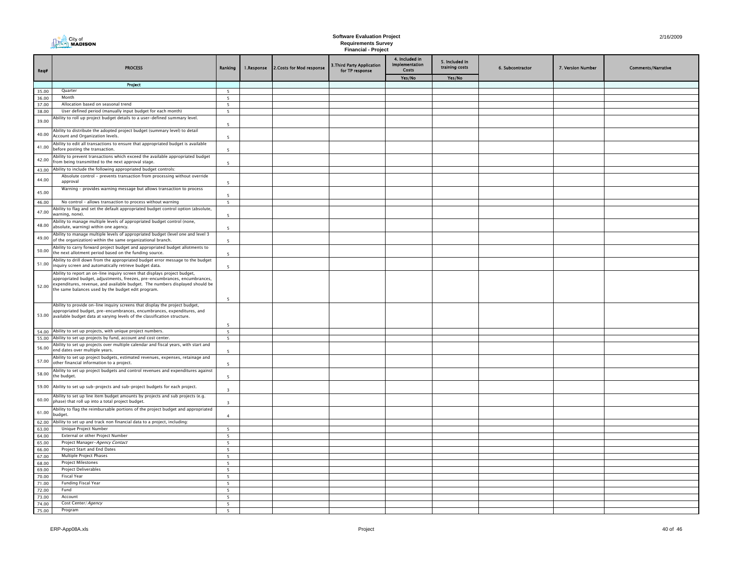**City of MADISON**

# Software Evaluation Project
## Requirements Survey
### Financial - Project

2/16/2009

| Req# | PROCESS | Ranking | 1.Response | 2.Costs for Mod response | 3.Third Party Application for TP response | 4. Included in Implementation Costs | 5. Included in training costs | 6. Subcontractor | 7. Version Number | Comments/Narrative |
|---|---|---|---|---|---|---|---|---|---|---|
| | | | | | | Yes/No | Yes/No | | | |
| | **Project** | | | | | | | | | |
| 35.00 | Quarter | 5 | | | | | | | | |
| 36.00 | Month | 5 | | | | | | | | |
| 37.00 | Allocation based on seasonal trend | 5 | | | | | | | | |
| 38.00 | User defined period (manually input budget for each month) | 5 | | | | | | | | |
| 39.00 | Ability to roll up project budget details to a user-defined summary level. | 5 | | | | | | | | |
| 40.00 | Ability to distribute the adopted project budget (summary level) to detail Account and Organization levels. | 5 | | | | | | | | |
| 41.00 | Ability to edit all transactions to ensure that appropriated budget is available before posting the transaction. | 5 | | | | | | | | |
| 42.00 | Ability to prevent transactions which exceed the available appropriated budget from being transmitted to the next approval stage. | 5 | | | | | | | | |
| 43.00 | Ability to include the following appropriated budget controls: | | | | | | | | | |
| 44.00 | Absolute control - prevents transaction from processing without override approval | 5 | | | | | | | | |
| 45.00 | Warning - provides warning message but allows transaction to process | 5 | | | | | | | | |
| 46.00 | No control - allows transaction to process without warning | 5 | | | | | | | | |
| 47.00 | Ability to flag and set the default appropriated budget control option (absolute, warning, none). | 5 | | | | | | | | |
| 48.00 | Ability to manage multiple levels of appropriated budget control (none, absolute, warning) within one agency. | 5 | | | | | | | | |
| 49.00 | Ability to manage multiple levels of appropriated budget (level one and level 3 of the organization) within the same organizational branch. | 5 | | | | | | | | |
| 50.00 | Ability to carry forward project budget and appropriated budget allotments to the next allotment period based on the funding source. | 5 | | | | | | | | |
| 51.00 | Ability to drill down from the appropriated budget error message to the budget inquiry screen and automatically retrieve budget data. | 5 | | | | | | | | |
| 52.00 | Ability to report an on-line inquiry screen that displays project budget, appropriated budget, adjustments, freezes, pre-encumbrances, encumbrances, expenditures, revenue, and available budget. The numbers displayed should be the same balances used by the budget edit program. | 5 | | | | | | | | |
| 53.00 | Ability to provide on-line inquiry screens that display the project budget, appropriated budget, pre-encumbrances, encumbrances, expenditures, and available budget data at varying levels of the classification structure. | 5 | | | | | | | | |
| 54.00 | Ability to set up projects, with unique project numbers. | 5 | | | | | | | | |
| 55.00 | Ability to set up projects by fund, account and cost center. | 5 | | | | | | | | |
| 56.00 | Ability to set up projects over multiple calendar and fiscal years, with start and end dates over multiple years. | 5 | | | | | | | | |
| 57.00 | Ability to set up project budgets, estimated revenues, expenses, retainage and other financial information to a project. | 5 | | | | | | | | |
| 58.00 | Ability to set up project budgets and control revenues and expenditures against the budget. | 5 | | | | | | | | |
| 59.00 | Ability to set up sub-projects and sub-project budgets for each project. | 3 | | | | | | | | |
| 60.00 | Ability to set up line item budget amounts by projects and sub projects (e.g. phase) that roll up into a total project budget. | 3 | | | | | | | | |
| 61.00 | Ability to flag the reimbursable portions of the project budget and appropriated budget. | 4 | | | | | | | | |
| 62.00 | Ability to set up and track non financial data to a project, including: | | | | | | | | | |
| 63.00 | Unique Project Number | 5 | | | | | | | | |
| 64.00 | External or other Project Number | 5 | | | | | | | | |
| 65.00 | Project Manager-*Agency Contact* | 5 | | | | | | | | |
| 66.00 | Project Start and End Dates | 5 | | | | | | | | |
| 67.00 | Multiple Project Phases | 5 | | | | | | | | |
| 68.00 | Project Milestones | 5 | | | | | | | | |
| 69.00 | Project Deliverables | 5 | | | | | | | | |
| 70.00 | Fiscal Year | 5 | | | | | | | | |
| 71.00 | Funding Fiscal Year | 5 | | | | | | | | |
| 72.00 | Fund | 5 | | | | | | | | |
| 73.00 | Account | 5 | | | | | | | | |
| 74.00 | Cost Center/ *Agency* | 5 | | | | | | | | |
| 75.00 | Program | 5 | | | | | | | | |

ERP-App08A.xls — Project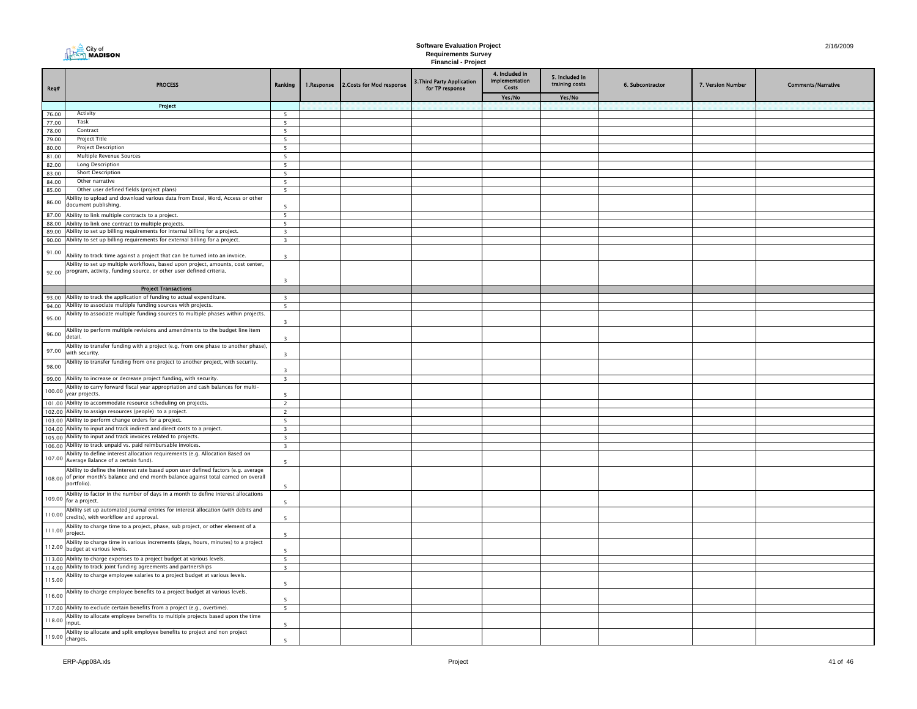City of MADISON

**Software Evaluation Project**
**Requirements Survey**
**Financial - Project**

2/16/2009

| Req# | PROCESS | Ranking | 1.Response | 2.Costs for Mod response | 3.Third Party Application for TP response | 4. Included in Implementation Costs | 5. Included in training costs | 6. Subcontractor | 7. Version Number | Comments/Narrative |
|---|---|---|---|---|---|---|---|---|---|---|
| | | | | | | Yes/No | Yes/No | | | |
| | **Project** | | | | | | | | | |
| 76.00 | Activity | 5 | | | | | | | | |
| 77.00 | Task | 5 | | | | | | | | |
| 78.00 | Contract | 5 | | | | | | | | |
| 79.00 | Project Title | 5 | | | | | | | | |
| 80.00 | Project Description | 5 | | | | | | | | |
| 81.00 | Multiple Revenue Sources | 5 | | | | | | | | |
| 82.00 | Long Description | 5 | | | | | | | | |
| 83.00 | Short Description | 5 | | | | | | | | |
| 84.00 | Other narrative | 5 | | | | | | | | |
| 85.00 | Other user defined fields (project plans) | 5 | | | | | | | | |
| 86.00 | Ability to upload and download various data from Excel, Word, Access or other document publishing. | 5 | | | | | | | | |
| 87.00 | Ability to link multiple contracts to a project. | 5 | | | | | | | | |
| 88.00 | Ability to link one contract to multiple projects. | 5 | | | | | | | | |
| 89.00 | Ability to set up billing requirements for internal billing for a project. | 3 | | | | | | | | |
| 90.00 | Ability to set up billing requirements for external billing for a project. | 3 | | | | | | | | |
| 91.00 | Ability to track time against a project that can be turned into an invoice. | 3 | | | | | | | | |
| 92.00 | Ability to set up multiple workflows, based upon project, amounts, cost center, program, activity, funding source, or other user defined criteria. | 3 | | | | | | | | |
| | **Project Transactions** | | | | | | | | | |
| 93.00 | Ability to track the application of funding to actual expenditure. | 3 | | | | | | | | |
| 94.00 | Ability to associate multiple funding sources with projects. | 5 | | | | | | | | |
| 95.00 | Ability to associate multiple funding sources to multiple phases within projects. | 3 | | | | | | | | |
| 96.00 | Ability to perform multiple revisions and amendments to the budget line item detail. | 3 | | | | | | | | |
| 97.00 | Ability to transfer funding with a project (e.g. from one phase to another phase), with security. | 3 | | | | | | | | |
| 98.00 | Ability to transfer funding from one project to another project, with security. | 3 | | | | | | | | |
| 99.00 | Ability to increase or decrease project funding, with security. | 3 | | | | | | | | |
| 100.00 | Ability to carry forward fiscal year appropriation and cash balances for multi-year projects. | 5 | | | | | | | | |
| 101.00 | Ability to accommodate resource scheduling on projects. | 2 | | | | | | | | |
| 102.00 | Ability to assign resources (people) to a project. | 2 | | | | | | | | |
| 103.00 | Ability to perform change orders for a project. | 5 | | | | | | | | |
| 104.00 | Ability to input and track indirect and direct costs to a project. | 3 | | | | | | | | |
| 105.00 | Ability to input and track invoices related to projects. | 3 | | | | | | | | |
| 106.00 | Ability to track unpaid vs. paid reimbursable invoices. | 3 | | | | | | | | |
| 107.00 | Ability to define interest allocation requirements (e.g. Allocation Based on Average Balance of a certain fund). | 5 | | | | | | | | |
| 108.00 | Ability to define the interest rate based upon user defined factors (e.g. average of prior month's balance and end month balance against total earned on overall portfolio). | 5 | | | | | | | | |
| 109.00 | Ability to factor in the number of days in a month to define interest allocations for a project. | 5 | | | | | | | | |
| 110.00 | Ability set up automated journal entries for interest allocation (with debits and credits), with workflow and approval. | 5 | | | | | | | | |
| 111.00 | Ability to charge time to a project, phase, sub project, or other element of a project. | 5 | | | | | | | | |
| 112.00 | Ability to charge time in various increments (days, hours, minutes) to a project budget at various levels. | 5 | | | | | | | | |
| 113.00 | Ability to charge expenses to a project budget at various levels. | 5 | | | | | | | | |
| 114.00 | Ability to track joint funding agreements and partnerships | 3 | | | | | | | | |
| 115.00 | Ability to charge employee salaries to a project budget at various levels. | 5 | | | | | | | | |
| 116.00 | Ability to charge employee benefits to a project budget at various levels. | 5 | | | | | | | | |
| 117.00 | Ability to exclude certain benefits from a project (e.g., overtime). | 5 | | | | | | | | |
| 118.00 | Ability to allocate employee benefits to multiple projects based upon the time input. | 5 | | | | | | | | |
| 119.00 | Ability to allocate and split employee benefits to project and non project charges. | 5 | | | | | | | | |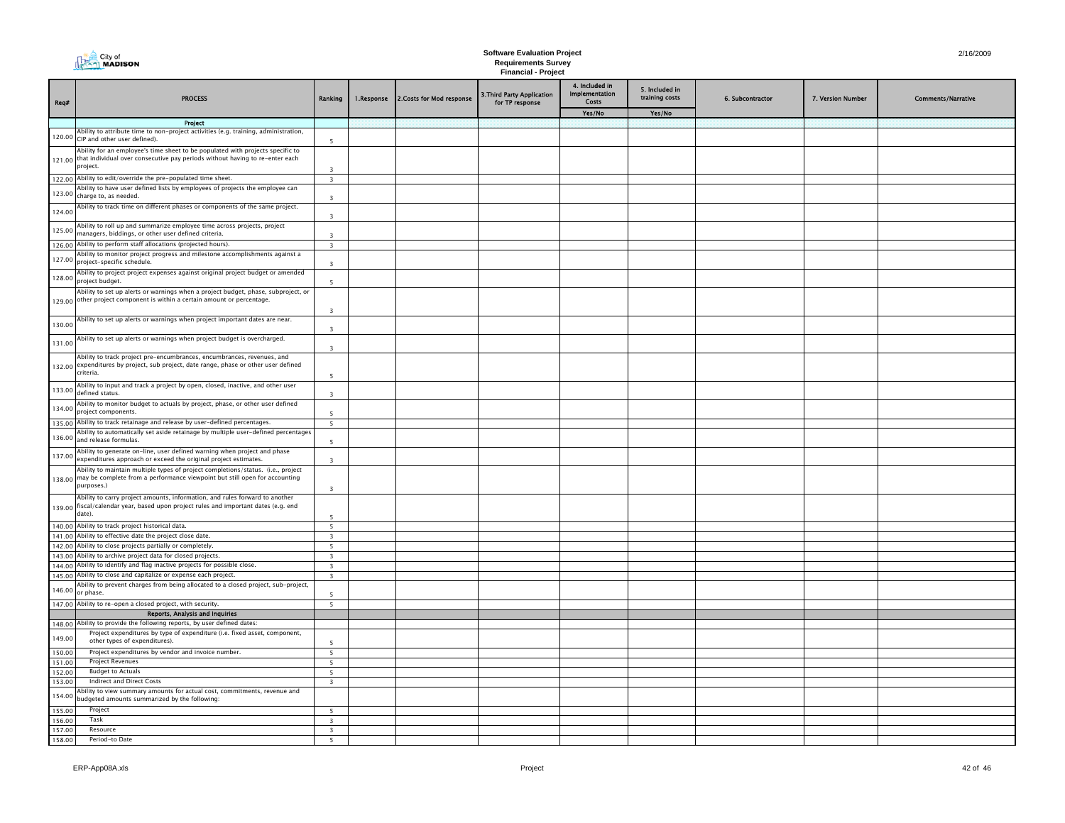City of MADISON

**Software Evaluation Project**
**Requirements Survey**
**Financial - Project**

2/16/2009

| Req# | PROCESS | Ranking | 1.Response | 2.Costs for Mod response | 3.Third Party Application for TP response | 4. Included in Implementation Costs | 5. Included in training costs | 6. Subcontractor | 7. Version Number | Comments/Narrative |
|---|---|---|---|---|---|---|---|---|---|---|
| | | | | | | Yes/No | Yes/No | | | |
| | **Project** | | | | | | | | | |
| 120.00 | Ability to attribute time to non-project activities (e.g. training, administration, CIP and other user defined). | 5 | | | | | | | | |
| 121.00 | Ability for an employee's time sheet to be populated with projects specific to that individual over consecutive pay periods without having to re-enter each project. | 3 | | | | | | | | |
| 122.00 | Ability to edit/override the pre-populated time sheet. | 3 | | | | | | | | |
| 123.00 | Ability to have user defined lists by employees of projects the employee can charge to, as needed. | 3 | | | | | | | | |
| 124.00 | Ability to track time on different phases or components of the same project. | 3 | | | | | | | | |
| 125.00 | Ability to roll up and summarize employee time across projects, project managers, biddings, or other user defined criteria. | 3 | | | | | | | | |
| 126.00 | Ability to perform staff allocations (projected hours). | 3 | | | | | | | | |
| 127.00 | Ability to monitor project progress and milestone accomplishments against a project-specific schedule. | 3 | | | | | | | | |
| 128.00 | Ability to project project expenses against original project budget or amended project budget. | 5 | | | | | | | | |
| 129.00 | Ability to set up alerts or warnings when a project budget, phase, subproject, or other project component is within a certain amount or percentage. | 3 | | | | | | | | |
| 130.00 | Ability to set up alerts or warnings when project important dates are near. | 3 | | | | | | | | |
| 131.00 | Ability to set up alerts or warnings when project budget is overcharged. | 3 | | | | | | | | |
| 132.00 | Ability to track project pre-encumbrances, encumbrances, revenues, and expenditures by project, sub project, date range, phase or other user defined criteria. | 5 | | | | | | | | |
| 133.00 | Ability to input and track a project by open, closed, inactive, and other user defined status. | 3 | | | | | | | | |
| 134.00 | Ability to monitor budget to actuals by project, phase, or other user defined project components. | 5 | | | | | | | | |
| 135.00 | Ability to track retainage and release by user-defined percentages. | 5 | | | | | | | | |
| 136.00 | Ability to automatically set aside retainage by multiple user-defined percentages and release formulas. | 5 | | | | | | | | |
| 137.00 | Ability to generate on-line, user defined warning when project and phase expenditures approach or exceed the original project estimates. | 3 | | | | | | | | |
| 138.00 | Ability to maintain multiple types of project completions/status. (i.e., project may be complete from a performance viewpoint but still open for accounting purposes.) | 3 | | | | | | | | |
| 139.00 | Ability to carry project amounts, information, and rules forward to another fiscal/calendar year, based upon project rules and important dates (e.g. end date). | 5 | | | | | | | | |
| 140.00 | Ability to track project historical data. | 5 | | | | | | | | |
| 141.00 | Ability to effective date the project close date. | 3 | | | | | | | | |
| 142.00 | Ability to close projects partially or completely. | 5 | | | | | | | | |
| 143.00 | Ability to archive project data for closed projects. | 3 | | | | | | | | |
| 144.00 | Ability to identify and flag inactive projects for possible close. | 3 | | | | | | | | |
| 145.00 | Ability to close and capitalize or expense each project. | 3 | | | | | | | | |
| 146.00 | Ability to prevent charges from being allocated to a closed project, sub-project, or phase. | 5 | | | | | | | | |
| 147.00 | Ability to re-open a closed project, with security. | 5 | | | | | | | | |
| | **Reports, Analysis and Inquiries** | | | | | | | | | |
| 148.00 | Ability to provide the following reports, by user defined dates: | | | | | | | | | |
| 149.00 | Project expenditures by type of expenditure (i.e. fixed asset, component, other types of expenditures). | 5 | | | | | | | | |
| 150.00 | Project expenditures by vendor and invoice number. | 5 | | | | | | | | |
| 151.00 | Project Revenues | 5 | | | | | | | | |
| 152.00 | Budget to Actuals | 5 | | | | | | | | |
| 153.00 | Indirect and Direct Costs | 3 | | | | | | | | |
| 154.00 | Ability to view summary amounts for actual cost, commitments, revenue and budgeted amounts summarized by the following: | | | | | | | | | |
| 155.00 | Project | 5 | | | | | | | | |
| 156.00 | Task | 3 | | | | | | | | |
| 157.00 | Resource | 3 | | | | | | | | |
| 158.00 | Period-to Date | 5 | | | | | | | | |

ERP-App08A.xls — Project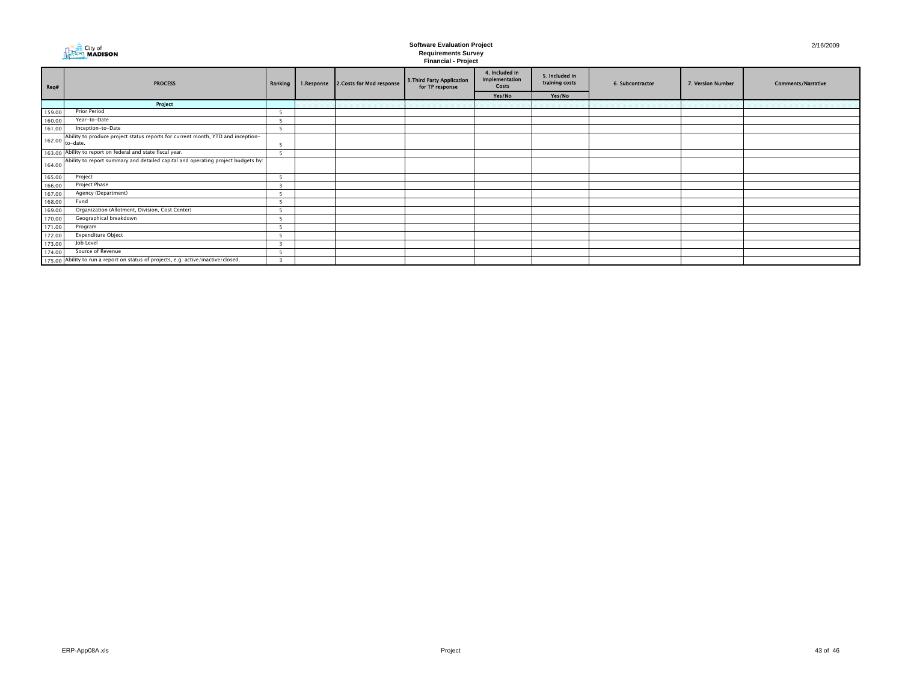# Software Evaluation Project
## Requirements Survey
### Financial - Project

2/16/2009

| Req# | PROCESS | Ranking | 1.Response | 2.Costs for Mod response | 3.Third Party Application for TP response | 4. Included in Implementation Costs | 5. Included in training costs | 6. Subcontractor | 7. Version Number | Comments/Narrative |
|---|---|---|---|---|---|---|---|---|---|---|
| | | | | | | Yes/No | Yes/No | | | |
| | **Project** | | | | | | | | | |
| 159.00 | Prior Period | 5 | | | | | | | | |
| 160.00 | Year-to-Date | 5 | | | | | | | | |
| 161.00 | Inception-to-Date | 5 | | | | | | | | |
| 162.00 | Ability to produce project status reports for current month, YTD and inception-to-date. | 5 | | | | | | | | |
| 163.00 | Ability to report on federal and state fiscal year. | 5 | | | | | | | | |
| 164.00 | Ability to report summary and detailed capital and operating project budgets by: | | | | | | | | | |
| 165.00 | Project | 5 | | | | | | | | |
| 166.00 | Project Phase | 3 | | | | | | | | |
| 167.00 | Agency (Department) | 5 | | | | | | | | |
| 168.00 | Fund | 5 | | | | | | | | |
| 169.00 | Organization (Allotment, Division, Cost Center) | 5 | | | | | | | | |
| 170.00 | Geographical breakdown | 5 | | | | | | | | |
| 171.00 | Program | 5 | | | | | | | | |
| 172.00 | Expenditure Object | 5 | | | | | | | | |
| 173.00 | Job Level | 3 | | | | | | | | |
| 174.00 | Source of Revenue | 5 | | | | | | | | |
| 175.00 | Ability to run a report on status of projects, e.g. active/inactive/closed. | 3 | | | | | | | | |

ERP-App08A.xls

Project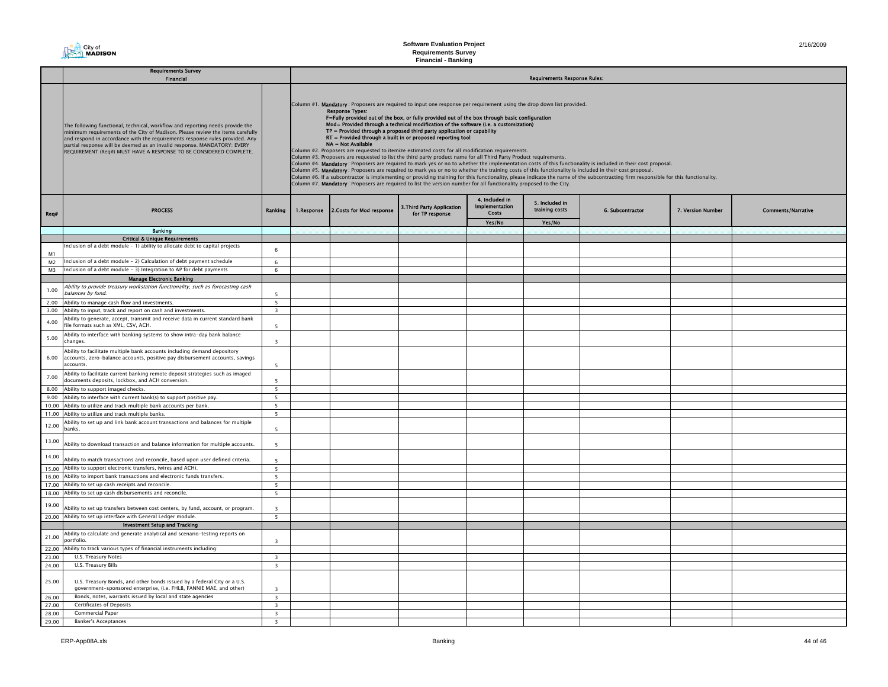# Software Evaluation Project
## Requirements Survey
### Financial - Banking

2/16/2009

| | Requirements Survey Financial | | Requirements Response Rules: | | | | | | | |
|---|---|---|---|---|---|---|---|---|---|---|
| | The following functional, technical, workflow and reporting needs provide the minimum requirements of the City of Madison. Please review the items carefully and respond in accordance with the requirements response rules provided. Any partial response will be deemed as an invalid response. MANDATORY: EVERY REQUIREMENT (Req#) MUST HAVE A RESPONSE TO BE CONSIDERED COMPLETE. | | Column #1. **Mandatory**: Proposers are required to input one response per requirement using the drop down list provided. **Response Types:** **F=Fully provided out of the box, or fully provided out of the box through basic configuration** **Mod= Provided through a technical modification of the software (I.e. a customization)** **TP = Provided through a proposed third party application or capability** **RT = Provided through a built in or proposed reporting tool** **NA = Not Available** Column #2. Proposers are requested to itemize estimated costs for all modification requirements. Column #3. Proposers are requested to list the third party product name for all Third Party Product requirements. Column #4. **Mandatory**: Proposers are required to mark yes or no to whether the implementation costs of this functionality is included in their cost proposal. Column #5. **Mandatory**: Proposers are required to mark yes or no to whether the training costs of this functionality is included in their cost proposal. Column #6. If a subcontractor is implementing or providing training for this functionality, please indicate the name of the subcontracting firm responsible for this functionality. Column #7. **Mandatory**: Proposers are required to list the version number for all functionality proposed to the City. | | | | | | | |
| Req# | PROCESS | Ranking | 1.Response | 2.Costs for Mod response | 3.Third Party Application for TP response | 4. Included in Implementation Costs Yes/No | 5. Included in training costs Yes/No | 6. Subcontractor | 7. Version Number | Comments/Narrative |
| | **Banking** | | | | | | | | | |
| | **Critical & Unique Requirements** | | | | | | | | | |
| M1 | Inclusion of a debt module - 1) ability to allocate debt to capital projects | 6 | | | | | | | | |
| M2 | Inclusion of a debt module - 2) Calculation of debt payment schedule | 6 | | | | | | | | |
| M3 | Inclusion of a debt module - 3) Integration to AP for debt payments | 6 | | | | | | | | |
| | **Manage Electronic Banking** | | | | | | | | | |
| 1.00 | *Ability to provide treasury workstation functionality, such as forecasting cash balances by fund.* | 5 | | | | | | | | |
| 2.00 | Ability to manage cash flow and investments. | 5 | | | | | | | | |
| 3.00 | Ability to input, track and report on cash and investments. | 3 | | | | | | | | |
| 4.00 | Ability to generate, accept, transmit and receive data in current standard bank file formats such as XML, CSV, ACH. | 5 | | | | | | | | |
| 5.00 | Ability to interface with banking systems to show intra-day bank balance changes. | 3 | | | | | | | | |
| 6.00 | Ability to facilitate multiple bank accounts including demand depository accounts, zero-balance accounts, positive pay disbursement accounts, savings accounts. | 5 | | | | | | | | |
| 7.00 | Ability to facilitate current banking remote deposit strategies such as imaged documents deposits, lockbox, and ACH conversion. | 5 | | | | | | | | |
| 8.00 | Ability to support imaged checks. | 5 | | | | | | | | |
| 9.00 | Ability to interface with current bank(s) to support positive pay. | 5 | | | | | | | | |
| 10.00 | Ability to utilize and track multiple bank accounts per bank. | 5 | | | | | | | | |
| 11.00 | Ability to utilize and track multiple banks. | 5 | | | | | | | | |
| 12.00 | Ability to set up and link bank account transactions and balances for multiple banks. | 5 | | | | | | | | |
| 13.00 | Ability to download transaction and balance information for multiple accounts. | 5 | | | | | | | | |
| 14.00 | Ability to match transactions and reconcile, based upon user defined criteria. | 5 | | | | | | | | |
| 15.00 | Ability to support electronic transfers, (wires and ACH). | 5 | | | | | | | | |
| 16.00 | Ability to import bank transactions and electronic funds transfers. | 5 | | | | | | | | |
| 17.00 | Ability to set up cash receipts and reconcile. | 5 | | | | | | | | |
| 18.00 | Ability to set up cash disbursements and reconcile. | 5 | | | | | | | | |
| 19.00 | Ability to set up transfers between cost centers, by fund, account, or program. | 3 | | | | | | | | |
| 20.00 | Ability to set up interface with General Ledger module. | 5 | | | | | | | | |
| | **Investment Setup and Tracking** | | | | | | | | | |
| 21.00 | Ability to calculate and generate analytical and scenario-testing reports on portfolio. | 3 | | | | | | | | |
| 22.00 | Ability to track various types of financial instruments including: | | | | | | | | | |
| 23.00 | U.S. Treasury Notes | 3 | | | | | | | | |
| 24.00 | U.S. Treasury Bills | 3 | | | | | | | | |
| 25.00 | U.S. Treasury Bonds, and other bonds issued by a federal City or a U.S. government-sponsored enterprise, (i.e. FHLB, FANNIE MAE, and other) | 3 | | | | | | | | |
| 26.00 | Bonds, notes, warrants issued by local and state agencies | 3 | | | | | | | | |
| 27.00 | Certificates of Deposits | 3 | | | | | | | | |
| 28.00 | Commercial Paper | 3 | | | | | | | | |
| 29.00 | Banker's Acceptances | 3 | | | | | | | | |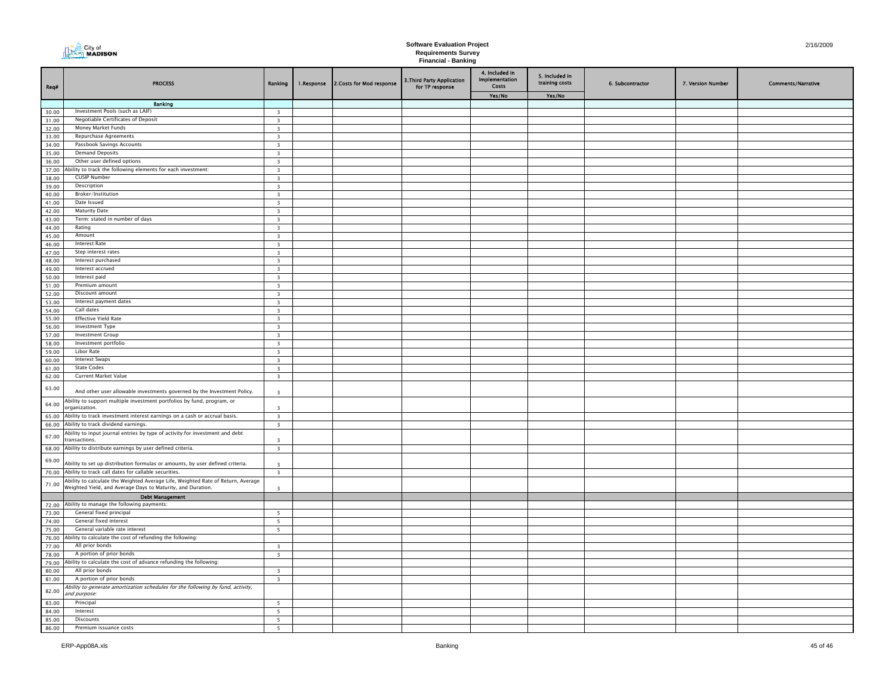# Software Evaluation Project
## Requirements Survey
### Financial - Banking

| Req# | PROCESS | Ranking | 1.Response | 2.Costs for Mod response | 3.Third Party Application for TP response | 4. Included in Implementation Costs | 5. Included in training costs | 6. Subcontractor | 7. Version Number | Comments/Narrative |
|---|---|---|---|---|---|---|---|---|---|---|
| | | | | | | Yes/No | Yes/No | | | |
| | **Banking** | | | | | | | | | |
| 30.00 | Investment Pools (such as LAIF) | 3 | | | | | | | | |
| 31.00 | Negotiable Certificates of Deposit | 3 | | | | | | | | |
| 32.00 | Money Market Funds | 3 | | | | | | | | |
| 33.00 | Repurchase Agreements | 3 | | | | | | | | |
| 34.00 | Passbook Savings Accounts | 3 | | | | | | | | |
| 35.00 | Demand Deposits | 3 | | | | | | | | |
| 36.00 | Other user defined options | 3 | | | | | | | | |
| 37.00 | Ability to track the following elements for each investment: | 3 | | | | | | | | |
| 38.00 | CUSIP Number | 3 | | | | | | | | |
| 39.00 | Description | 3 | | | | | | | | |
| 40.00 | Broker/Institution | 3 | | | | | | | | |
| 41.00 | Date Issued | 3 | | | | | | | | |
| 42.00 | Maturity Date | 3 | | | | | | | | |
| 43.00 | Term: stated in number of days | 3 | | | | | | | | |
| 44.00 | Rating | 3 | | | | | | | | |
| 45.00 | Amount | 3 | | | | | | | | |
| 46.00 | Interest Rate | 3 | | | | | | | | |
| 47.00 | Step interest rates | 3 | | | | | | | | |
| 48.00 | Interest purchased | 3 | | | | | | | | |
| 49.00 | Interest accrued | 3 | | | | | | | | |
| 50.00 | Interest paid | 3 | | | | | | | | |
| 51.00 | Premium amount | 3 | | | | | | | | |
| 52.00 | Discount amount | 3 | | | | | | | | |
| 53.00 | Interest payment dates | 3 | | | | | | | | |
| 54.00 | Call dates | 3 | | | | | | | | |
| 55.00 | Effective Yield Rate | 3 | | | | | | | | |
| 56.00 | Investment Type | 3 | | | | | | | | |
| 57.00 | Investment Group | 3 | | | | | | | | |
| 58.00 | Investment portfolio | 3 | | | | | | | | |
| 59.00 | Libor Rate | 3 | | | | | | | | |
| 60.00 | Interest Swaps | 3 | | | | | | | | |
| 61.00 | State Codes | 3 | | | | | | | | |
| 62.00 | Current Market Value | 3 | | | | | | | | |
| 63.00 | And other user allowable investments governed by the Investment Policy. | 3 | | | | | | | | |
| 64.00 | Ability to support multiple investment portfolios by fund, program, or organization. | 3 | | | | | | | | |
| 65.00 | Ability to track investment interest earnings on a cash or accrual basis. | 3 | | | | | | | | |
| 66.00 | Ability to track dividend earnings. | 3 | | | | | | | | |
| 67.00 | Ability to input journal entries by type of activity for investment and debt transactions. | 3 | | | | | | | | |
| 68.00 | Ability to distribute earnings by user defined criteria. | 3 | | | | | | | | |
| 69.00 | Ability to set up distribution formulas or amounts, by user defined criteria. | 3 | | | | | | | | |
| 70.00 | Ability to track call dates for callable securities. | 3 | | | | | | | | |
| 71.00 | Ability to calculate the Weighted Average Life, Weighted Rate of Return, Average Weighted Yield, and Average Days to Maturity, and Duration. | 3 | | | | | | | | |
| | **Debt Management** | | | | | | | | | |
| 72.00 | Ability to manage the following payments: | | | | | | | | | |
| 73.00 | General fixed principal | 5 | | | | | | | | |
| 74.00 | General fixed interest | 5 | | | | | | | | |
| 75.00 | General variable rate interest | 5 | | | | | | | | |
| 76.00 | Ability to calculate the cost of refunding the following: | | | | | | | | | |
| 77.00 | All prior bonds | 3 | | | | | | | | |
| 78.00 | A portion of prior bonds | 3 | | | | | | | | |
| 79.00 | Ability to calculate the cost of advance refunding the following: | | | | | | | | | |
| 80.00 | All prior bonds | 3 | | | | | | | | |
| 81.00 | A portion of prior bonds | 3 | | | | | | | | |
| 82.00 | *Ability to generate amortization schedules for the following by fund, activity, and purpose:* | | | | | | | | | |
| 83.00 | Principal | 5 | | | | | | | | |
| 84.00 | Interest | 5 | | | | | | | | |
| 85.00 | Discounts | 5 | | | | | | | | |
| 86.00 | Premium issuance costs | 5 | | | | | | | | |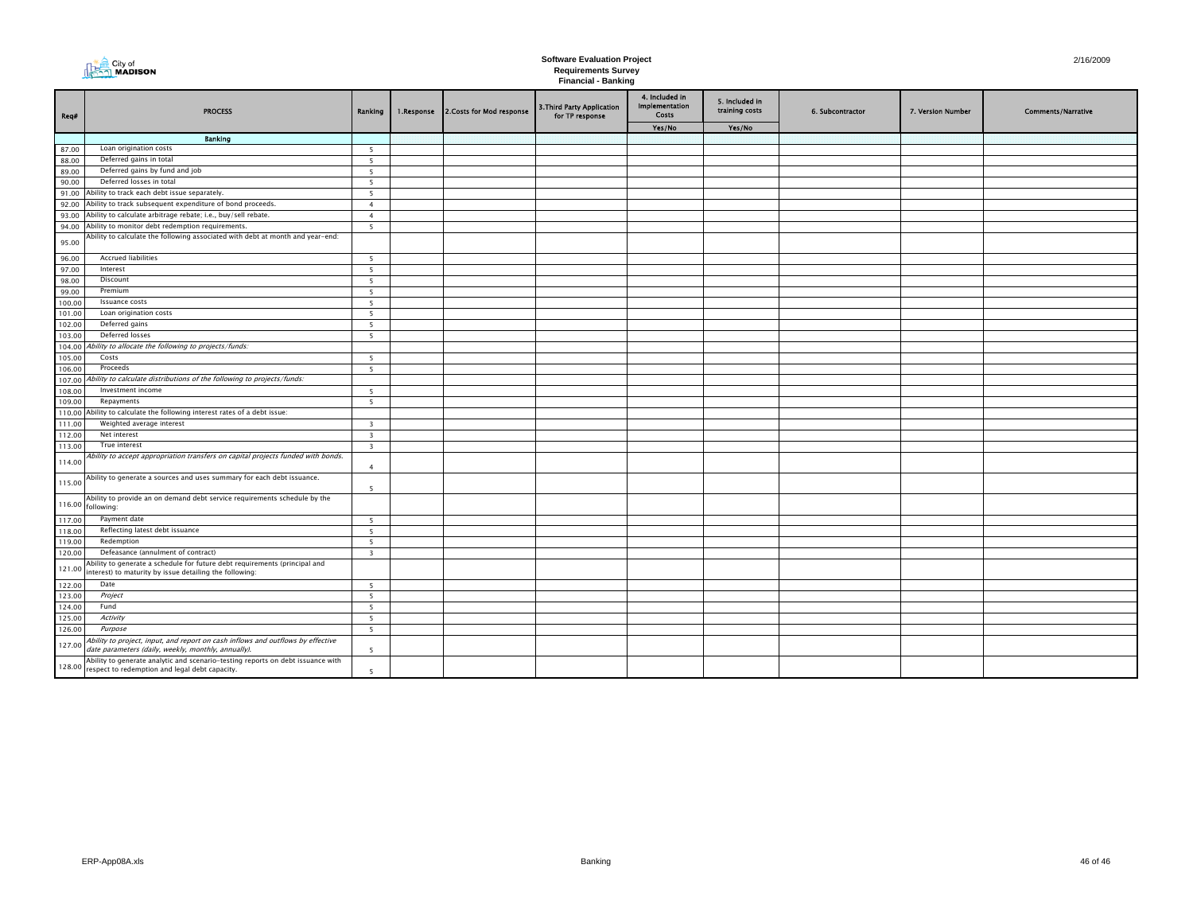# Software Evaluation Project
## Requirements Survey
### Financial - Banking

| Req# | PROCESS | Ranking | 1.Response | 2.Costs for Mod response | 3.Third Party Application for TP response | 4. Included in Implementation Costs | 5. Included in training costs | 6. Subcontractor | 7. Version Number | Comments/Narrative |
|---|---|---|---|---|---|---|---|---|---|---|
| | | | | | | Yes/No | Yes/No | | | |
| | **Banking** | | | | | | | | | |
| 87.00 | Loan origination costs | 5 | | | | | | | | |
| 88.00 | Deferred gains in total | 5 | | | | | | | | |
| 89.00 | Deferred gains by fund and job | 5 | | | | | | | | |
| 90.00 | Deferred losses in total | 5 | | | | | | | | |
| 91.00 | Ability to track each debt issue separately. | 5 | | | | | | | | |
| 92.00 | Ability to track subsequent expenditure of bond proceeds. | 4 | | | | | | | | |
| 93.00 | Ability to calculate arbitrage rebate; i.e., buy/sell rebate. | 4 | | | | | | | | |
| 94.00 | Ability to monitor debt redemption requirements. | 5 | | | | | | | | |
| 95.00 | Ability to calculate the following associated with debt at month and year-end: | | | | | | | | | |
| 96.00 | Accrued liabilities | 5 | | | | | | | | |
| 97.00 | Interest | 5 | | | | | | | | |
| 98.00 | Discount | 5 | | | | | | | | |
| 99.00 | Premium | 5 | | | | | | | | |
| 100.00 | Issuance costs | 5 | | | | | | | | |
| 101.00 | Loan origination costs | 5 | | | | | | | | |
| 102.00 | Deferred gains | 5 | | | | | | | | |
| 103.00 | Deferred losses | 5 | | | | | | | | |
| 104.00 | *Ability to allocate the following to projects/funds:* | | | | | | | | | |
| 105.00 | Costs | 5 | | | | | | | | |
| 106.00 | Proceeds | 5 | | | | | | | | |
| 107.00 | *Ability to calculate distributions of the following to projects/funds:* | | | | | | | | | |
| 108.00 | Investment income | 5 | | | | | | | | |
| 109.00 | Repayments | 5 | | | | | | | | |
| 110.00 | Ability to calculate the following interest rates of a debt issue: | | | | | | | | | |
| 111.00 | Weighted average interest | 3 | | | | | | | | |
| 112.00 | Net interest | 3 | | | | | | | | |
| 113.00 | True interest | 3 | | | | | | | | |
| 114.00 | *Ability to accept appropriation transfers on capital projects funded with bonds.* | 4 | | | | | | | | |
| 115.00 | Ability to generate a sources and uses summary for each debt issuance. | 5 | | | | | | | | |
| 116.00 | Ability to provide an on demand debt service requirements schedule by the following: | | | | | | | | | |
| 117.00 | Payment date | 5 | | | | | | | | |
| 118.00 | Reflecting latest debt issuance | 5 | | | | | | | | |
| 119.00 | Redemption | 5 | | | | | | | | |
| 120.00 | Defeasance (annulment of contract) | 3 | | | | | | | | |
| 121.00 | Ability to generate a schedule for future debt requirements (principal and interest) to maturity by issue detailing the following: | | | | | | | | | |
| 122.00 | Date | 5 | | | | | | | | |
| 123.00 | *Project* | 5 | | | | | | | | |
| 124.00 | Fund | 5 | | | | | | | | |
| 125.00 | *Activity* | 5 | | | | | | | | |
| 126.00 | *Purpose* | 5 | | | | | | | | |
| 127.00 | *Ability to project, input, and report on cash inflows and outflows by effective date parameters (daily, weekly, monthly, annually).* | 5 | | | | | | | | |
| 128.00 | Ability to generate analytic and scenario-testing reports on debt issuance with respect to redemption and legal debt capacity. | 5 | | | | | | | | |